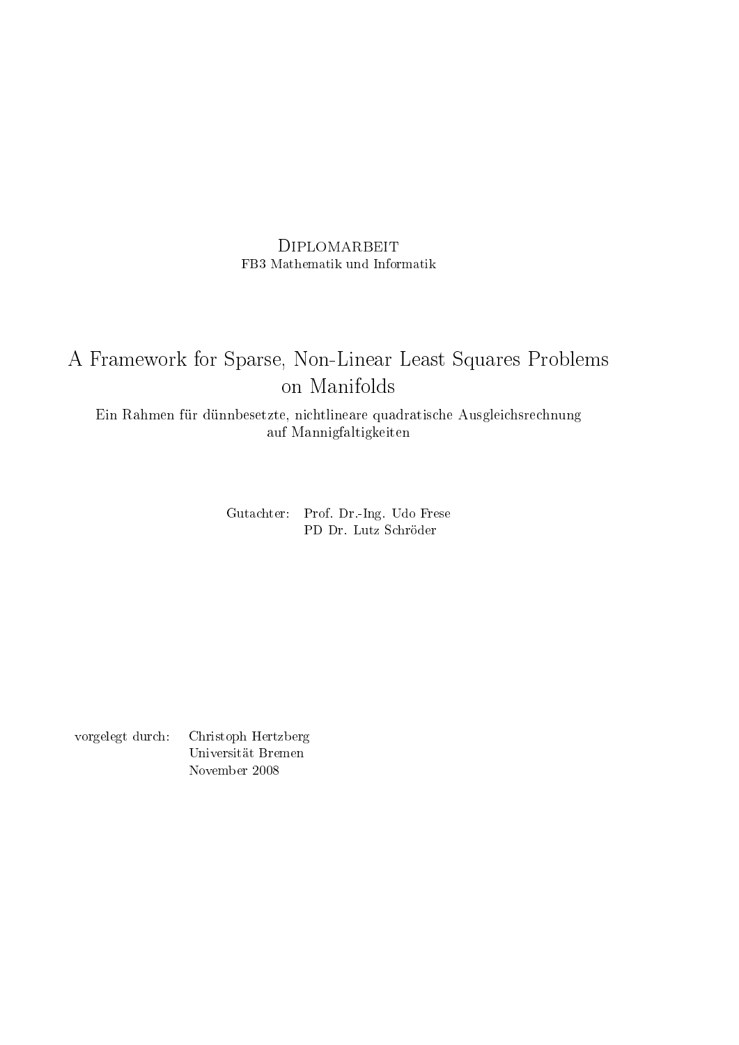Diplomarbeit

FB3 Mathematik und Informatik

# A Framework for Sparse, Non-Linear Least Squares Problems on Manifolds

Ein Rahmen für dünnbesetzte, nichtlineare quadratische Ausgleichsrechnung auf Mannigfaltigkeiten

Gutachter: Prof. Dr.-Ing. Udo Frese
PD Dr. Lutz Schröder

vorgelegt durch: Christoph Hertzberg
Universität Bremen
November 2008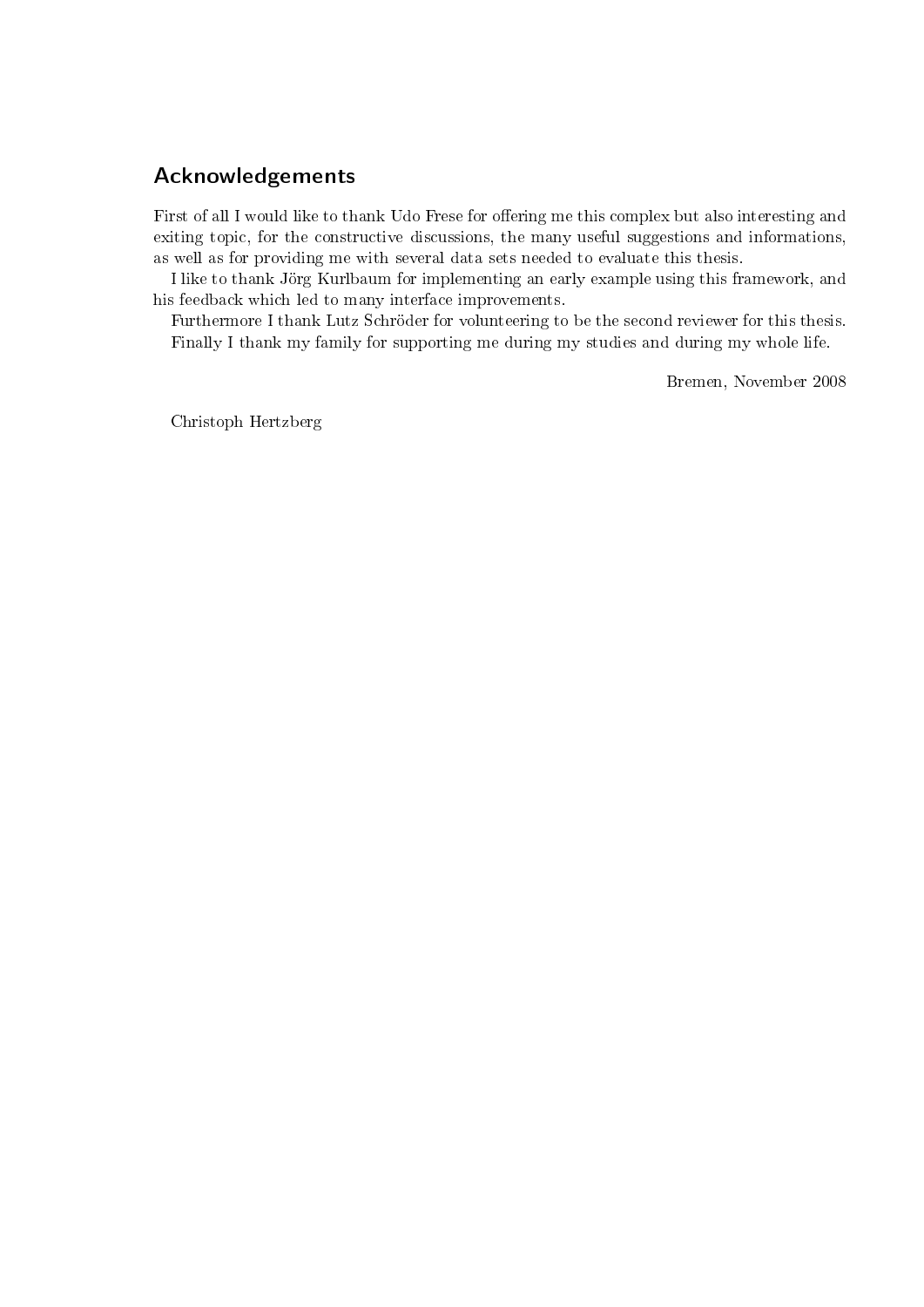## Acknowledgements

First of all I would like to thank Udo Frese for offering me this complex but also interesting and exiting topic, for the constructive discussions, the many useful suggestions and informations, as well as for providing me with several data sets needed to evaluate this thesis.

I like to thank Jörg Kurlbaum for implementing an early example using this framework, and his feedback which led to many interface improvements.

Furthermore I thank Lutz Schröder for volunteering to be the second reviewer for this thesis.

Finally I thank my family for supporting me during my studies and during my whole life.

Bremen, November 2008

Christoph Hertzberg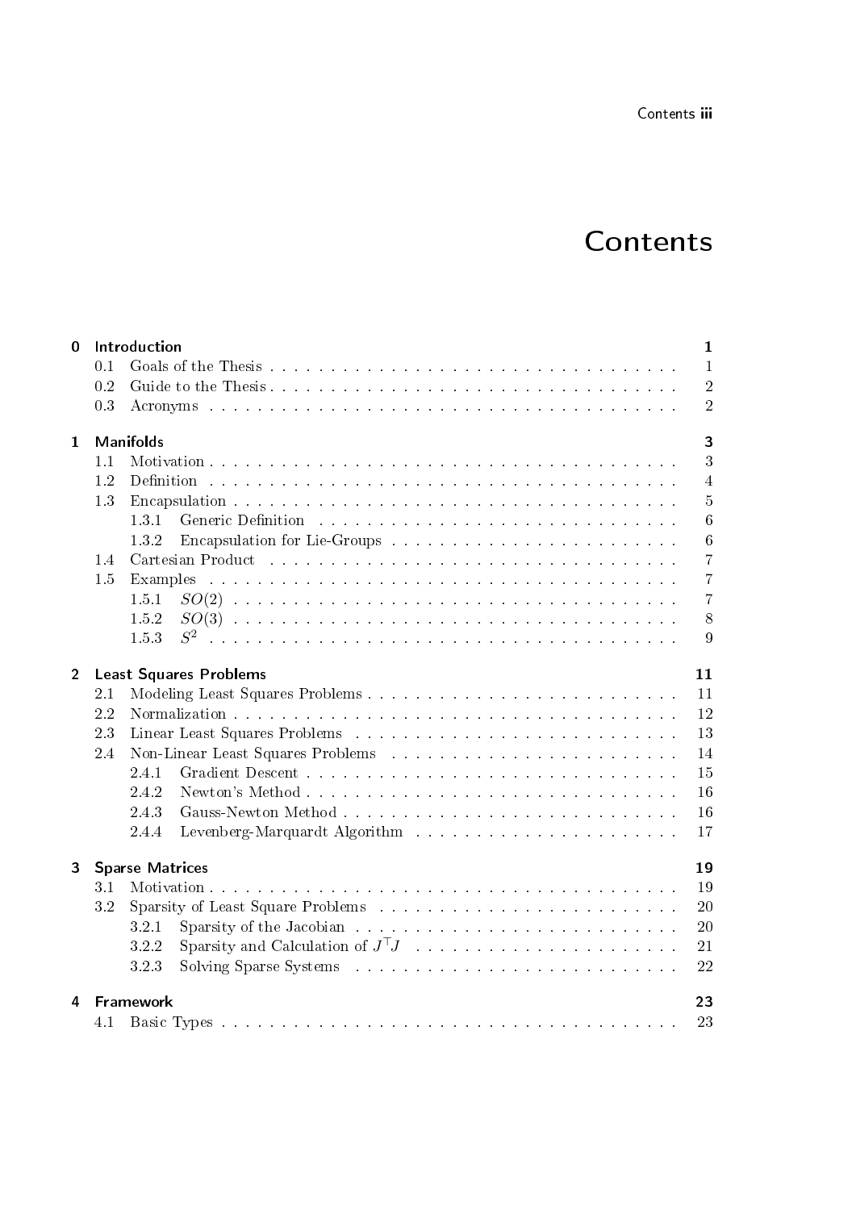# Contents

| | | |
|---|---|---|
| **0** | **Introduction** | **1** |
| 0.1 | Goals of the Thesis | 1 |
| 0.2 | Guide to the Thesis | 2 |
| 0.3 | Acronyms | 2 |
| **1** | **Manifolds** | **3** |
| 1.1 | Motivation | 3 |
| 1.2 | Definition | 4 |
| 1.3 | Encapsulation | 5 |
| 1.3.1 | Generic Definition | 6 |
| 1.3.2 | Encapsulation for Lie-Groups | 6 |
| 1.4 | Cartesian Product | 7 |
| 1.5 | Examples | 7 |
| 1.5.1 | $SO(2)$ | 7 |
| 1.5.2 | $SO(3)$ | 8 |
| 1.5.3 | $S^2$ | 9 |
| **2** | **Least Squares Problems** | **11** |
| 2.1 | Modeling Least Squares Problems | 11 |
| 2.2 | Normalization | 12 |
| 2.3 | Linear Least Squares Problems | 13 |
| 2.4 | Non-Linear Least Squares Problems | 14 |
| 2.4.1 | Gradient Descent | 15 |
| 2.4.2 | Newton's Method | 16 |
| 2.4.3 | Gauss-Newton Method | 16 |
| 2.4.4 | Levenberg-Marquardt Algorithm | 17 |
| **3** | **Sparse Matrices** | **19** |
| 3.1 | Motivation | 19 |
| 3.2 | Sparsity of Least Square Problems | 20 |
| 3.2.1 | Sparsity of the Jacobian | 20 |
| 3.2.2 | Sparsity and Calculation of $J^\top J$ | 21 |
| 3.2.3 | Solving Sparse Systems | 22 |
| **4** | **Framework** | **23** |
| 4.1 | Basic Types | 23 |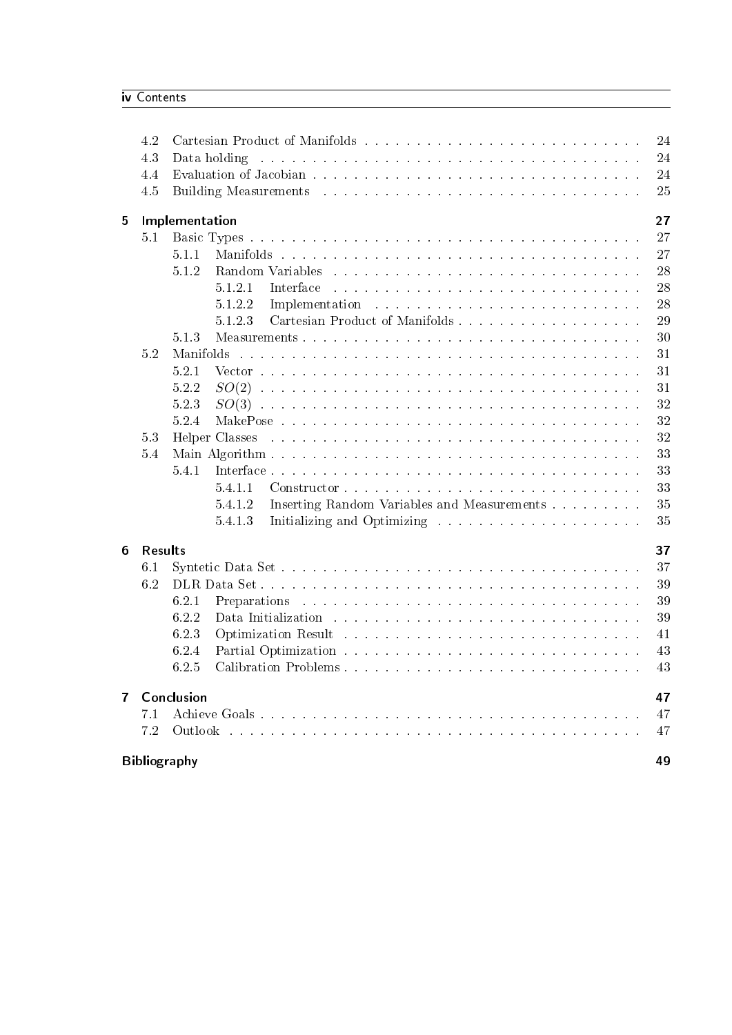- 4.2 Cartesian Product of Manifolds . . . . . 24
- 4.3 Data holding . . . . . 24
- 4.4 Evaluation of Jacobian . . . . . 24
- 4.5 Building Measurements . . . . . 25

**5 Implementation** **27**

- 5.1 Basic Types . . . . . 27
  - 5.1.1 Manifolds . . . . . 27
  - 5.1.2 Random Variables . . . . . 28
    - 5.1.2.1 Interface . . . . . 28
    - 5.1.2.2 Implementation . . . . . 28
    - 5.1.2.3 Cartesian Product of Manifolds . . . . . 29
  - 5.1.3 Measurements . . . . . 30
- 5.2 Manifolds . . . . . 31
  - 5.2.1 Vector . . . . . 31
  - 5.2.2 $SO(2)$ . . . . . 31
  - 5.2.3 $SO(3)$ . . . . . 32
  - 5.2.4 MakePose . . . . . 32
- 5.3 Helper Classes . . . . . 32
- 5.4 Main Algorithm . . . . . 33
  - 5.4.1 Interface . . . . . 33
    - 5.4.1.1 Constructor . . . . . 33
    - 5.4.1.2 Inserting Random Variables and Measurements . . . . . 35
    - 5.4.1.3 Initializing and Optimizing . . . . . 35

**6 Results** **37**

- 6.1 Syntetic Data Set . . . . . 37
- 6.2 DLR Data Set . . . . . 39
  - 6.2.1 Preparations . . . . . 39
  - 6.2.2 Data Initialization . . . . . 39
  - 6.2.3 Optimization Result . . . . . 41
  - 6.2.4 Partial Optimization . . . . . 43
  - 6.2.5 Calibration Problems . . . . . 43

**7 Conclusion** **47**

- 7.1 Achieve Goals . . . . . 47
- 7.2 Outlook . . . . . 47

**Bibliography** **49**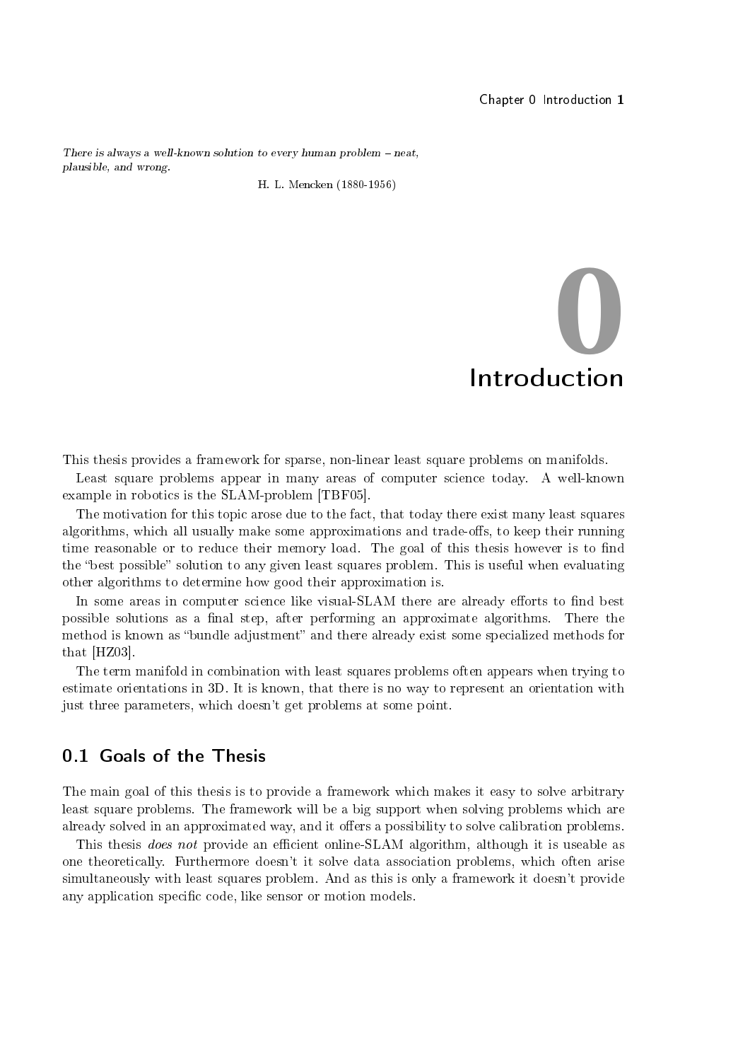*There is always a well-known solution to every human problem – neat, plausible, and wrong.*

H. L. Mencken (1880-1956)

# 0 Introduction

This thesis provides a framework for sparse, non-linear least square problems on manifolds.

Least square problems appear in many areas of computer science today. A well-known example in robotics is the SLAM-problem [TBF05].

The motivation for this topic arose due to the fact, that today there exist many least squares algorithms, which all usually make some approximations and trade-offs, to keep their running time reasonable or to reduce their memory load. The goal of this thesis however is to find the "best possible" solution to any given least squares problem. This is useful when evaluating other algorithms to determine how good their approximation is.

In some areas in computer science like visual-SLAM there are already efforts to find best possible solutions as a final step, after performing an approximate algorithms. There the method is known as "bundle adjustment" and there already exist some specialized methods for that [HZ03].

The term manifold in combination with least squares problems often appears when trying to estimate orientations in 3D. It is known, that there is no way to represent an orientation with just three parameters, which doesn't get problems at some point.

## 0.1 Goals of the Thesis

The main goal of this thesis is to provide a framework which makes it easy to solve arbitrary least square problems. The framework will be a big support when solving problems which are already solved in an approximated way, and it offers a possibility to solve calibration problems.

This thesis *does not* provide an efficient online-SLAM algorithm, although it is useable as one theoretically. Furthermore doesn't it solve data association problems, which often arise simultaneously with least squares problem. And as this is only a framework it doesn't provide any application specific code, like sensor or motion models.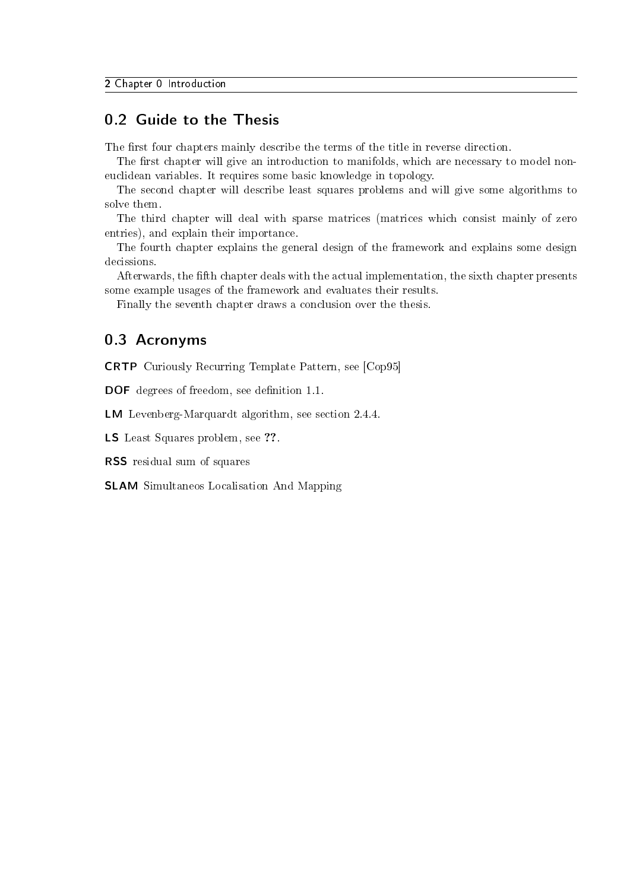## 0.2 Guide to the Thesis

The first four chapters mainly describe the terms of the title in reverse direction.

The first chapter will give an introduction to manifolds, which are necessary to model non-euclidean variables. It requires some basic knowledge in topology.

The second chapter will describe least squares problems and will give some algorithms to solve them.

The third chapter will deal with sparse matrices (matrices which consist mainly of zero entries), and explain their importance.

The fourth chapter explains the general design of the framework and explains some design decissions.

Afterwards, the fifth chapter deals with the actual implementation, the sixth chapter presents some example usages of the framework and evaluates their results.

Finally the seventh chapter draws a conclusion over the thesis.

## 0.3 Acronyms

**CRTP** Curiously Recurring Template Pattern, see [Cop95]

**DOF** degrees of freedom, see definition 1.1.

**LM** Levenberg-Marquardt algorithm, see section 2.4.4.

**LS** Least Squares problem, see **??**.

**RSS** residual sum of squares

**SLAM** Simultaneos Localisation And Mapping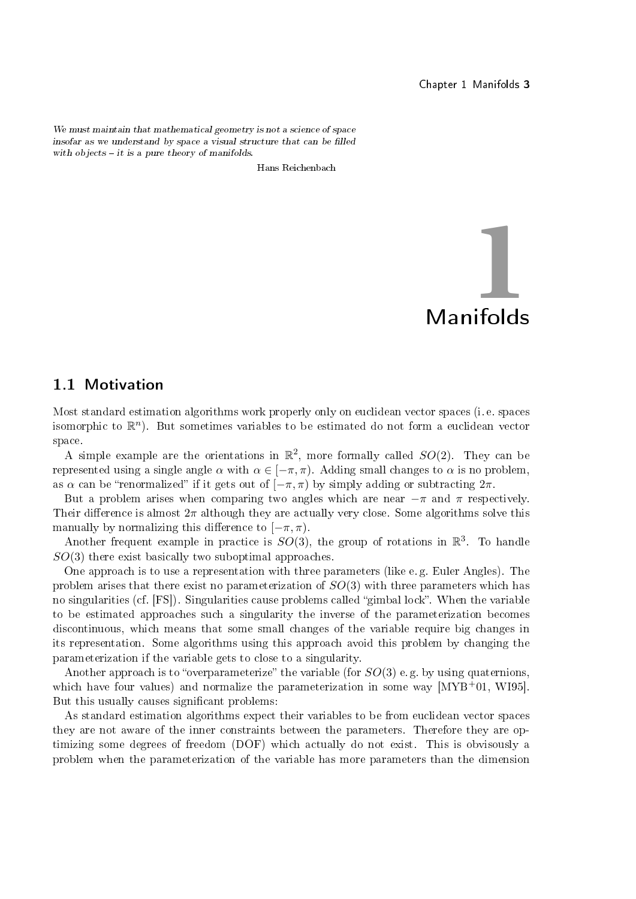*We must maintain that mathematical geometry is not a science of space insofar as we understand by space a visual structure that can be filled with objects – it is a pure theory of manifolds.*

Hans Reichenbach

# 1 Manifolds

## 1.1 Motivation

Most standard estimation algorithms work properly only on euclidean vector spaces (i. e. spaces isomorphic to $\mathbb{R}^n$). But sometimes variables to be estimated do not form a euclidean vector space.

A simple example are the orientations in $\mathbb{R}^2$, more formally called $SO(2)$. They can be represented using a single angle $\alpha$ with $\alpha \in [-\pi, \pi)$. Adding small changes to $\alpha$ is no problem, as $\alpha$ can be "renormalized" if it gets out of $[-\pi, \pi)$ by simply adding or subtracting $2\pi$.

But a problem arises when comparing two angles which are near $-\pi$ and $\pi$ respectively. Their difference is almost $2\pi$ although they are actually very close. Some algorithms solve this manually by normalizing this difference to $[-\pi, \pi)$.

Another frequent example in practice is $SO(3)$, the group of rotations in $\mathbb{R}^3$. To handle $SO(3)$ there exist basically two suboptimal approaches.

One approach is to use a representation with three parameters (like e. g. Euler Angles). The problem arises that there exist no parameterization of $SO(3)$ with three parameters which has no singularities (cf. [FS]). Singularities cause problems called "gimbal lock". When the variable to be estimated approaches such a singularity the inverse of the parameterization becomes discontinuous, which means that some small changes of the variable require big changes in its representation. Some algorithms using this approach avoid this problem by changing the parameterization if the variable gets to close to a singularity.

Another approach is to "overparameterize" the variable (for $SO(3)$ e. g. by using quaternions, which have four values) and normalize the parameterization in some way [MYB+01, WI95]. But this usually causes significant problems:

As standard estimation algorithms expect their variables to be from euclidean vector spaces they are not aware of the inner constraints between the parameters. Therefore they are optimizing some degrees of freedom (DOF) which actually do not exist. This is obvisously a problem when the parameterization of the variable has more parameters than the dimension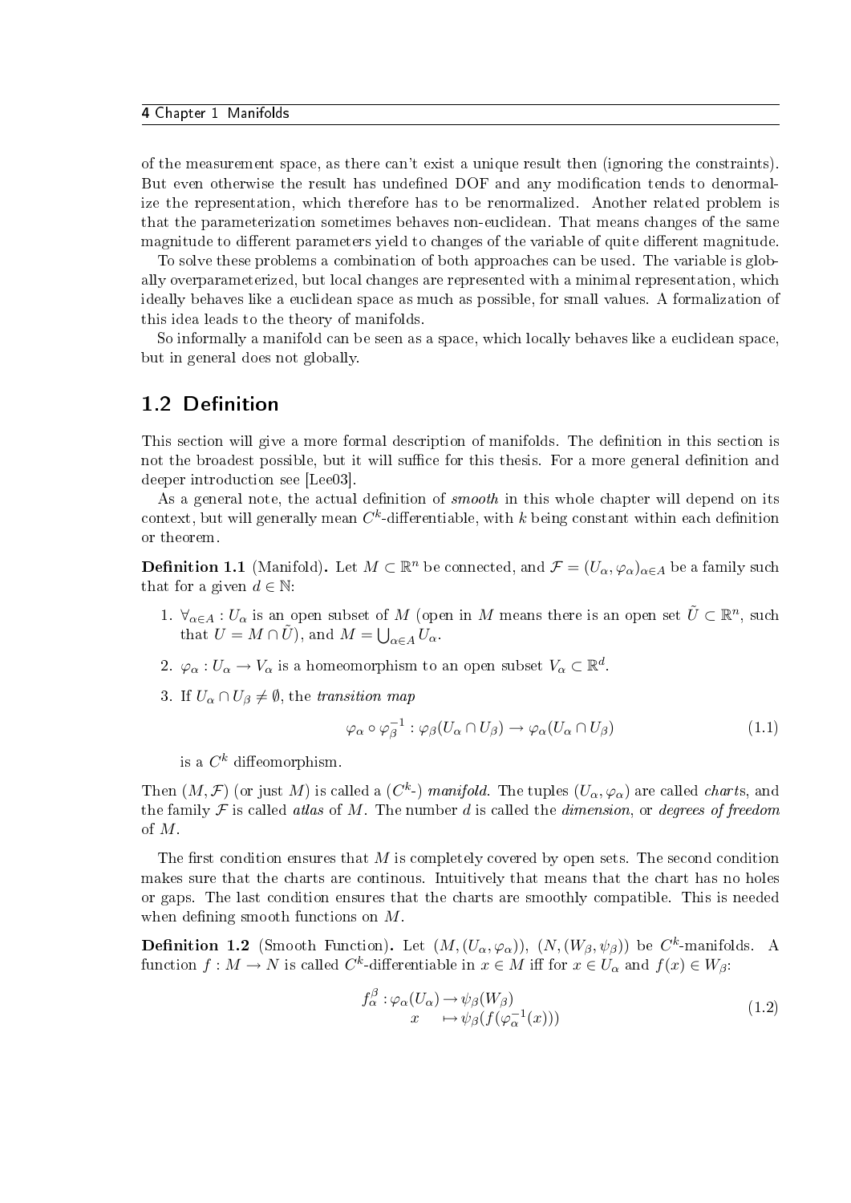of the measurement space, as there can't exist a unique result then (ignoring the constraints). But even otherwise the result has undefined DOF and any modification tends to denormalize the representation, which therefore has to be renormalized. Another related problem is that the parameterization sometimes behaves non-euclidean. That means changes of the same magnitude to different parameters yield to changes of the variable of quite different magnitude.

To solve these problems a combination of both approaches can be used. The variable is globally overparameterized, but local changes are represented with a minimal representation, which ideally behaves like a euclidean space as much as possible, for small values. A formalization of this idea leads to the theory of manifolds.

So informally a manifold can be seen as a space, which locally behaves like a euclidean space, but in general does not globally.

## 1.2 Definition

This section will give a more formal description of manifolds. The definition in this section is not the broadest possible, but it will suffice for this thesis. For a more general definition and deeper introduction see [Lee03].

As a general note, the actual definition of *smooth* in this whole chapter will depend on its context, but will generally mean $C^k$-differentiable, with $k$ being constant within each definition or theorem.

**Definition 1.1** (Manifold)**.** Let $M \subset \mathbb{R}^n$ be connected, and $\mathcal{F} = (U_\alpha, \varphi_\alpha)_{\alpha \in A}$ be a family such that for a given $d \in \mathbb{N}$:

1. $\forall_{\alpha \in A} : U_\alpha$ is an open subset of $M$ (open in $M$ means there is an open set $\tilde{U} \subset \mathbb{R}^n$, such that $U = M \cap \tilde{U}$), and $M = \bigcup_{\alpha \in A} U_\alpha$.
2. $\varphi_\alpha : U_\alpha \to V_\alpha$ is a homeomorphism to an open subset $V_\alpha \subset \mathbb{R}^d$.
3. If $U_\alpha \cap U_\beta \neq \emptyset$, the *transition map*

$$\varphi_\alpha \circ \varphi_\beta^{-1} : \varphi_\beta(U_\alpha \cap U_\beta) \to \varphi_\alpha(U_\alpha \cap U_\beta) \tag{1.1}$$

   is a $C^k$ diffeomorphism.

Then $(M, \mathcal{F})$ (or just $M$) is called a ($C^k$-) *manifold*. The tuples $(U_\alpha, \varphi_\alpha)$ are called *charts*, and the family $\mathcal{F}$ is called *atlas* of $M$. The number $d$ is called the *dimension*, or *degrees of freedom* of $M$.

The first condition ensures that $M$ is completely covered by open sets. The second condition makes sure that the charts are continous. Intuitively that means that the chart has no holes or gaps. The last condition ensures that the charts are smoothly compatible. This is needed when defining smooth functions on $M$.

**Definition 1.2** (Smooth Function)**.** Let $(M, (U_\alpha, \varphi_\alpha))$, $(N, (W_\beta, \psi_\beta))$ be $C^k$-manifolds. A function $f : M \to N$ is called $C^k$-differentiable in $x \in M$ iff for $x \in U_\alpha$ and $f(x) \in W_\beta$:

$$\begin{aligned} f_\alpha^\beta : \varphi_\alpha(U_\alpha) &\to \psi_\beta(W_\beta) \\ x &\mapsto \psi_\beta(f(\varphi_\alpha^{-1}(x))) \end{aligned} \tag{1.2}$$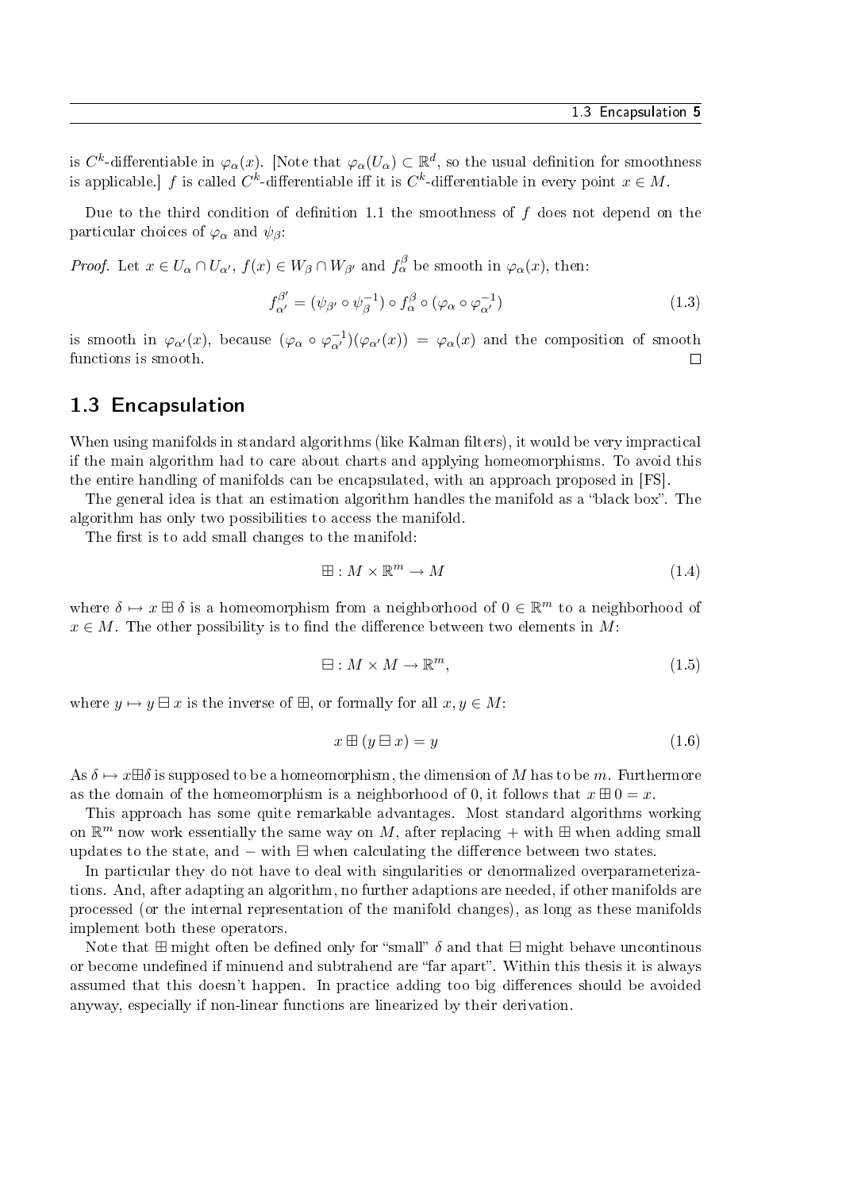is $C^k$-differentiable in $\varphi_\alpha(x)$. [Note that $\varphi_\alpha(U_\alpha) \subset \mathbb{R}^d$, so the usual definition for smoothness is applicable.] $f$ is called $C^k$-differentiable iff it is $C^k$-differentiable in every point $x \in M$.

Due to the third condition of definition 1.1 the smoothness of $f$ does not depend on the particular choices of $\varphi_\alpha$ and $\psi_\beta$:

*Proof.* Let $x \in U_\alpha \cap U_{\alpha'}$, $f(x) \in W_\beta \cap W_{\beta'}$ and $f_\alpha^\beta$ be smooth in $\varphi_\alpha(x)$, then:

$$f_{\alpha'}^{\beta'} = (\psi_{\beta'} \circ \psi_\beta^{-1}) \circ f_\alpha^\beta \circ (\varphi_\alpha \circ \varphi_{\alpha'}^{-1}) \tag{1.3}$$

is smooth in $\varphi_{\alpha'}(x)$, because $(\varphi_\alpha \circ \varphi_{\alpha'}^{-1})(\varphi_{\alpha'}(x)) = \varphi_\alpha(x)$ and the composition of smooth functions is smooth. □

## 1.3 Encapsulation

When using manifolds in standard algorithms (like Kalman filters), it would be very impractical if the main algorithm had to care about charts and applying homeomorphisms. To avoid this the entire handling of manifolds can be encapsulated, with an approach proposed in [FS].

The general idea is that an estimation algorithm handles the manifold as a "black box". The algorithm has only two possibilities to access the manifold.

The first is to add small changes to the manifold:

$$\boxplus : M \times \mathbb{R}^m \to M \tag{1.4}$$

where $\delta \mapsto x \boxplus \delta$ is a homeomorphism from a neighborhood of $0 \in \mathbb{R}^m$ to a neighborhood of $x \in M$. The other possibility is to find the difference between two elements in $M$:

$$\boxminus : M \times M \to \mathbb{R}^m, \tag{1.5}$$

where $y \mapsto y \boxminus x$ is the inverse of $\boxplus$, or formally for all $x, y \in M$:

$$x \boxplus (y \boxminus x) = y \tag{1.6}$$

As $\delta \mapsto x \boxplus \delta$ is supposed to be a homeomorphism, the dimension of $M$ has to be $m$. Furthermore as the domain of the homeomorphism is a neighborhood of 0, it follows that $x \boxplus 0 = x$.

This approach has some quite remarkable advantages. Most standard algorithms working on $\mathbb{R}^m$ now work essentially the same way on $M$, after replacing $+$ with $\boxplus$ when adding small updates to the state, and $-$ with $\boxminus$ when calculating the difference between two states.

In particular they do not have to deal with singularities or denormalized overparameterizations. And, after adapting an algorithm, no further adaptions are needed, if other manifolds are processed (or the internal representation of the manifold changes), as long as these manifolds implement both these operators.

Note that $\boxplus$ might often be defined only for "small" $\delta$ and that $\boxminus$ might behave uncontinous or become undefined if minuend and subtrahend are "far apart". Within this thesis it is always assumed that this doesn't happen. In practice adding too big differences should be avoided anyway, especially if non-linear functions are linearized by their derivation.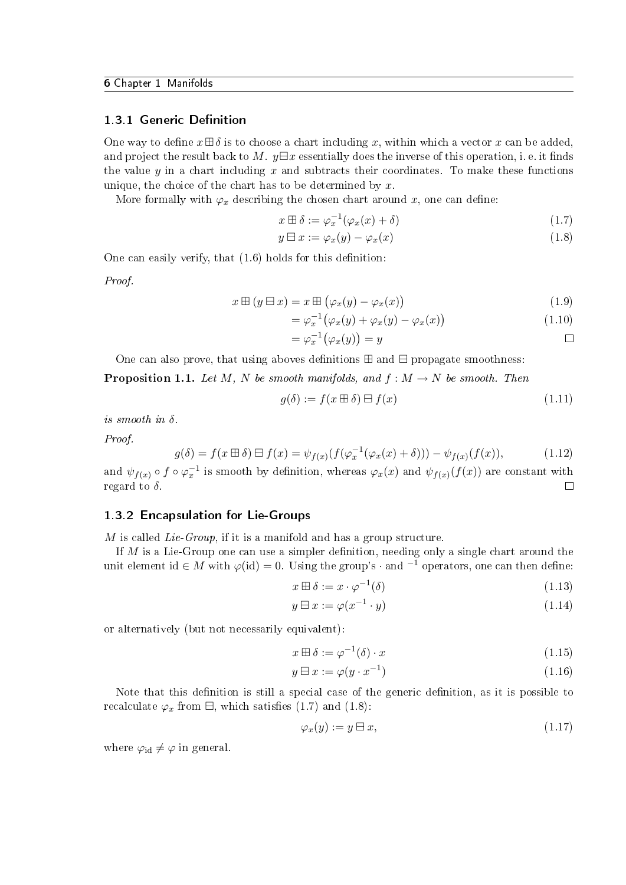### 1.3.1 Generic Definition

One way to define $x \boxplus \delta$ is to choose a chart including $x$, within which a vector $x$ can be added, and project the result back to $M$. $y \boxminus x$ essentially does the inverse of this operation, i. e. it finds the value $y$ in a chart including $x$ and subtracts their coordinates. To make these functions unique, the choice of the chart has to be determined by $x$.

More formally with $\varphi_x$ describing the chosen chart around $x$, one can define:

$$x \boxplus \delta := \varphi_x^{-1}(\varphi_x(x) + \delta) \tag{1.7}$$

$$y \boxminus x := \varphi_x(y) - \varphi_x(x) \tag{1.8}$$

One can easily verify, that (1.6) holds for this definition:

*Proof.*

$$x \boxplus (y \boxminus x) = x \boxplus \big(\varphi_x(y) - \varphi_x(x)\big) \tag{1.9}$$

$$= \varphi_x^{-1}\big(\varphi_x(y) + \varphi_x(y) - \varphi_x(x)\big) \tag{1.10}$$

$$= \varphi_x^{-1}\big(\varphi_x(y)\big) = y$$

□

One can also prove, that using aboves definitions $\boxplus$ and $\boxminus$ propagate smoothness:

**Proposition 1.1.** *Let $M$, $N$ be smooth manifolds, and $f : M \to N$ be smooth. Then*

$$g(\delta) := f(x \boxplus \delta) \boxminus f(x) \tag{1.11}$$

*is smooth in $\delta$.*

*Proof.*

$$g(\delta) = f(x \boxplus \delta) \boxminus f(x) = \psi_{f(x)}(f(\varphi_x^{-1}(\varphi_x(x) + \delta))) - \psi_{f(x)}(f(x)), \tag{1.12}$$

and $\psi_{f(x)} \circ f \circ \varphi_x^{-1}$ is smooth by definition, whereas $\varphi_x(x)$ and $\psi_{f(x)}(f(x))$ are constant with regard to $\delta$. □

### 1.3.2 Encapsulation for Lie-Groups

$M$ is called *Lie-Group*, if it is a manifold and has a group structure.

If $M$ is a Lie-Group one can use a simpler definition, needing only a single chart around the unit element $\mathrm{id} \in M$ with $\varphi(\mathrm{id}) = 0$. Using the group's $\cdot$ and $^{-1}$ operators, one can then define:

$$x \boxplus \delta := x \cdot \varphi^{-1}(\delta) \tag{1.13}$$

$$y \boxminus x := \varphi(x^{-1} \cdot y) \tag{1.14}$$

or alternatively (but not necessarily equivalent):

$$x \boxplus \delta := \varphi^{-1}(\delta) \cdot x \tag{1.15}$$

$$y \boxminus x := \varphi(y \cdot x^{-1}) \tag{1.16}$$

Note that this definition is still a special case of the generic definition, as it is possible to recalculate $\varphi_x$ from $\boxminus$, which satisfies (1.7) and (1.8):

$$\varphi_x(y) := y \boxminus x, \tag{1.17}$$

where $\varphi_{\mathrm{id}} \neq \varphi$ in general.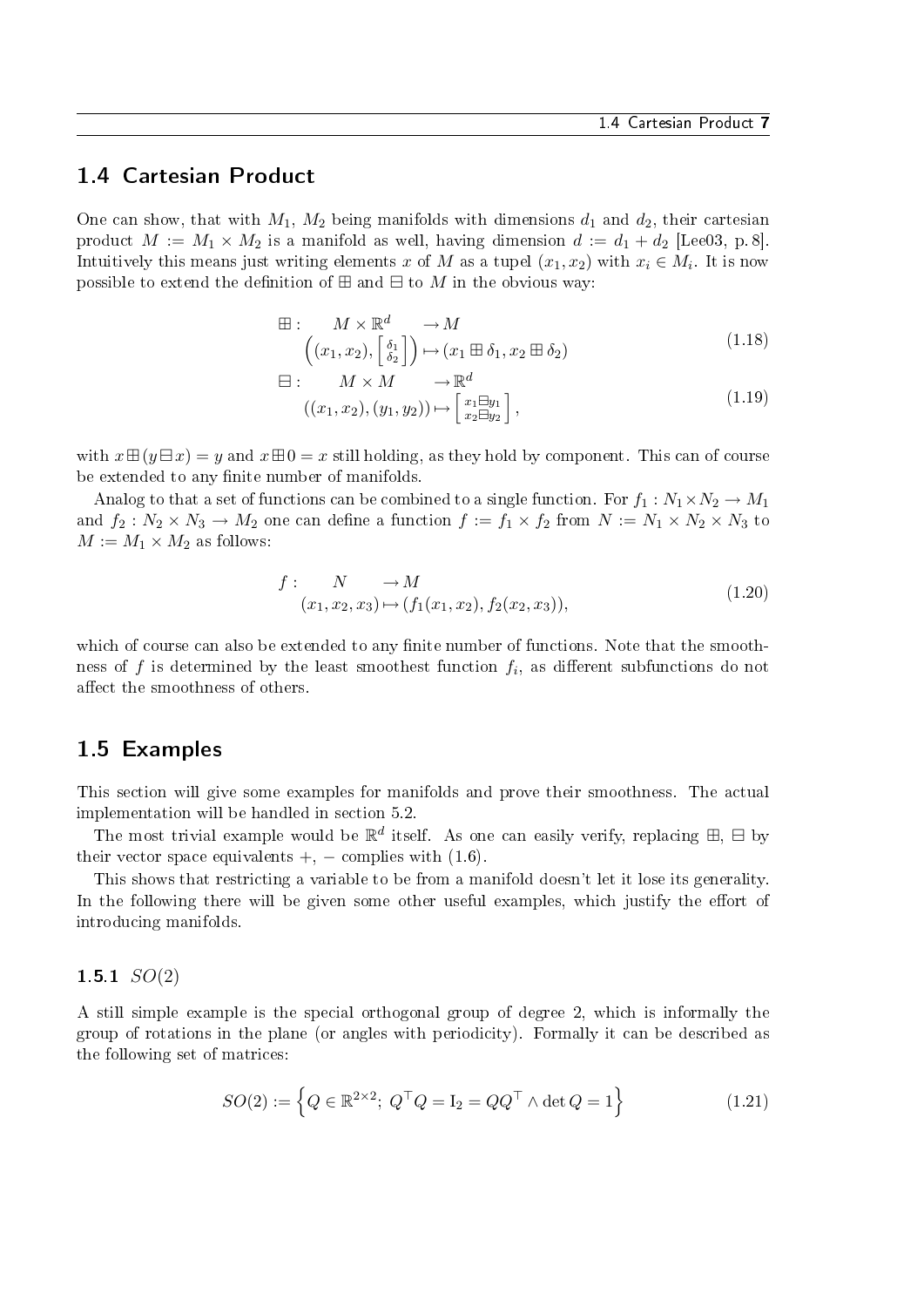## 1.4 Cartesian Product

One can show, that with $M_1$, $M_2$ being manifolds with dimensions $d_1$ and $d_2$, their cartesian product $M := M_1 \times M_2$ is a manifold as well, having dimension $d := d_1 + d_2$ [Lee03, p. 8]. Intuitively this means just writing elements $x$ of $M$ as a tupel $(x_1, x_2)$ with $x_i \in M_i$. It is now possible to extend the definition of $\boxplus$ and $\boxminus$ to $M$ in the obvious way:

$$
\begin{aligned}
\boxplus : \quad & M \times \mathbb{R}^d \rightarrow M \\
& \left((x_1, x_2), \left[\begin{smallmatrix}\delta_1 \\ \delta_2\end{smallmatrix}\right]\right) \mapsto (x_1 \boxplus \delta_1, x_2 \boxplus \delta_2)
\end{aligned} \tag{1.18}
$$

$$
\begin{aligned}
\boxminus : \quad & M \times M \rightarrow \mathbb{R}^d \\
& ((x_1, x_2), (y_1, y_2)) \mapsto \left[\begin{smallmatrix} x_1 \boxminus y_1 \\ x_2 \boxminus y_2 \end{smallmatrix}\right],
\end{aligned} \tag{1.19}
$$

with $x \boxplus (y \boxminus x) = y$ and $x \boxplus 0 = x$ still holding, as they hold by component. This can of course be extended to any finite number of manifolds.

Analog to that a set of functions can be combined to a single function. For $f_1 : N_1 \times N_2 \rightarrow M_1$ and $f_2 : N_2 \times N_3 \rightarrow M_2$ one can define a function $f := f_1 \times f_2$ from $N := N_1 \times N_2 \times N_3$ to $M := M_1 \times M_2$ as follows:

$$
\begin{aligned}
f : \quad & N \rightarrow M \\
& (x_1, x_2, x_3) \mapsto (f_1(x_1, x_2), f_2(x_2, x_3)),
\end{aligned} \tag{1.20}
$$

which of course can also be extended to any finite number of functions. Note that the smoothness of $f$ is determined by the least smoothest function $f_i$, as different subfunctions do not affect the smoothness of others.

## 1.5 Examples

This section will give some examples for manifolds and prove their smoothness. The actual implementation will be handled in section 5.2.

The most trivial example would be $\mathbb{R}^d$ itself. As one can easily verify, replacing $\boxplus$, $\boxminus$ by their vector space equivalents $+$, $-$ complies with (1.6).

This shows that restricting a variable to be from a manifold doesn't let it lose its generality. In the following there will be given some other useful examples, which justify the effort of introducing manifolds.

### 1.5.1 $SO(2)$

A still simple example is the special orthogonal group of degree 2, which is informally the group of rotations in the plane (or angles with periodicity). Formally it can be described as the following set of matrices:

$$
SO(2) := \left\{ Q \in \mathbb{R}^{2\times 2};\ Q^\top Q = \mathrm{I}_2 = QQ^\top \wedge \det Q = 1 \right\} \tag{1.21}
$$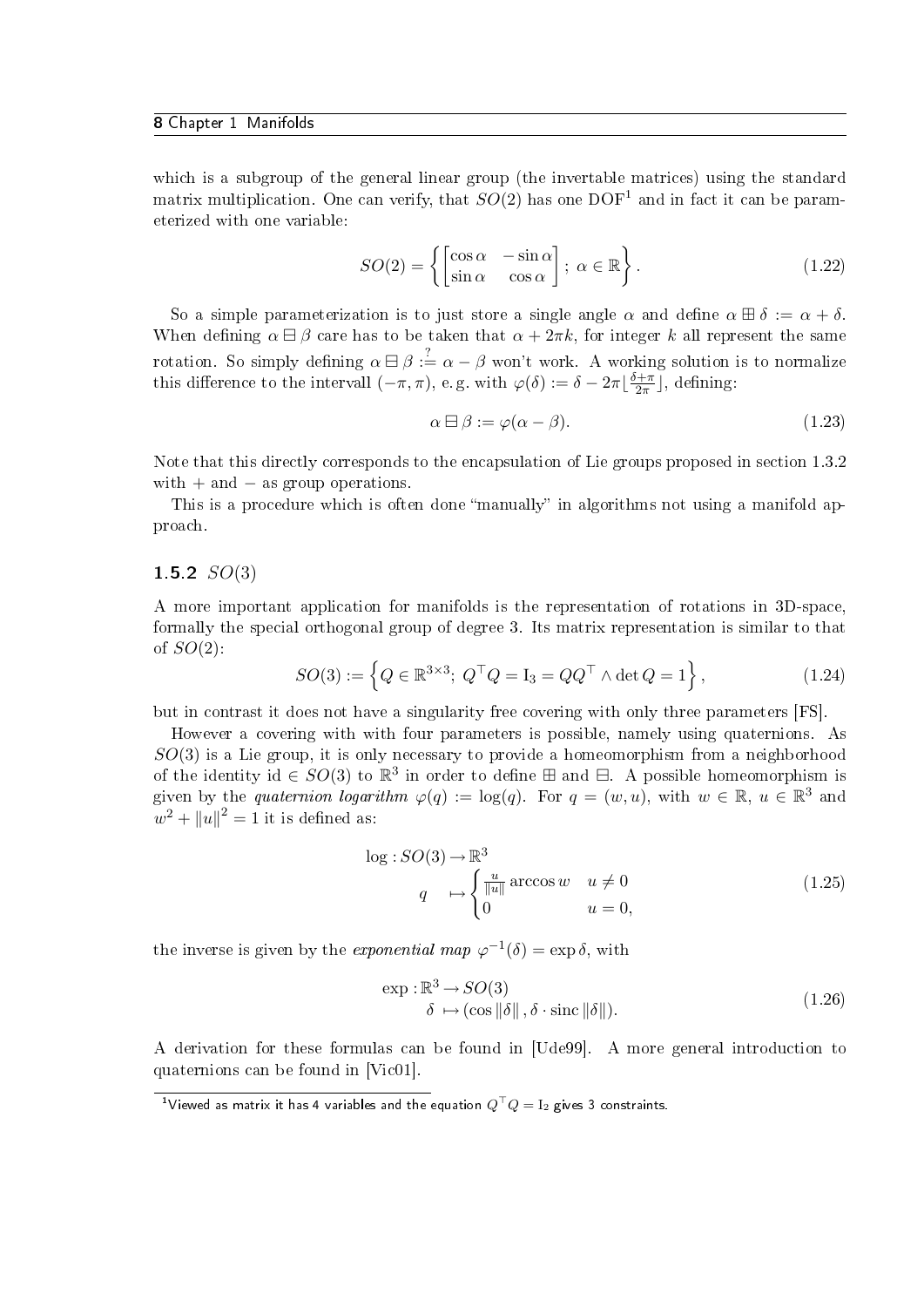which is a subgroup of the general linear group (the invertable matrices) using the standard matrix multiplication. One can verify, that $SO(2)$ has one DOF[1] and in fact it can be parameterized with one variable:

$$SO(2) = \left\{ \begin{bmatrix} \cos\alpha & -\sin\alpha \\ \sin\alpha & \cos\alpha \end{bmatrix};\ \alpha \in \mathbb{R} \right\}. \tag{1.22}$$

So a simple parameterization is to just store a single angle $\alpha$ and define $\alpha \boxplus \delta := \alpha + \delta$. When defining $\alpha \boxminus \beta$ care has to be taken that $\alpha + 2\pi k$, for integer $k$ all represent the same rotation. So simply defining $\alpha \boxminus \beta \overset{?}{:=} \alpha - \beta$ won't work. A working solution is to normalize this difference to the intervall $(-\pi, \pi)$, e. g. with $\varphi(\delta) := \delta - 2\pi\lfloor \frac{\delta+\pi}{2\pi} \rfloor$, defining:

$$\alpha \boxminus \beta := \varphi(\alpha - \beta). \tag{1.23}$$

Note that this directly corresponds to the encapsulation of Lie groups proposed in section 1.3.2 with $+$ and $-$ as group operations.

This is a procedure which is often done "manually" in algorithms not using a manifold approach.

### 1.5.2 $SO(3)$

A more important application for manifolds is the representation of rotations in 3D-space, formally the special orthogonal group of degree 3. Its matrix representation is similar to that of $SO(2)$:

$$SO(3) := \left\{ Q \in \mathbb{R}^{3\times3};\ Q^\top Q = \mathrm{I}_3 = QQ^\top \wedge \det Q = 1 \right\}, \tag{1.24}$$

but in contrast it does not have a singularity free covering with only three parameters [FS].

However a covering with with four parameters is possible, namely using quaternions. As $SO(3)$ is a Lie group, it is only necessary to provide a homeomorphism from a neighborhood of the identity $\mathrm{id} \in SO(3)$ to $\mathbb{R}^3$ in order to define $\boxplus$ and $\boxminus$. A possible homeomorphism is given by the *quaternion logarithm* $\varphi(q) := \log(q)$. For $q = (w, u)$, with $w \in \mathbb{R}$, $u \in \mathbb{R}^3$ and $w^2 + \|u\|^2 = 1$ it is defined as:

$$\begin{aligned} \log : SO(3) &\to \mathbb{R}^3 \\ q &\mapsto \begin{cases} \frac{u}{\|u\|} \arccos w & u \neq 0 \\ 0 & u = 0, \end{cases} \end{aligned} \tag{1.25}$$

the inverse is given by the *exponential map* $\varphi^{-1}(\delta) = \exp \delta$, with

$$\begin{aligned} \exp : \mathbb{R}^3 &\to SO(3) \\ \delta &\mapsto (\cos\|\delta\|, \delta \cdot \operatorname{sinc}\|\delta\|). \end{aligned} \tag{1.26}$$

A derivation for these formulas can be found in [Ude99]. A more general introduction to quaternions can be found in [Vic01].

[1] Viewed as matrix it has 4 variables and the equation $Q^\top Q = \mathrm{I}_2$ gives 3 constraints.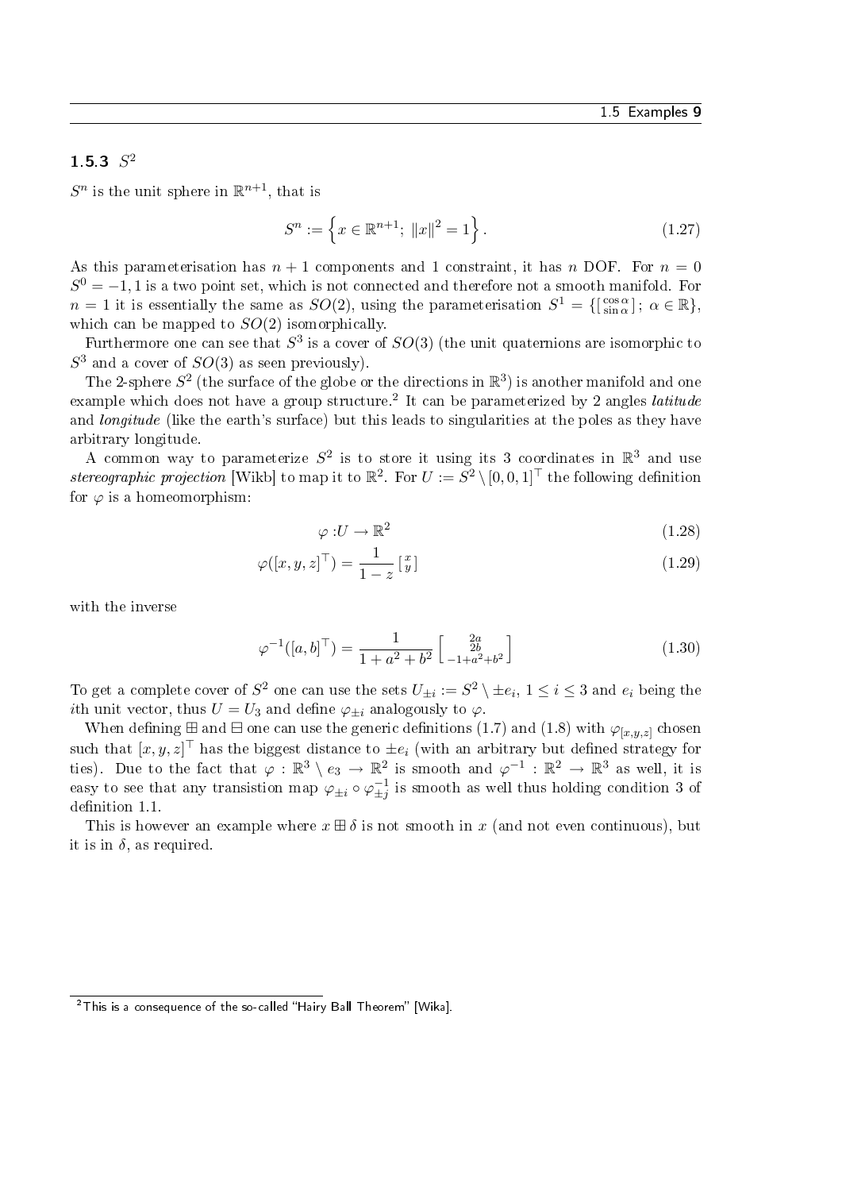### 1.5.3 $S^2$

$S^n$ is the unit sphere in $\mathbb{R}^{n+1}$, that is

$$S^n := \left\{ x \in \mathbb{R}^{n+1};\ \|x\|^2 = 1 \right\}. \tag{1.27}$$

As this parameterisation has $n+1$ components and 1 constraint, it has $n$ DOF. For $n = 0$ $S^0 = -1, 1$ is a two point set, which is not connected and therefore not a smooth manifold. For $n = 1$ it is essentially the same as $SO(2)$, using the parameterisation $S^1 = \{\left[\begin{smallmatrix}\cos\alpha \\ \sin\alpha\end{smallmatrix}\right];\ \alpha \in \mathbb{R}\}$, which can be mapped to $SO(2)$ isomorphically.

Furthermore one can see that $S^3$ is a cover of $SO(3)$ (the unit quaternions are isomorphic to $S^3$ and a cover of $SO(3)$ as seen previously).

The 2-sphere $S^2$ (the surface of the globe or the directions in $\mathbb{R}^3$) is another manifold and one example which does not have a group structure.[2] It can be parameterized by 2 angles *latitude* and *longitude* (like the earth's surface) but this leads to singularities at the poles as they have arbitrary longitude.

A common way to parameterize $S^2$ is to store it using its 3 coordinates in $\mathbb{R}^3$ and use *stereographic projection* [Wikb] to map it to $\mathbb{R}^2$. For $U := S^2 \setminus [0, 0, 1]^\top$ the following definition for $\varphi$ is a homeomorphism:

$$\varphi : U \to \mathbb{R}^2 \tag{1.28}$$

$$\varphi([x, y, z]^\top) = \frac{1}{1-z} \left[\begin{smallmatrix} x \\ y \end{smallmatrix}\right] \tag{1.29}$$

with the inverse

$$\varphi^{-1}([a, b]^\top) = \frac{1}{1 + a^2 + b^2} \left[\begin{smallmatrix} 2a \\ 2b \\ -1+a^2+b^2 \end{smallmatrix}\right] \tag{1.30}$$

To get a complete cover of $S^2$ one can use the sets $U_{\pm i} := S^2 \setminus \pm e_i$, $1 \le i \le 3$ and $e_i$ being the $i$th unit vector, thus $U = U_3$ and define $\varphi_{\pm i}$ analogously to $\varphi$.

When defining $\boxplus$ and $\boxminus$ one can use the generic definitions (1.7) and (1.8) with $\varphi_{[x,y,z]}$ chosen such that $[x, y, z]^\top$ has the biggest distance to $\pm e_i$ (with an arbitrary but defined strategy for ties). Due to the fact that $\varphi : \mathbb{R}^3 \setminus e_3 \to \mathbb{R}^2$ is smooth and $\varphi^{-1} : \mathbb{R}^2 \to \mathbb{R}^3$ as well, it is easy to see that any transistion map $\varphi_{\pm i} \circ \varphi_{\pm j}^{-1}$ is smooth as well thus holding condition 3 of definition 1.1.

This is however an example where $x \boxplus \delta$ is not smooth in $x$ (and not even continuous), but it is in $\delta$, as required.

[2] This is a consequence of the so-called "Hairy Ball Theorem" [Wika].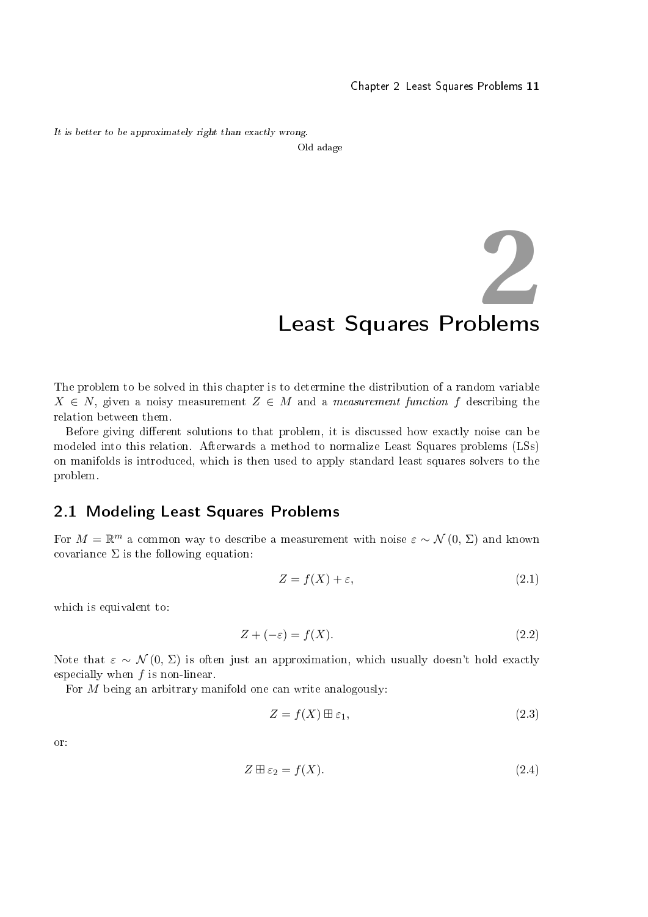*It is better to be approximately right than exactly wrong.*

Old adage

# 2 Least Squares Problems

The problem to be solved in this chapter is to determine the distribution of a random variable $X \in N$, given a noisy measurement $Z \in M$ and a *measurement function* $f$ describing the relation between them.

Before giving different solutions to that problem, it is discussed how exactly noise can be modeled into this relation. Afterwards a method to normalize Least Squares problems (LSs) on manifolds is introduced, which is then used to apply standard least squares solvers to the problem.

## 2.1 Modeling Least Squares Problems

For $M = \mathbb{R}^m$ a common way to describe a measurement with noise $\varepsilon \sim \mathcal{N}(0, \Sigma)$ and known covariance $\Sigma$ is the following equation:

$$Z = f(X) + \varepsilon, \tag{2.1}$$

which is equivalent to:

$$Z + (-\varepsilon) = f(X). \tag{2.2}$$

Note that $\varepsilon \sim \mathcal{N}(0, \Sigma)$ is often just an approximation, which usually doesn't hold exactly especially when $f$ is non-linear.

For $M$ being an arbitrary manifold one can write analogously:

$$Z = f(X) \boxplus \varepsilon_1, \tag{2.3}$$

or:

$$Z \boxplus \varepsilon_2 = f(X). \tag{2.4}$$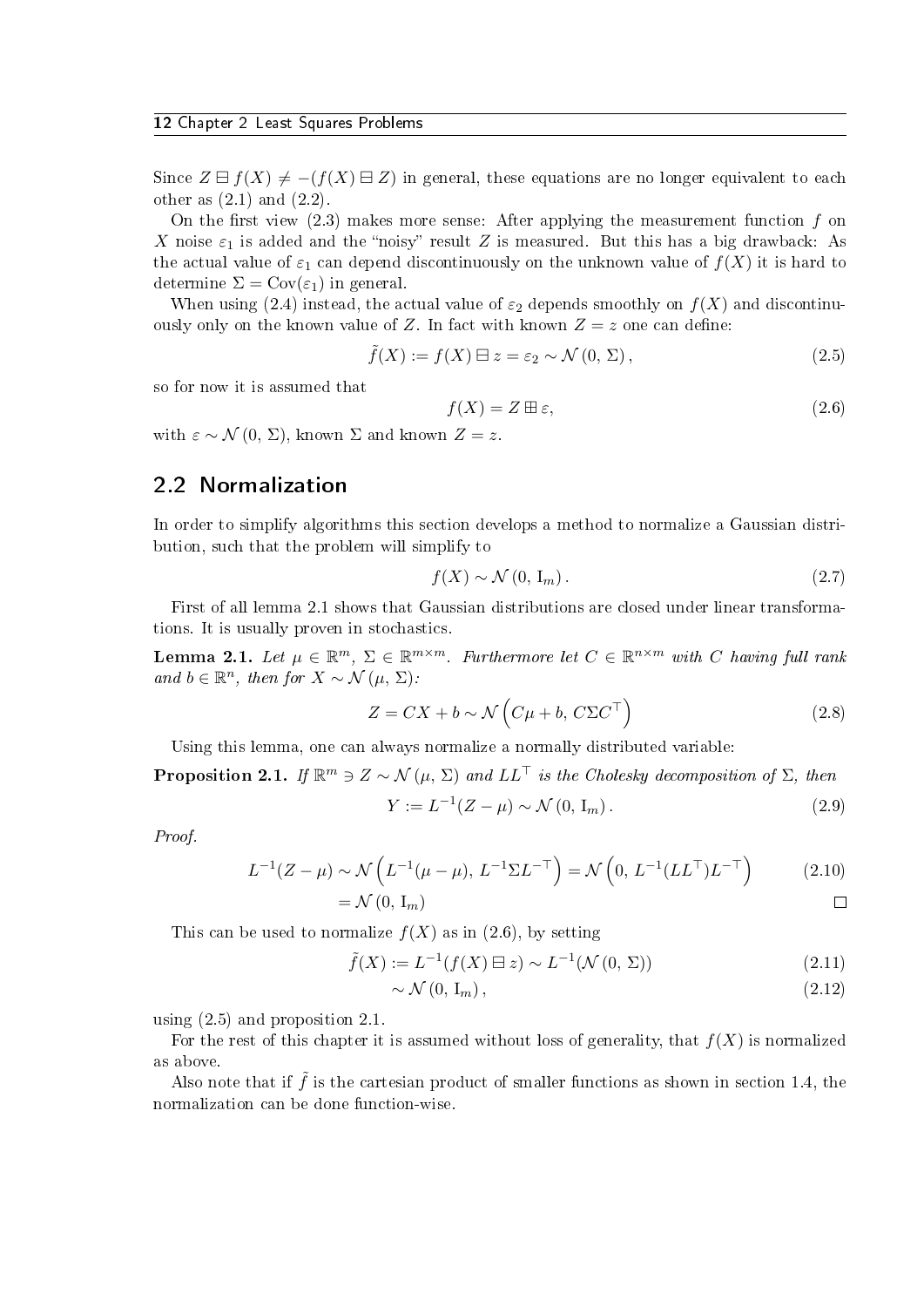Since $Z \boxminus f(X) \neq -(f(X) \boxminus Z)$ in general, these equations are no longer equivalent to each other as (2.1) and (2.2).

On the first view (2.3) makes more sense: After applying the measurement function $f$ on $X$ noise $\varepsilon_1$ is added and the "noisy" result $Z$ is measured. But this has a big drawback: As the actual value of $\varepsilon_1$ can depend discontinuously on the unknown value of $f(X)$ it is hard to determine $\Sigma = \operatorname{Cov}(\varepsilon_1)$ in general.

When using (2.4) instead, the actual value of $\varepsilon_2$ depends smoothly on $f(X)$ and discontinuously only on the known value of $Z$. In fact with known $Z = z$ one can define:

$$\tilde{f}(X) := f(X) \boxminus z = \varepsilon_2 \sim \mathcal{N}(0, \Sigma), \tag{2.5}$$

so for now it is assumed that

$$f(X) = Z \boxplus \varepsilon, \tag{2.6}$$

with $\varepsilon \sim \mathcal{N}(0, \Sigma)$, known $\Sigma$ and known $Z = z$.

## 2.2 Normalization

In order to simplify algorithms this section develops a method to normalize a Gaussian distribution, such that the problem will simplify to

$$f(X) \sim \mathcal{N}(0, \mathrm{I}_m). \tag{2.7}$$

First of all lemma 2.1 shows that Gaussian distributions are closed under linear transformations. It is usually proven in stochastics.

**Lemma 2.1.** *Let $\mu \in \mathbb{R}^m$, $\Sigma \in \mathbb{R}^{m\times m}$. Furthermore let $C \in \mathbb{R}^{n\times m}$ with $C$ having full rank and $b \in \mathbb{R}^n$, then for $X \sim \mathcal{N}(\mu, \Sigma)$:*

$$Z = CX + b \sim \mathcal{N}\left(C\mu + b,\, C\Sigma C^\top\right) \tag{2.8}$$

Using this lemma, one can always normalize a normally distributed variable:

**Proposition 2.1.** *If $\mathbb{R}^m \ni Z \sim \mathcal{N}(\mu, \Sigma)$ and $LL^\top$ is the Cholesky decomposition of $\Sigma$, then*

$$Y := L^{-1}(Z - \mu) \sim \mathcal{N}(0, \mathrm{I}_m). \tag{2.9}$$

*Proof.*

$$\begin{aligned} L^{-1}(Z-\mu) &\sim \mathcal{N}\left(L^{-1}(\mu-\mu),\, L^{-1}\Sigma L^{-\top}\right) = \mathcal{N}\left(0,\, L^{-1}(LL^\top)L^{-\top}\right) \qquad (2.10)\\ &= \mathcal{N}(0, \mathrm{I}_m) \end{aligned}$$

□

This can be used to normalize $f(X)$ as in (2.6), by setting

$$\tilde{f}(X) := L^{-1}(f(X) \boxminus z) \sim L^{-1}(\mathcal{N}(0, \Sigma)) \tag{2.11}$$

$$\sim \mathcal{N}(0, \mathrm{I}_m), \tag{2.12}$$

using (2.5) and proposition 2.1.

For the rest of this chapter it is assumed without loss of generality, that $f(X)$ is normalized as above.

Also note that if $\tilde{f}$ is the cartesian product of smaller functions as shown in section 1.4, the normalization can be done function-wise.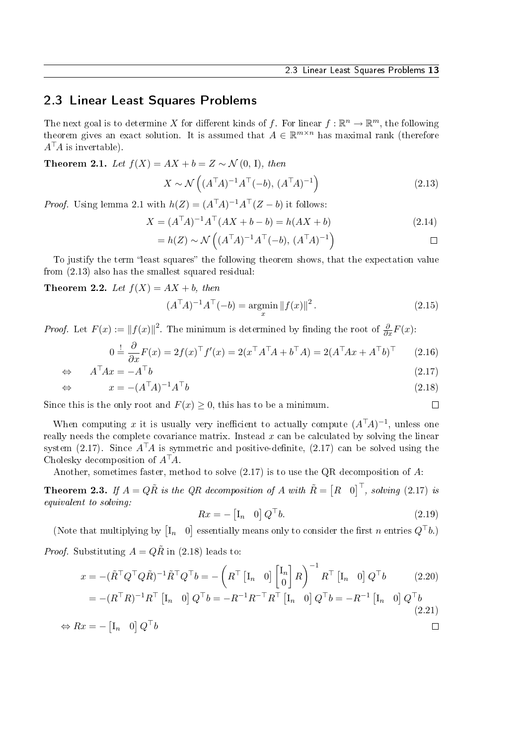## 2.3 Linear Least Squares Problems

The next goal is to determine $X$ for different kinds of $f$. For linear $f : \mathbb{R}^n \to \mathbb{R}^m$, the following theorem gives an exact solution. It is assumed that $A \in \mathbb{R}^{m\times n}$ has maximal rank (therefore $A^\top A$ is invertable).

**Theorem 2.1.** *Let $f(X) = AX + b = Z \sim \mathcal{N}(0, \mathrm{I})$, then*

$$X \sim \mathcal{N}\left((A^\top A)^{-1}A^\top(-b),\, (A^\top A)^{-1}\right) \tag{2.13}$$

*Proof.* Using lemma 2.1 with $h(Z) = (A^\top A)^{-1}A^\top(Z - b)$ it follows:

$$\begin{aligned} X &= (A^\top A)^{-1}A^\top(AX + b - b) = h(AX + b) && (2.14)\\ &= h(Z) \sim \mathcal{N}\left((A^\top A)^{-1}A^\top(-b),\, (A^\top A)^{-1}\right) && \square \end{aligned}$$

To justify the term "least squares" the following theorem shows, that the expectation value from (2.13) also has the smallest squared residual:

**Theorem 2.2.** *Let $f(X) = AX + b$, then*

$$(A^\top A)^{-1}A^\top(-b) = \operatorname*{argmin}_x \|f(x)\|^2. \tag{2.15}$$

*Proof.* Let $F(x) := \|f(x)\|^2$. The minimum is determined by finding the root of $\frac{\partial}{\partial x}F(x)$:

$$\begin{aligned} 0 &\overset{!}{=} \frac{\partial}{\partial x}F(x) = 2f(x)^\top f'(x) = 2(x^\top A^\top A + b^\top A) = 2(A^\top Ax + A^\top b)^\top && (2.16)\\ \Leftrightarrow \quad & A^\top Ax = -A^\top b && (2.17)\\ \Leftrightarrow \quad & x = -(A^\top A)^{-1}A^\top b && (2.18) \end{aligned}$$

Since this is the only root and $F(x) \geq 0$, this has to be a minimum. $\square$

When computing $x$ it is usually very inefficient to actually compute $(A^\top A)^{-1}$, unless one really needs the complete covariance matrix. Instead $x$ can be calculated by solving the linear system (2.17). Since $A^\top A$ is symmetric and positive-definite, (2.17) can be solved using the Cholesky decomposition of $A^\top A$.

Another, sometimes faster, method to solve (2.17) is to use the QR decomposition of $A$:

**Theorem 2.3.** *If $A = Q\tilde{R}$ is the QR decomposition of $A$ with $\tilde{R} = \begin{bmatrix} R & 0 \end{bmatrix}^\top$, solving (2.17) is equivalent to solving:*

$$Rx = -\begin{bmatrix} \mathrm{I}_n & 0 \end{bmatrix} Q^\top b. \tag{2.19}$$

(Note that multiplying by $\begin{bmatrix} \mathrm{I}_n & 0 \end{bmatrix}$ essentially means only to consider the first $n$ entries $Q^\top b$.)

*Proof.* Substituting $A = Q\tilde{R}$ in (2.18) leads to:

$$\begin{aligned} x &= -(\tilde{R}^\top Q^\top Q\tilde{R})^{-1}\tilde{R}^\top Q^\top b = -\left(R^\top \begin{bmatrix} \mathrm{I}_n & 0 \end{bmatrix} \begin{bmatrix} \mathrm{I}_n \\ 0 \end{bmatrix} R\right)^{-1} R^\top \begin{bmatrix} \mathrm{I}_n & 0 \end{bmatrix} Q^\top b && (2.20)\\ &= -(R^\top R)^{-1}R^\top \begin{bmatrix} \mathrm{I}_n & 0 \end{bmatrix} Q^\top b = -R^{-1}R^{-\top}R^\top \begin{bmatrix} \mathrm{I}_n & 0 \end{bmatrix} Q^\top b = -R^{-1} \begin{bmatrix} \mathrm{I}_n & 0 \end{bmatrix} Q^\top b && (2.21)\\ \Leftrightarrow Rx &= -\begin{bmatrix} \mathrm{I}_n & 0 \end{bmatrix} Q^\top b && \square \end{aligned}$$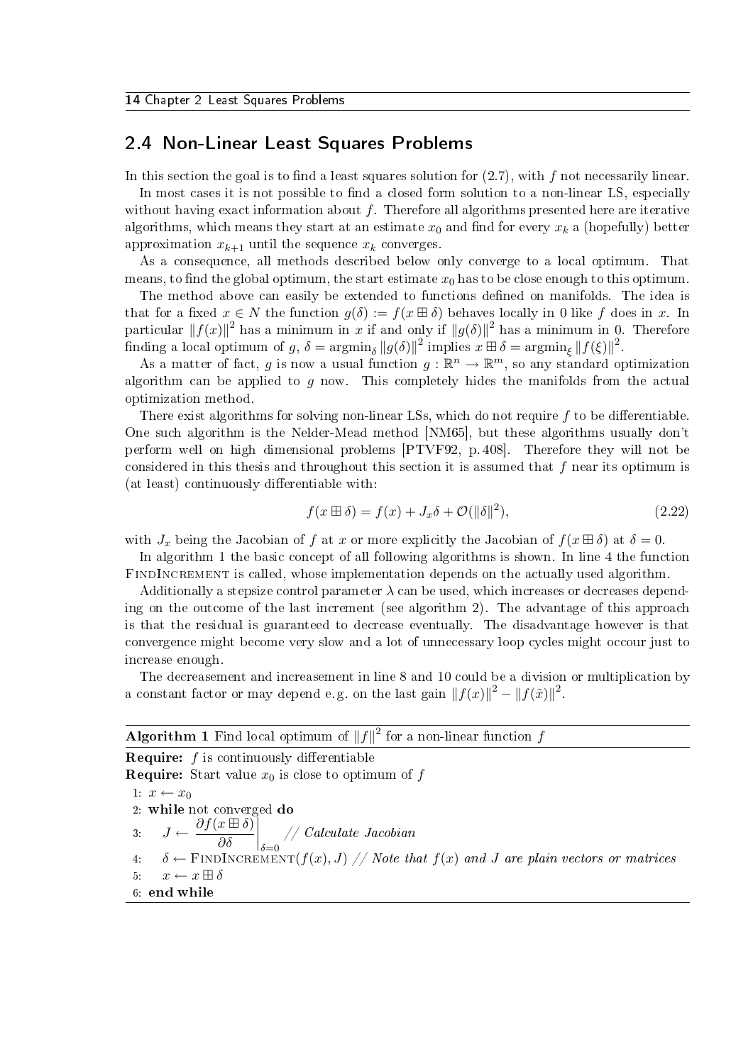## 2.4 Non-Linear Least Squares Problems

In this section the goal is to find a least squares solution for (2.7), with $f$ not necessarily linear.

In most cases it is not possible to find a closed form solution to a non-linear LS, especially without having exact information about $f$. Therefore all algorithms presented here are iterative algorithms, which means they start at an estimate $x_0$ and find for every $x_k$ a (hopefully) better approximation $x_{k+1}$ until the sequence $x_k$ converges.

As a consequence, all methods described below only converge to a local optimum. That means, to find the global optimum, the start estimate $x_0$ has to be close enough to this optimum.

The method above can easily be extended to functions defined on manifolds. The idea is that for a fixed $x \in N$ the function $g(\delta) := f(x \boxplus \delta)$ behaves locally in 0 like $f$ does in $x$. In particular $\|f(x)\|^2$ has a minimum in $x$ if and only if $\|g(\delta)\|^2$ has a minimum in 0. Therefore finding a local optimum of $g$, $\delta = \operatorname{argmin}_\delta \|g(\delta)\|^2$ implies $x \boxplus \delta = \operatorname{argmin}_\xi \|f(\xi)\|^2$.

As a matter of fact, $g$ is now a usual function $g : \mathbb{R}^n \to \mathbb{R}^m$, so any standard optimization algorithm can be applied to $g$ now. This completely hides the manifolds from the actual optimization method.

There exist algorithms for solving non-linear LSs, which do not require $f$ to be differentiable. One such algorithm is the Nelder-Mead method [NM65], but these algorithms usually don't perform well on high dimensional problems [PTVF92, p. 408]. Therefore they will not be considered in this thesis and throughout this section it is assumed that $f$ near its optimum is (at least) continuously differentiable with:

$$f(x \boxplus \delta) = f(x) + J_x\delta + \mathcal{O}(\|\delta\|^2), \tag{2.22}$$

with $J_x$ being the Jacobian of $f$ at $x$ or more explicitly the Jacobian of $f(x \boxplus \delta)$ at $\delta = 0$.

In algorithm 1 the basic concept of all following algorithms is shown. In line 4 the function FindIncrement is called, whose implementation depends on the actually used algorithm.

Additionally a stepsize control parameter $\lambda$ can be used, which increases or decreases depending on the outcome of the last increment (see algorithm 2). The advantage of this approach is that the residual is guaranteed to decrease eventually. The disadvantage however is that convergence might become very slow and a lot of unnecessary loop cycles might occour just to increase enough.

The decreasement and increasement in line 8 and 10 could be a division or multiplication by a constant factor or may depend e.g. on the last gain $\|f(x)\|^2 - \|f(\tilde{x})\|^2$.

**Algorithm 1** Find local optimum of $\|f\|^2$ for a non-linear function $f$

**Require:** $f$ is continuously differentiable
**Require:** Start value $x_0$ is close to optimum of $f$

1: $x \leftarrow x_0$
2: **while** not converged **do**
3: $\quad J \leftarrow \left.\dfrac{\partial f(x \boxplus \delta)}{\partial \delta}\right|_{\delta=0}$ // *Calculate Jacobian*
4: $\quad \delta \leftarrow$ FindIncrement$(f(x), J)$ // *Note that $f(x)$ and $J$ are plain vectors or matrices*
5: $\quad x \leftarrow x \boxplus \delta$
6: **end while**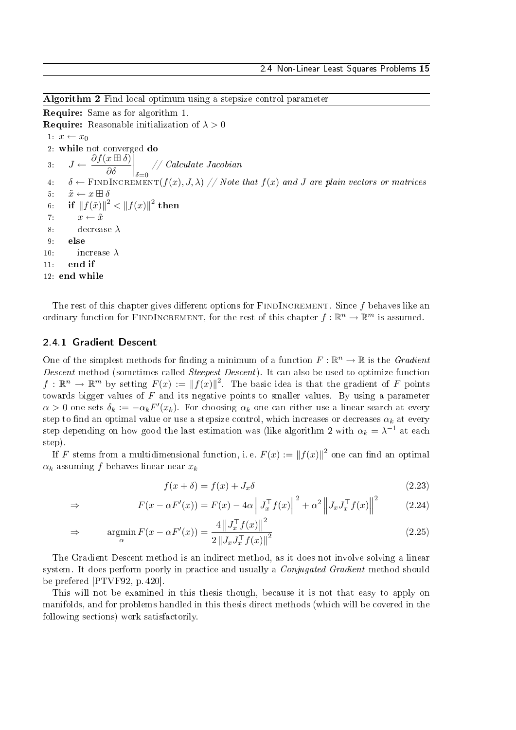**Algorithm 2** Find local optimum using a stepsize control parameter

**Require:** Same as for algorithm 1.
**Require:** Reasonable initialization of $\lambda > 0$

1: $x \leftarrow x_0$
2: **while** not converged **do**
3: $\quad J \leftarrow \left.\dfrac{\partial f(x \boxplus \delta)}{\partial \delta}\right|_{\delta=0}$ *// Calculate Jacobian*
4: $\quad \delta \leftarrow$ FindIncrement$(f(x), J, \lambda)$ *// Note that $f(x)$ and $J$ are plain vectors or matrices*
5: $\quad \tilde{x} \leftarrow x \boxplus \delta$
6: $\quad$**if** $\|f(\tilde{x})\|^2 < \|f(x)\|^2$ **then**
7: $\quad\quad x \leftarrow \tilde{x}$
8: $\quad\quad$decrease $\lambda$
9: $\quad$**else**
10: $\quad\quad$increase $\lambda$
11: $\quad$**end if**
12: **end while**

The rest of this chapter gives different options for FindIncrement. Since $f$ behaves like an ordinary function for FindIncrement, for the rest of this chapter $f : \mathbb{R}^n \to \mathbb{R}^m$ is assumed.

### 2.4.1 Gradient Descent

One of the simplest methods for finding a minimum of a function $F : \mathbb{R}^n \to \mathbb{R}$ is the *Gradient Descent* method (sometimes called *Steepest Descent*). It can also be used to optimize function $f : \mathbb{R}^n \to \mathbb{R}^m$ by setting $F(x) := \|f(x)\|^2$. The basic idea is that the gradient of $F$ points towards bigger values of $F$ and its negative points to smaller values. By using a parameter $\alpha > 0$ one sets $\delta_k := -\alpha_k F'(x_k)$. For choosing $\alpha_k$ one can either use a linear search at every step to find an optimal value or use a stepsize control, which increases or decreases $\alpha_k$ at every step depending on how good the last estimation was (like algorithm 2 with $\alpha_k = \lambda^{-1}$ at each step).

If $F$ stems from a multidimensional function, i. e. $F(x) := \|f(x)\|^2$ one can find an optimal $\alpha_k$ assuming $f$ behaves linear near $x_k$

$$f(x + \delta) = f(x) + J_x \delta \tag{2.23}$$

$$\Rightarrow \qquad F(x - \alpha F'(x)) = F(x) - 4\alpha \left\| J_x^\top f(x) \right\|^2 + \alpha^2 \left\| J_x J_x^\top f(x) \right\|^2 \tag{2.24}$$

$$\Rightarrow \qquad \operatorname*{argmin}_{\alpha} F(x - \alpha F'(x)) = \frac{4 \left\| J_x^\top f(x) \right\|^2}{2 \left\| J_x J_x^\top f(x) \right\|^2} \tag{2.25}$$

The Gradient Descent method is an indirect method, as it does not involve solving a linear system. It does perform poorly in practice and usually a *Conjugated Gradient* method should be prefered [PTVF92, p. 420].

This will not be examined in this thesis though, because it is not that easy to apply on manifolds, and for problems handled in this thesis direct methods (which will be covered in the following sections) work satisfactorily.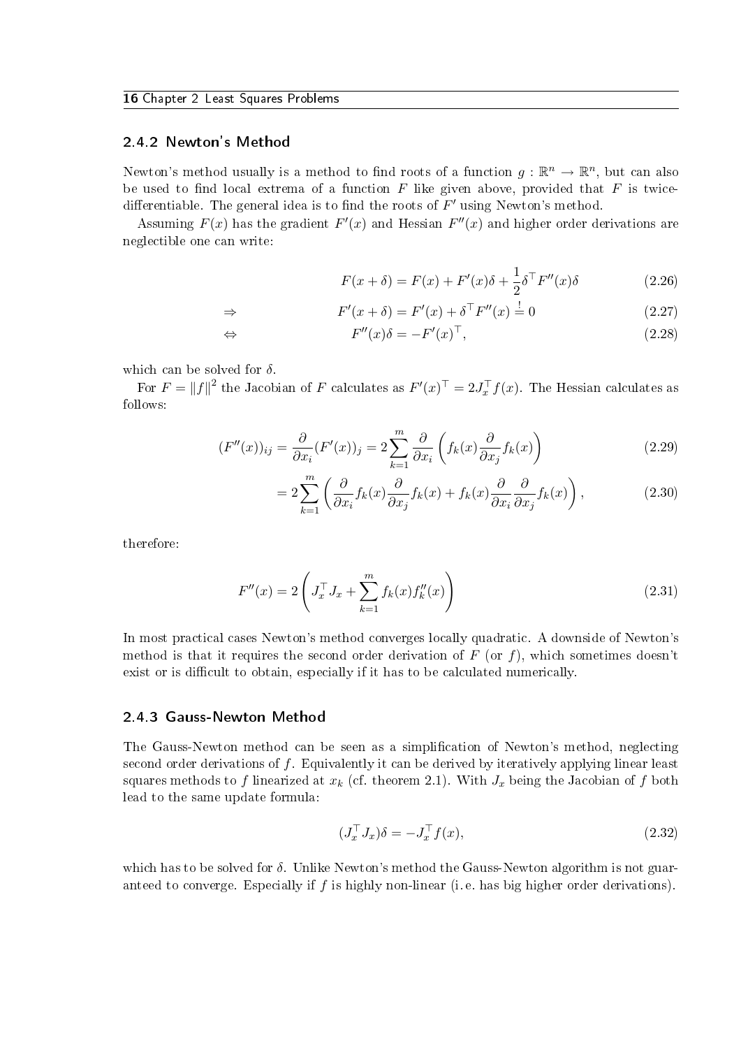### 2.4.2 Newton's Method

Newton's method usually is a method to find roots of a function $g : \mathbb{R}^n \to \mathbb{R}^n$, but can also be used to find local extrema of a function $F$ like given above, provided that $F$ is twice-differentiable. The general idea is to find the roots of $F'$ using Newton's method.

Assuming $F(x)$ has the gradient $F'(x)$ and Hessian $F''(x)$ and higher order derivations are neglectible one can write:

$$F(x+\delta) = F(x) + F'(x)\delta + \frac{1}{2}\delta^\top F''(x)\delta \tag{2.26}$$

$$\Rightarrow \qquad F'(x+\delta) = F'(x) + \delta^\top F''(x) \stackrel{!}{=} 0 \tag{2.27}$$

$$\Leftrightarrow \qquad F''(x)\delta = -F'(x)^\top, \tag{2.28}$$

which can be solved for $\delta$.

For $F = \|f\|^2$ the Jacobian of $F$ calculates as $F'(x)^\top = 2J_x^\top f(x)$. The Hessian calculates as follows:

$$(F''(x))_{ij} = \frac{\partial}{\partial x_i}(F'(x))_j = 2\sum_{k=1}^{m} \frac{\partial}{\partial x_i}\left(f_k(x)\frac{\partial}{\partial x_j}f_k(x)\right) \tag{2.29}$$

$$= 2\sum_{k=1}^{m}\left(\frac{\partial}{\partial x_i}f_k(x)\frac{\partial}{\partial x_j}f_k(x) + f_k(x)\frac{\partial}{\partial x_i}\frac{\partial}{\partial x_j}f_k(x)\right), \tag{2.30}$$

therefore:

$$F''(x) = 2\left(J_x^\top J_x + \sum_{k=1}^{m} f_k(x) f_k''(x)\right) \tag{2.31}$$

In most practical cases Newton's method converges locally quadratic. A downside of Newton's method is that it requires the second order derivation of $F$ (or $f$), which sometimes doesn't exist or is difficult to obtain, especially if it has to be calculated numerically.

### 2.4.3 Gauss-Newton Method

The Gauss-Newton method can be seen as a simplification of Newton's method, neglecting second order derivations of $f$. Equivalently it can be derived by iteratively applying linear least squares methods to $f$ linearized at $x_k$ (cf. theorem 2.1). With $J_x$ being the Jacobian of $f$ both lead to the same update formula:

$$(J_x^\top J_x)\delta = -J_x^\top f(x), \tag{2.32}$$

which has to be solved for $\delta$. Unlike Newton's method the Gauss-Newton algorithm is not guaranteed to converge. Especially if $f$ is highly non-linear (i.e. has big higher order derivations).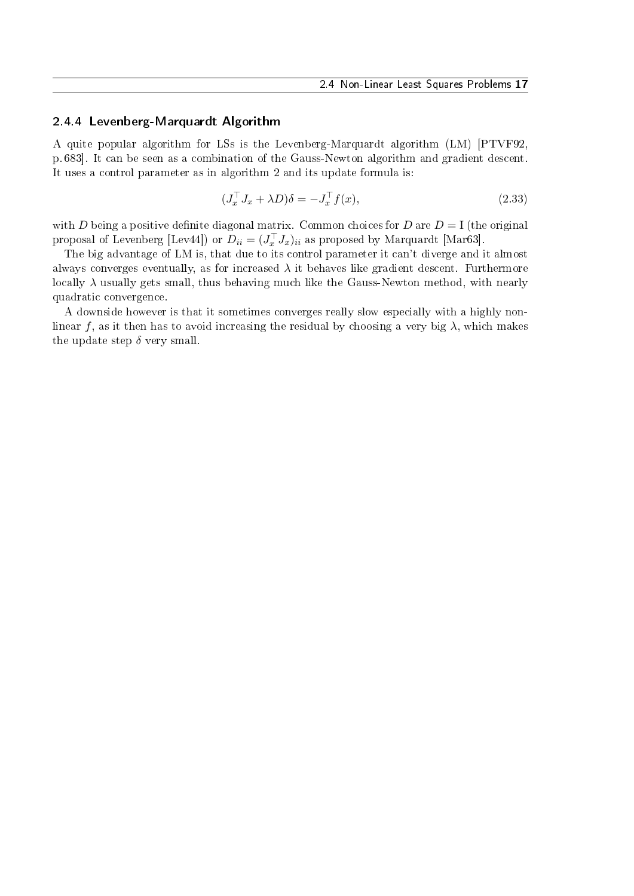### 2.4.4 Levenberg-Marquardt Algorithm

A quite popular algorithm for LSs is the Levenberg-Marquardt algorithm (LM) [PTVF92, p. 683]. It can be seen as a combination of the Gauss-Newton algorithm and gradient descent. It uses a control parameter as in algorithm 2 and its update formula is:

$$(J_x^\top J_x + \lambda D)\delta = -J_x^\top f(x), \tag{2.33}$$

with $D$ being a positive definite diagonal matrix. Common choices for $D$ are $D = \mathrm{I}$ (the original proposal of Levenberg [Lev44]) or $D_{ii} = (J_x^\top J_x)_{ii}$ as proposed by Marquardt [Mar63].

The big advantage of LM is, that due to its control parameter it can't diverge and it almost always converges eventually, as for increased $\lambda$ it behaves like gradient descent. Furthermore locally $\lambda$ usually gets small, thus behaving much like the Gauss-Newton method, with nearly quadratic convergence.

A downside however is that it sometimes converges really slow especially with a highly non-linear $f$, as it then has to avoid increasing the residual by choosing a very big $\lambda$, which makes the update step $\delta$ very small.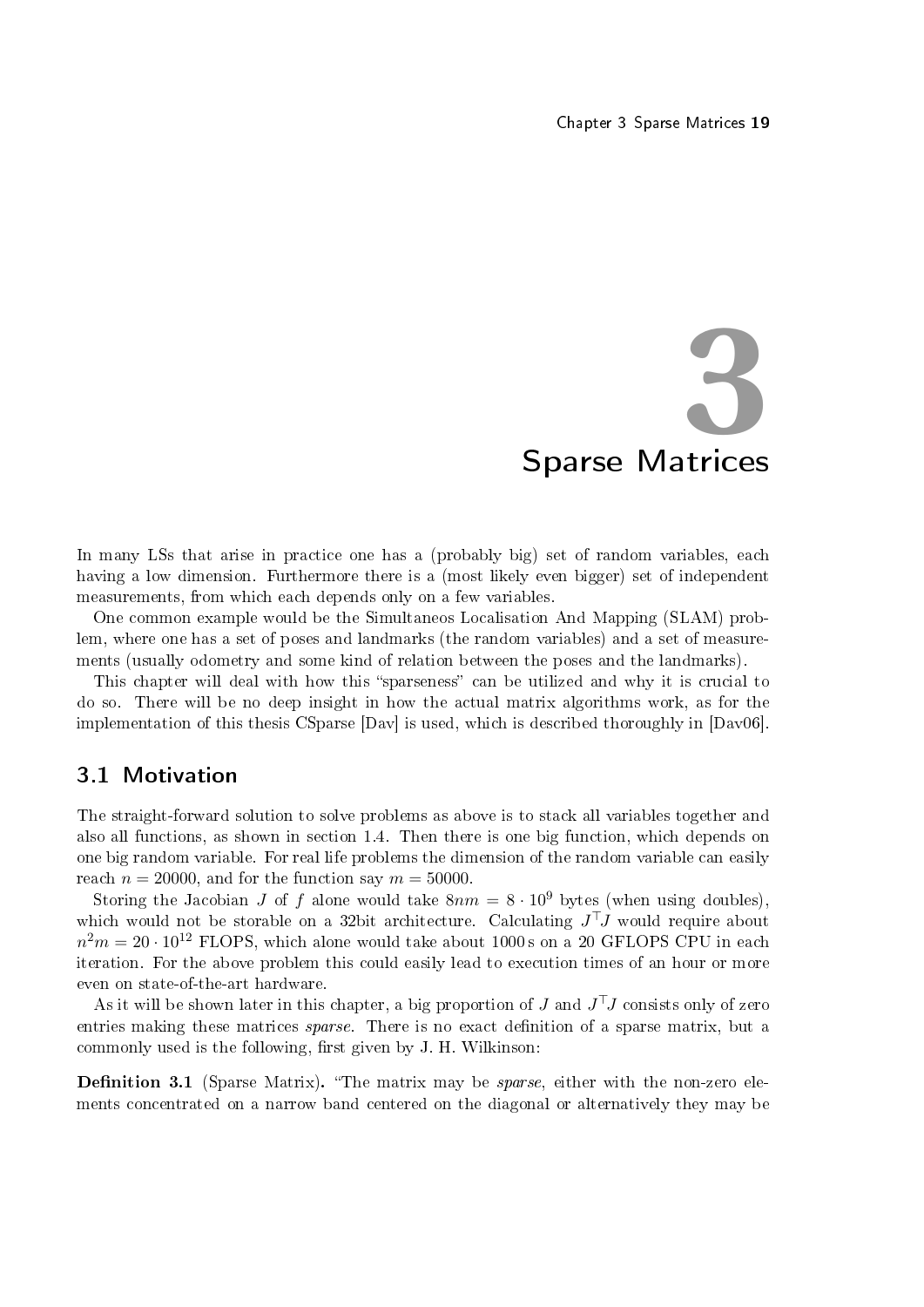# 3 Sparse Matrices

In many LSs that arise in practice one has a (probably big) set of random variables, each having a low dimension. Furthermore there is a (most likely even bigger) set of independent measurements, from which each depends only on a few variables.

One common example would be the Simultaneos Localisation And Mapping (SLAM) problem, where one has a set of poses and landmarks (the random variables) and a set of measurements (usually odometry and some kind of relation between the poses and the landmarks).

This chapter will deal with how this "sparseness" can be utilized and why it is crucial to do so. There will be no deep insight in how the actual matrix algorithms work, as for the implementation of this thesis CSparse [Dav] is used, which is described thoroughly in [Dav06].

## 3.1 Motivation

The straight-forward solution to solve problems as above is to stack all variables together and also all functions, as shown in section 1.4. Then there is one big function, which depends on one big random variable. For real life problems the dimension of the random variable can easily reach $n = 20000$, and for the function say $m = 50000$.

Storing the Jacobian $J$ of $f$ alone would take $8nm = 8 \cdot 10^9$ bytes (when using doubles), which would not be storable on a 32bit architecture. Calculating $J^\top J$ would require about $n^2 m = 20 \cdot 10^{12}$ FLOPS, which alone would take about 1000 s on a 20 GFLOPS CPU in each iteration. For the above problem this could easily lead to execution times of an hour or more even on state-of-the-art hardware.

As it will be shown later in this chapter, a big proportion of $J$ and $J^\top J$ consists only of zero entries making these matrices *sparse*. There is no exact definition of a sparse matrix, but a commonly used is the following, first given by J. H. Wilkinson:

**Definition 3.1** (Sparse Matrix)**.** "The matrix may be *sparse*, either with the non-zero elements concentrated on a narrow band centered on the diagonal or alternatively they may be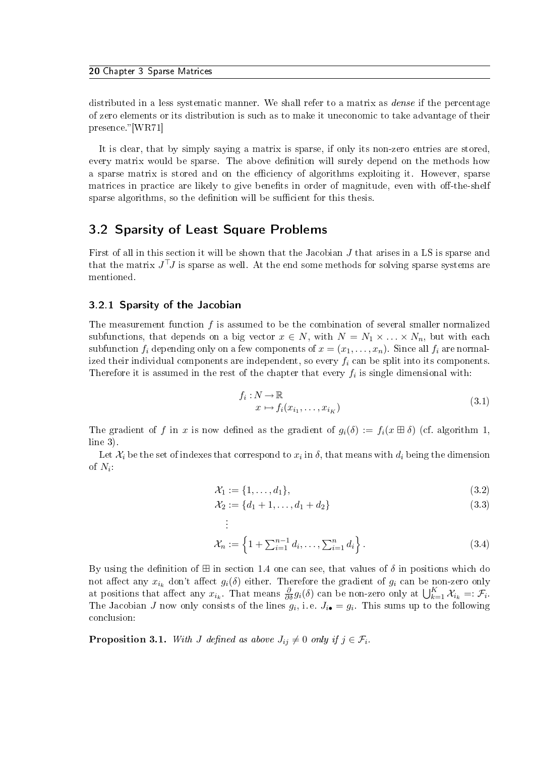distributed in a less systematic manner. We shall refer to a matrix as *dense* if the percentage of zero elements or its distribution is such as to make it uneconomic to take advantage of their presence."[WR71]

It is clear, that by simply saying a matrix is sparse, if only its non-zero entries are stored, every matrix would be sparse. The above definition will surely depend on the methods how a sparse matrix is stored and on the efficiency of algorithms exploiting it. However, sparse matrices in practice are likely to give benefits in order of magnitude, even with off-the-shelf sparse algorithms, so the definition will be sufficient for this thesis.

## 3.2 Sparsity of Least Square Problems

First of all in this section it will be shown that the Jacobian $J$ that arises in a LS is sparse and that the matrix $J^\top J$ is sparse as well. At the end some methods for solving sparse systems are mentioned.

### 3.2.1 Sparsity of the Jacobian

The measurement function $f$ is assumed to be the combination of several smaller normalized subfunctions, that depends on a big vector $x \in N$, with $N = N_1 \times \ldots \times N_n$, but with each subfunction $f_i$ depending only on a few components of $x = (x_1, \ldots, x_n)$. Since all $f_i$ are normalized their individual components are independent, so every $f_i$ can be split into its components. Therefore it is assumed in the rest of the chapter that every $f_i$ is single dimensional with:

$$
\begin{aligned}
f_i : N &\to \mathbb{R} \\
x &\mapsto f_i(x_{i_1}, \ldots, x_{i_K})
\end{aligned}
\tag{3.1}
$$

The gradient of $f$ in $x$ is now defined as the gradient of $g_i(\delta) := f_i(x \boxplus \delta)$ (cf. algorithm 1, line 3).

Let $\mathcal{X}_i$ be the set of indexes that correspond to $x_i$ in $\delta$, that means with $d_i$ being the dimension of $N_i$:

$$
\mathcal{X}_1 := \{1, \ldots, d_1\}, \tag{3.2}
$$

$$
\mathcal{X}_2 := \{d_1 + 1, \ldots, d_1 + d_2\} \tag{3.3}
$$

$$
\vdots
$$

$$
\mathcal{X}_n := \left\{1 + \textstyle\sum_{i=1}^{n-1} d_i, \ldots, \textstyle\sum_{i=1}^{n} d_i\right\}. \tag{3.4}
$$

By using the definition of $\boxplus$ in section 1.4 one can see, that values of $\delta$ in positions which do not affect any $x_{i_k}$ don't affect $g_i(\delta)$ either. Therefore the gradient of $g_i$ can be non-zero only at positions that affect any $x_{i_k}$. That means $\frac{\partial}{\partial \delta} g_i(\delta)$ can be non-zero only at $\bigcup_{k=1}^{K} \mathcal{X}_{i_k} =: \mathcal{F}_i$. The Jacobian $J$ now only consists of the lines $g_i$, i.e. $J_{i\bullet} = g_i$. This sums up to the following conclusion:

**Proposition 3.1.** *With $J$ defined as above $J_{ij} \neq 0$ only if $j \in \mathcal{F}_i$.*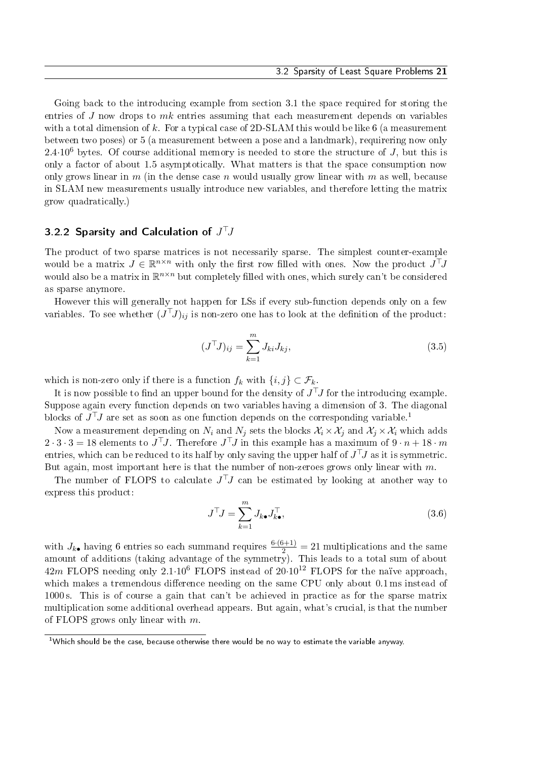Going back to the introducing example from section 3.1 the space required for storing the entries of $J$ now drops to $mk$ entries assuming that each measurement depends on variables with a total dimension of $k$. For a typical case of 2D-SLAM this would be like 6 (a measurement between two poses) or 5 (a measurement between a pose and a landmark), requirering now only $2.4{\cdot}10^6$ bytes. Of course additional memory is needed to store the structure of $J$, but this is only a factor of about 1.5 asymptotically. What matters is that the space consumption now only grows linear in $m$ (in the dense case $n$ would usually grow linear with $m$ as well, because in SLAM new measurements usually introduce new variables, and therefore letting the matrix grow quadratically.)

### 3.2.2 Sparsity and Calculation of $J^\top J$

The product of two sparse matrices is not necessarily sparse. The simplest counter-example would be a matrix $J \in \mathbb{R}^{n\times n}$ with only the first row filled with ones. Now the product $J^\top J$ would also be a matrix in $\mathbb{R}^{n\times n}$ but completely filled with ones, which surely can't be considered as sparse anymore.

However this will generally not happen for LSs if every sub-function depends only on a few variables. To see whether $(J^\top J)_{ij}$ is non-zero one has to look at the definition of the product:

$$(J^\top J)_{ij} = \sum_{k=1}^{m} J_{ki} J_{kj}, \tag{3.5}$$

which is non-zero only if there is a function $f_k$ with $\{i, j\} \subset \mathcal{F}_k$.

It is now possible to find an upper bound for the density of $J^\top J$ for the introducing example. Suppose again every function depends on two variables having a dimension of 3. The diagonal blocks of $J^\top J$ are set as soon as one function depends on the corresponding variable.[1]

Now a measurement depending on $N_i$ and $N_j$ sets the blocks $\mathcal{X}_i \times \mathcal{X}_j$ and $\mathcal{X}_j \times \mathcal{X}_i$ which adds $2 \cdot 3 \cdot 3 = 18$ elements to $J^\top J$. Therefore $J^\top J$ in this example has a maximum of $9 \cdot n + 18 \cdot m$ entries, which can be reduced to its half by only saving the upper half of $J^\top J$ as it is symmetric. But again, most important here is that the number of non-zeroes grows only linear with $m$.

The number of FLOPS to calculate $J^\top J$ can be estimated by looking at another way to express this product:

$$J^\top J = \sum_{k=1}^{m} J_{k\bullet} J_{k\bullet}^\top, \tag{3.6}$$

with $J_{k\bullet}$ having 6 entries so each summand requires $\frac{6\cdot(6+1)}{2} = 21$ multiplications and the same amount of additions (taking advantage of the symmetry). This leads to a total sum of about $42m$ FLOPS needing only $2.1{\cdot}10^6$ FLOPS instead of $20{\cdot}10^{12}$ FLOPS for the naïve approach, which makes a tremendous difference needing on the same CPU only about 0.1 ms instead of 1000 s. This is of course a gain that can't be achieved in practice as for the sparse matrix multiplication some additional overhead appears. But again, what's crucial, is that the number of FLOPS grows only linear with $m$.

[1] Which should be the case, because otherwise there would be no way to estimate the variable anyway.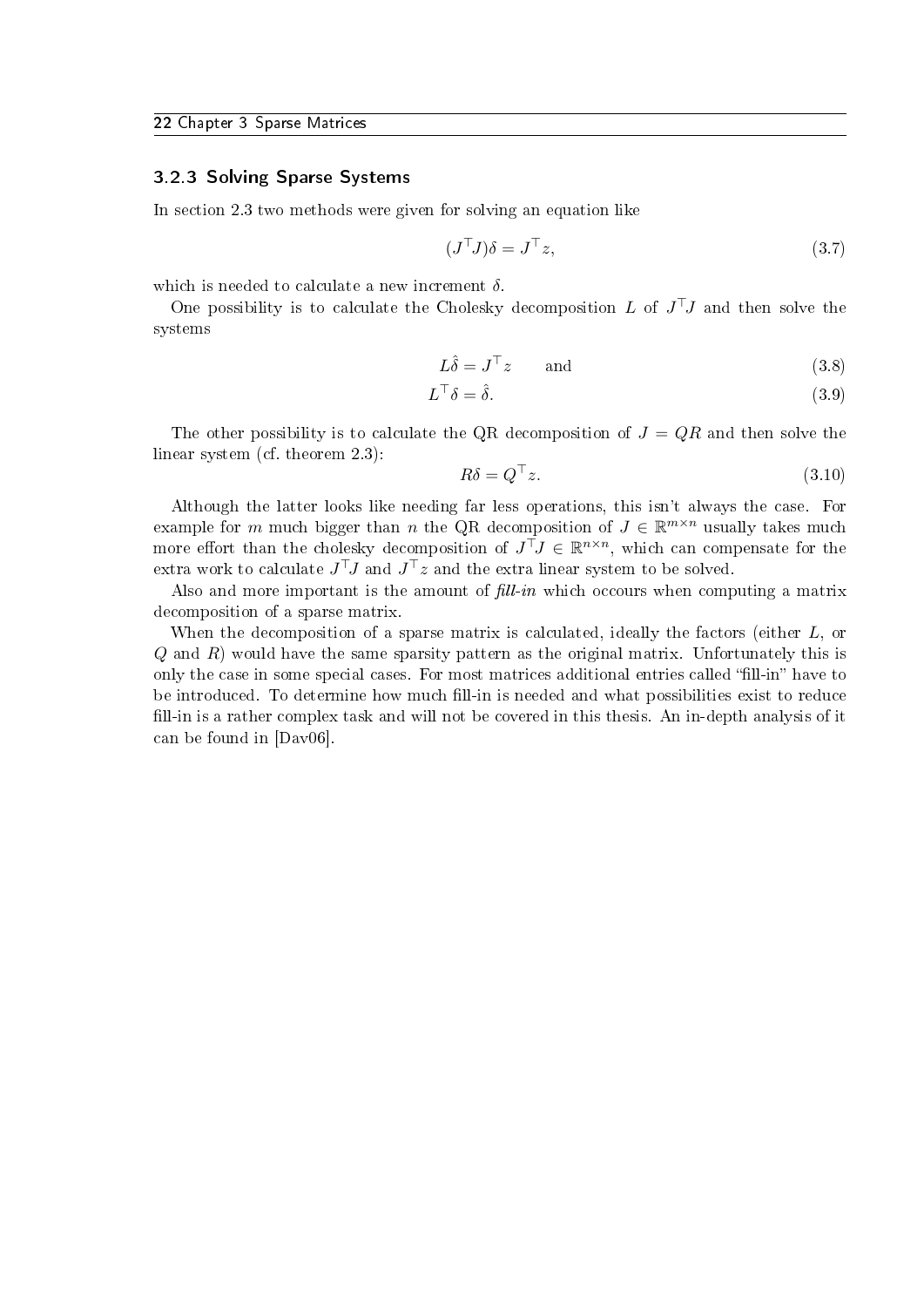### 3.2.3 Solving Sparse Systems

In section 2.3 two methods were given for solving an equation like

$$(J^\top J)\delta = J^\top z, \tag{3.7}$$

which is needed to calculate a new increment $\delta$.

One possibility is to calculate the Cholesky decomposition $L$ of $J^\top J$ and then solve the systems

$$L\hat{\delta} = J^\top z \qquad \text{and} \tag{3.8}$$

$$L^\top \delta = \hat{\delta}. \tag{3.9}$$

The other possibility is to calculate the QR decomposition of $J = QR$ and then solve the linear system (cf. theorem 2.3):

$$R\delta = Q^\top z. \tag{3.10}$$

Although the latter looks like needing far less operations, this isn't always the case. For example for $m$ much bigger than $n$ the QR decomposition of $J \in \mathbb{R}^{m \times n}$ usually takes much more effort than the cholesky decomposition of $J^\top J \in \mathbb{R}^{n \times n}$, which can compensate for the extra work to calculate $J^\top J$ and $J^\top z$ and the extra linear system to be solved.

Also and more important is the amount of *fill-in* which occours when computing a matrix decomposition of a sparse matrix.

When the decomposition of a sparse matrix is calculated, ideally the factors (either $L$, or $Q$ and $R$) would have the same sparsity pattern as the original matrix. Unfortunately this is only the case in some special cases. For most matrices additional entries called "fill-in" have to be introduced. To determine how much fill-in is needed and what possibilities exist to reduce fill-in is a rather complex task and will not be covered in this thesis. An in-depth analysis of it can be found in [Dav06].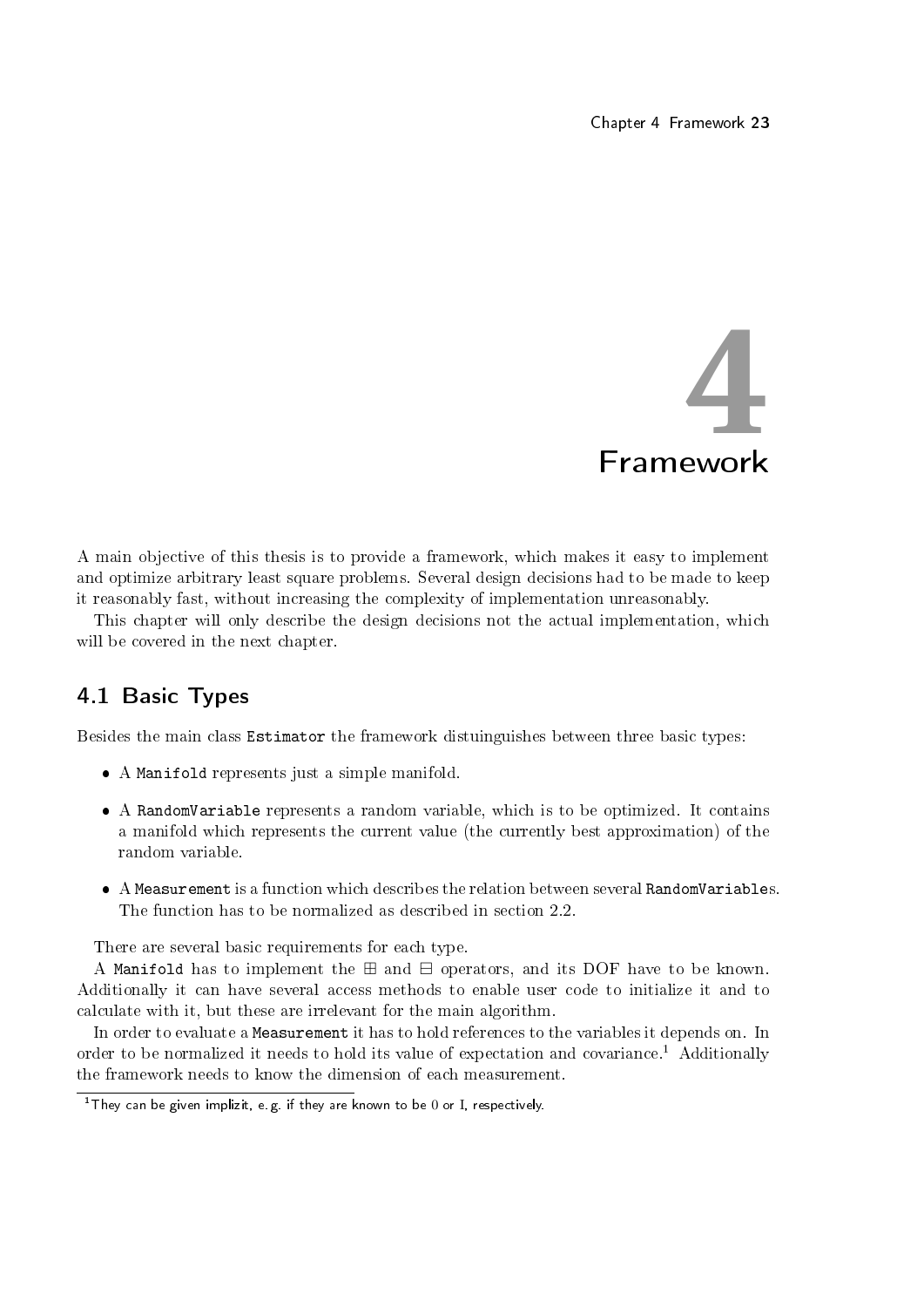# 4 Framework

A main objective of this thesis is to provide a framework, which makes it easy to implement and optimize arbitrary least square problems. Several design decisions had to be made to keep it reasonably fast, without increasing the complexity of implementation unreasonably.

This chapter will only describe the design decisions not the actual implementation, which will be covered in the next chapter.

## 4.1 Basic Types

Besides the main class `Estimator` the framework distuinguishes between three basic types:

- A `Manifold` represents just a simple manifold.
- A `RandomVariable` represents a random variable, which is to be optimized. It contains a manifold which represents the current value (the currently best approximation) of the random variable.
- A `Measurement` is a function which describes the relation between several `RandomVariable`s. The function has to be normalized as described in section 2.2.

There are several basic requirements for each type.

A `Manifold` has to implement the $\boxplus$ and $\boxminus$ operators, and its DOF have to be known. Additionally it can have several access methods to enable user code to initialize it and to calculate with it, but these are irrelevant for the main algorithm.

In order to evaluate a `Measurement` it has to hold references to the variables it depends on. In order to be normalized it needs to hold its value of expectation and covariance.[1] Additionally the framework needs to know the dimension of each measurement.

[1] They can be given implizit, e. g. if they are known to be 0 or I, respectively.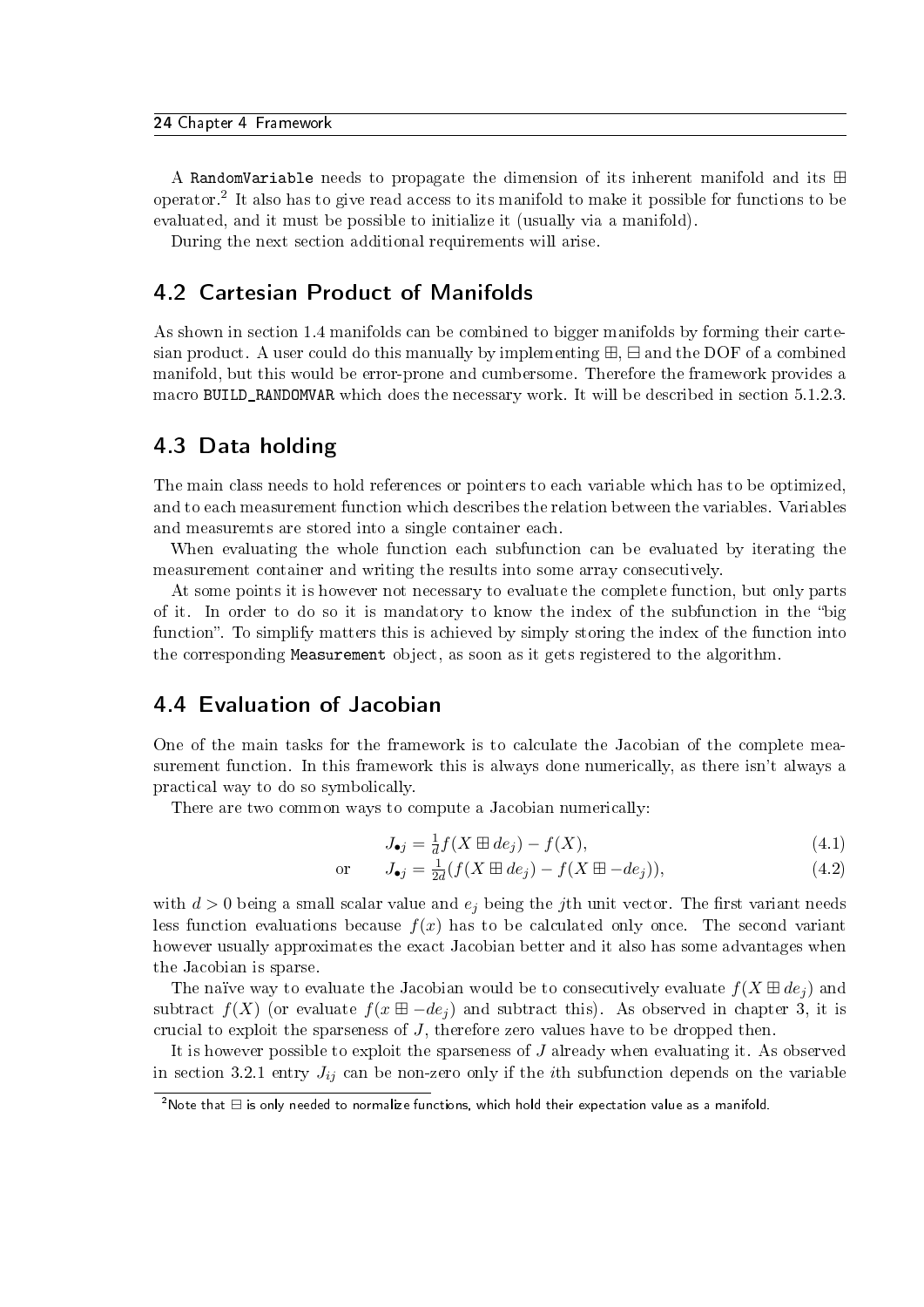A `RandomVariable` needs to propagate the dimension of its inherent manifold and its $\boxplus$ operator.[2] It also has to give read access to its manifold to make it possible for functions to be evaluated, and it must be possible to initialize it (usually via a manifold).

During the next section additional requirements will arise.

## 4.2 Cartesian Product of Manifolds

As shown in section 1.4 manifolds can be combined to bigger manifolds by forming their cartesian product. A user could do this manually by implementing $\boxplus$, $\boxminus$ and the DOF of a combined manifold, but this would be error-prone and cumbersome. Therefore the framework provides a macro `BUILD_RANDOMVAR` which does the necessary work. It will be described in section 5.1.2.3.

## 4.3 Data holding

The main class needs to hold references or pointers to each variable which has to be optimized, and to each measurement function which describes the relation between the variables. Variables and measuremts are stored into a single container each.

When evaluating the whole function each subfunction can be evaluated by iterating the measurement container and writing the results into some array consecutively.

At some points it is however not necessary to evaluate the complete function, but only parts of it. In order to do so it is mandatory to know the index of the subfunction in the "big function". To simplify matters this is achieved by simply storing the index of the function into the corresponding `Measurement` object, as soon as it gets registered to the algorithm.

## 4.4 Evaluation of Jacobian

One of the main tasks for the framework is to calculate the Jacobian of the complete measurement function. In this framework this is always done numerically, as there isn't always a practical way to do so symbolically.

There are two common ways to compute a Jacobian numerically:

$$J_{\bullet j} = \tfrac{1}{d} f(X \boxplus de_j) - f(X), \tag{4.1}$$

$$\text{or} \qquad J_{\bullet j} = \tfrac{1}{2d}(f(X \boxplus de_j) - f(X \boxplus -de_j)), \tag{4.2}$$

with $d > 0$ being a small scalar value and $e_j$ being the $j$th unit vector. The first variant needs less function evaluations because $f(x)$ has to be calculated only once. The second variant however usually approximates the exact Jacobian better and it also has some advantages when the Jacobian is sparse.

The naïve way to evaluate the Jacobian would be to consecutively evaluate $f(X \boxplus de_j)$ and subtract $f(X)$ (or evaluate $f(x \boxplus -de_j)$ and subtract this). As observed in chapter 3, it is crucial to exploit the sparseness of $J$, therefore zero values have to be dropped then.

It is however possible to exploit the sparseness of $J$ already when evaluating it. As observed in section 3.2.1 entry $J_{ij}$ can be non-zero only if the $i$th subfunction depends on the variable

[2] Note that $\boxminus$ is only needed to normalize functions, which hold their expectation value as a manifold.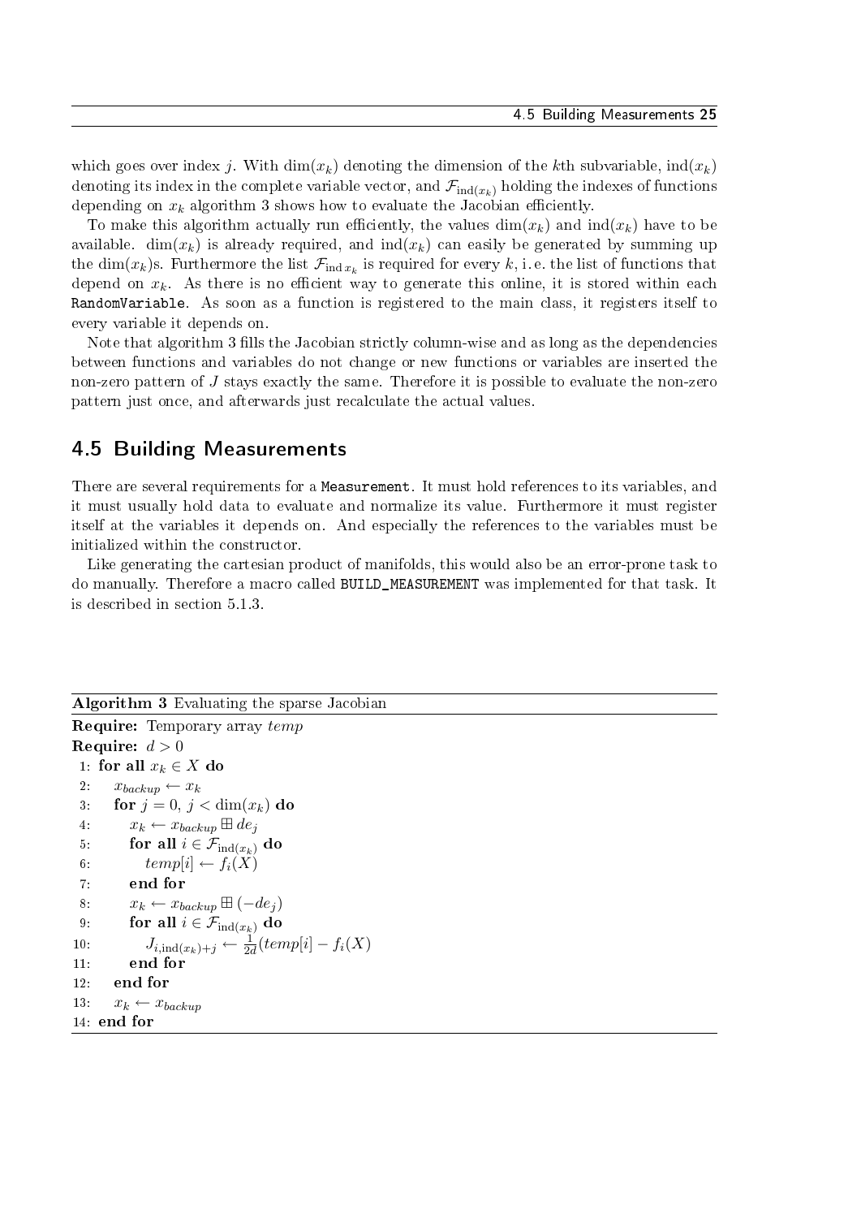which goes over index $j$. With $\dim(x_k)$ denoting the dimension of the $k$th subvariable, $\text{ind}(x_k)$ denoting its index in the complete variable vector, and $\mathcal{F}_{\text{ind}(x_k)}$ holding the indexes of functions depending on $x_k$ algorithm 3 shows how to evaluate the Jacobian efficiently.

To make this algorithm actually run efficiently, the values $\dim(x_k)$ and $\text{ind}(x_k)$ have to be available. $\dim(x_k)$ is already required, and $\text{ind}(x_k)$ can easily be generated by summing up the $\dim(x_k)$s. Furthermore the list $\mathcal{F}_{\text{ind}\, x_k}$ is required for every $k$, i.e. the list of functions that depend on $x_k$. As there is no efficient way to generate this online, it is stored within each `RandomVariable`. As soon as a function is registered to the main class, it registers itself to every variable it depends on.

Note that algorithm 3 fills the Jacobian strictly column-wise and as long as the dependencies between functions and variables do not change or new functions or variables are inserted the non-zero pattern of $J$ stays exactly the same. Therefore it is possible to evaluate the non-zero pattern just once, and afterwards just recalculate the actual values.

## 4.5 Building Measurements

There are several requirements for a `Measurement`. It must hold references to its variables, and it must usually hold data to evaluate and normalize its value. Furthermore it must register itself at the variables it depends on. And especially the references to the variables must be initialized within the constructor.

Like generating the cartesian product of manifolds, this would also be an error-prone task to do manually. Therefore a macro called `BUILD_MEASUREMENT` was implemented for that task. It is described in section 5.1.3.

**Algorithm 3** Evaluating the sparse Jacobian

**Require:** Temporary array *temp*
**Require:** $d > 0$

1: **for all** $x_k \in X$ **do**
2: &nbsp;&nbsp;&nbsp;&nbsp;$x_{backup} \leftarrow x_k$
3: &nbsp;&nbsp;&nbsp;&nbsp;**for** $j = 0,\ j < \dim(x_k)$ **do**
4: &nbsp;&nbsp;&nbsp;&nbsp;&nbsp;&nbsp;&nbsp;&nbsp;$x_k \leftarrow x_{backup} \boxplus de_j$
5: &nbsp;&nbsp;&nbsp;&nbsp;&nbsp;&nbsp;&nbsp;&nbsp;**for all** $i \in \mathcal{F}_{\text{ind}(x_k)}$ **do**
6: &nbsp;&nbsp;&nbsp;&nbsp;&nbsp;&nbsp;&nbsp;&nbsp;&nbsp;&nbsp;&nbsp;&nbsp;$temp[i] \leftarrow f_i(X)$
7: &nbsp;&nbsp;&nbsp;&nbsp;&nbsp;&nbsp;&nbsp;&nbsp;**end for**
8: &nbsp;&nbsp;&nbsp;&nbsp;&nbsp;&nbsp;&nbsp;&nbsp;$x_k \leftarrow x_{backup} \boxplus (-de_j)$
9: &nbsp;&nbsp;&nbsp;&nbsp;&nbsp;&nbsp;&nbsp;&nbsp;**for all** $i \in \mathcal{F}_{\text{ind}(x_k)}$ **do**
10: &nbsp;&nbsp;&nbsp;&nbsp;&nbsp;&nbsp;&nbsp;&nbsp;&nbsp;&nbsp;&nbsp;&nbsp;$J_{i,\text{ind}(x_k)+j} \leftarrow \frac{1}{2d}(temp[i] - f_i(X)$
11: &nbsp;&nbsp;&nbsp;&nbsp;&nbsp;&nbsp;&nbsp;&nbsp;**end for**
12: &nbsp;&nbsp;&nbsp;&nbsp;**end for**
13: &nbsp;&nbsp;&nbsp;&nbsp;$x_k \leftarrow x_{backup}$
14: **end for**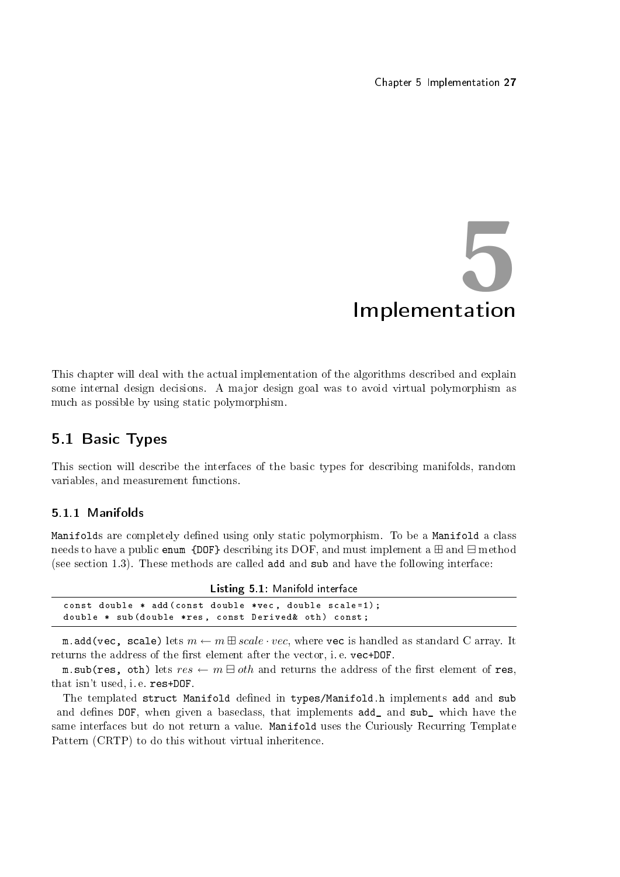# 5 Implementation

This chapter will deal with the actual implementation of the algorithms described and explain some internal design decisions. A major design goal was to avoid virtual polymorphism as much as possible by using static polymorphism.

## 5.1 Basic Types

This section will describe the interfaces of the basic types for describing manifolds, random variables, and measurement functions.

### 5.1.1 Manifolds

`Manifold`s are completely defined using only static polymorphism. To be a `Manifold` a class needs to have a public `enum {DOF}` describing its DOF, and must implement a $\boxplus$ and $\boxminus$ method (see section 1.3). These methods are called `add` and `sub` and have the following interface:

**Listing 5.1:** Manifold interface

```
const double * add(const double *vec, double scale=1);
double * sub(double *res, const Derived& oth) const;
```

`m.add(vec, scale)` lets $m \leftarrow m \boxplus scale \cdot vec$, where `vec` is handled as standard C array. It returns the address of the first element after the vector, i. e. `vec+DOF`.

`m.sub(res, oth)` lets $res \leftarrow m \boxminus oth$ and returns the address of the first element of `res`, that isn't used, i. e. `res+DOF`.

The templated `struct Manifold` defined in `types/Manifold.h` implements `add` and `sub` and defines `DOF`, when given a baseclass, that implements `add_` and `sub_` which have the same interfaces but do not return a value. `Manifold` uses the Curiously Recurring Template Pattern (CRTP) to do this without virtual inheritence.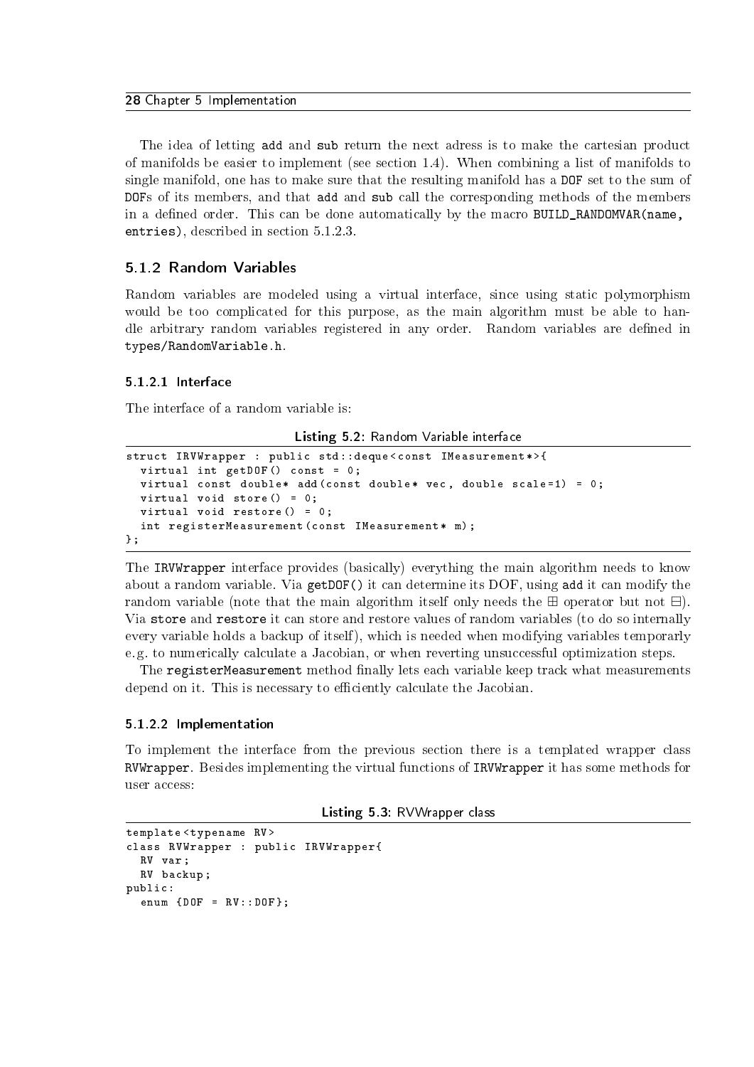The idea of letting `add` and `sub` return the next adress is to make the cartesian product of manifolds be easier to implement (see section 1.4). When combining a list of manifolds to single manifold, one has to make sure that the resulting manifold has a `DOF` set to the sum of `DOF`s of its members, and that `add` and `sub` call the corresponding methods of the members in a defined order. This can be done automatically by the macro `BUILD_RANDOMVAR(name, entries)`, described in section 5.1.2.3.

### 5.1.2 Random Variables

Random variables are modeled using a virtual interface, since using static polymorphism would be too complicated for this purpose, as the main algorithm must be able to handle arbitrary random variables registered in any order. Random variables are defined in `types/RandomVariable.h`.

#### 5.1.2.1 Interface

The interface of a random variable is:

Listing 5.2: Random Variable interface

```
struct IRVWrapper : public std::deque<const IMeasurement*>{
  virtual int getDOF() const = 0;
  virtual const double* add(const double* vec, double scale=1) = 0;
  virtual void store() = 0;
  virtual void restore() = 0;
  int registerMeasurement(const IMeasurement* m);
};
```

The `IRVWrapper` interface provides (basically) everything the main algorithm needs to know about a random variable. Via `getDOF()` it can determine its DOF, using `add` it can modify the random variable (note that the main algorithm itself only needs the $\boxplus$ operator but not $\boxminus$). Via `store` and `restore` it can store and restore values of random variables (to do so internally every variable holds a backup of itself), which is needed when modifying variables temporarly e.g. to numerically calculate a Jacobian, or when reverting unsuccessful optimization steps.

The `registerMeasurement` method finally lets each variable keep track what measurements depend on it. This is necessary to efficiently calculate the Jacobian.

#### 5.1.2.2 Implementation

To implement the interface from the previous section there is a templated wrapper class `RVWrapper`. Besides implementing the virtual functions of `IRVWrapper` it has some methods for user access:

Listing 5.3: RVWrapper class

```
template<typename RV>
class RVWrapper : public IRVWrapper{
  RV var;
  RV backup;
public:
  enum {DOF = RV::DOF};
```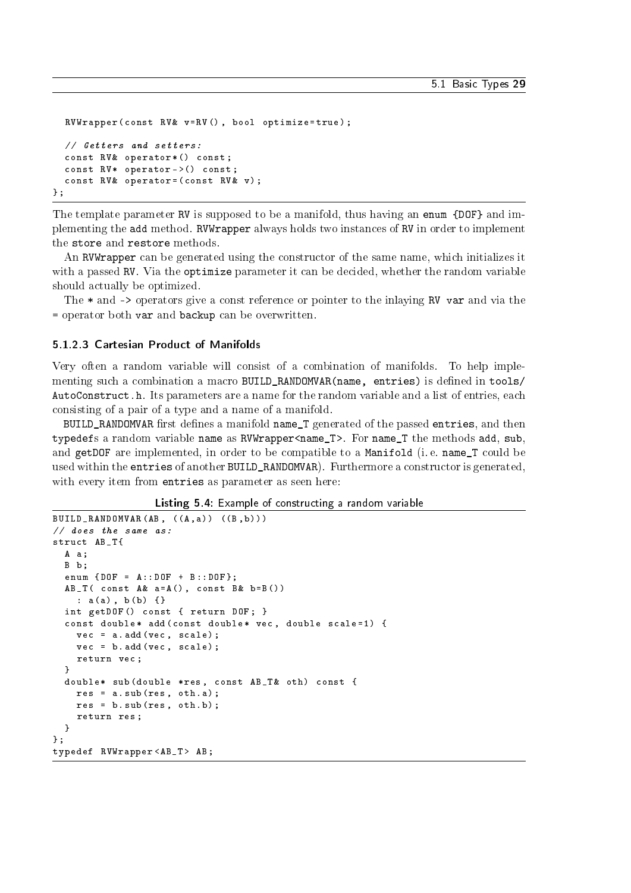```
  RVWrapper(const RV& v=RV(), bool optimize=true);

  // Getters and setters:
  const RV& operator*() const;
  const RV* operator->() const;
  const RV& operator=(const RV& v);
};
```

The template parameter `RV` is supposed to be a manifold, thus having an `enum {DOF}` and implementing the `add` method. `RVWrapper` always holds two instances of `RV` in order to implement the `store` and `restore` methods.

An `RVWrapper` can be generated using the constructor of the same name, which initializes it with a passed `RV`. Via the `optimize` parameter it can be decided, whether the random variable should actually be optimized.

The `*` and `->` operators give a const reference or pointer to the inlaying `RV var` and via the `=` operator both `var` and `backup` can be overwritten.

#### 5.1.2.3 Cartesian Product of Manifolds

Very often a random variable will consist of a combination of manifolds. To help implementing such a combination a macro `BUILD_RANDOMVAR(name, entries)` is defined in `tools/AutoConstruct.h`. Its parameters are a name for the random variable and a list of entries, each consisting of a pair of a type and a name of a manifold.

`BUILD_RANDOMVAR` first defines a manifold `name_T` generated of the passed `entries`, and then typedefs a random variable `name` as `RVWrapper<name_T>`. For `name_T` the methods `add`, `sub`, and `getDOF` are implemented, in order to be compatible to a `Manifold` (i. e. `name_T` could be used within the `entries` of another `BUILD_RANDOMVAR`). Furthermore a constructor is generated, with every item from `entries` as parameter as seen here:

**Listing 5.4:** Example of constructing a random variable

```
BUILD_RANDOMVAR(AB, ((A,a)) ((B,b)))
// does the same as:
struct AB_T{
  A a;
  B b;
  enum {DOF = A::DOF + B::DOF};
  AB_T( const A& a=A(), const B& b=B())
    : a(a), b(b) {}
  int getDOF() const { return DOF; }
  const double* add(const double* vec, double scale=1) {
    vec = a.add(vec, scale);
    vec = b.add(vec, scale);
    return vec;
  }
  double* sub(double *res, const AB_T& oth) const {
    res = a.sub(res, oth.a);
    res = b.sub(res, oth.b);
    return res;
  }
};
typedef RVWrapper<AB_T> AB;
```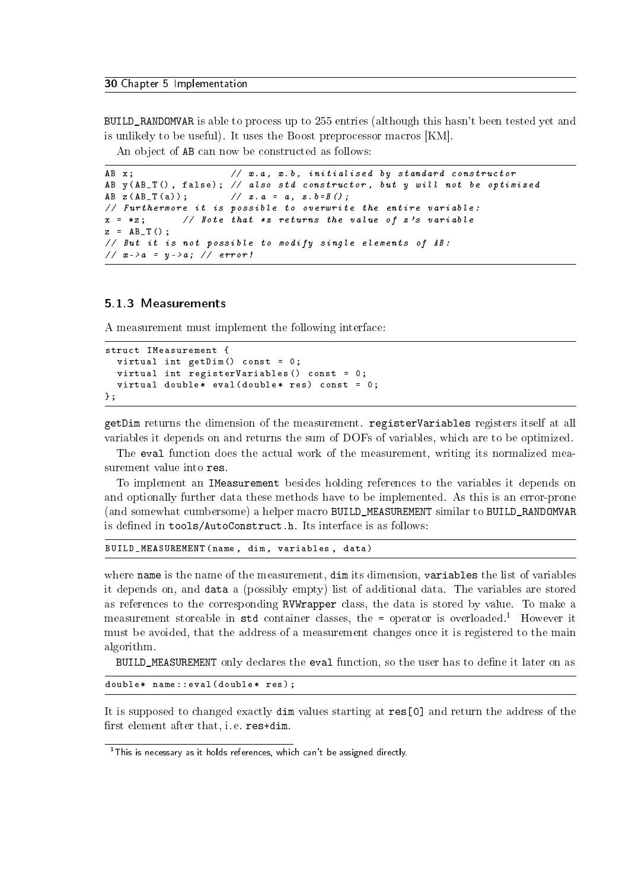BUILD_RANDOMVAR is able to process up to 255 entries (although this hasn't been tested yet and is unlikely to be useful). It uses the Boost preprocessor macros [KM].

An object of AB can now be constructed as follows:

```
AB x;                 // x.a, x.b, initialised by standard constructor
AB y(AB_T(), false); // also std constructor, but y will not be optimized
AB z(AB_T(a));       // z.a = a, z.b=B();
// Furthermore it is possible to overwrite the entire variable:
x = *z;       // Note that *z returns the value of z's variable
z = AB_T();
// But it is not possible to modify single elements of AB:
// x->a = y->a; // error!
```

### 5.1.3 Measurements

A measurement must implement the following interface:

```
struct IMeasurement {
  virtual int getDim() const = 0;
  virtual int registerVariables() const = 0;
  virtual double* eval(double* res) const = 0;
};
```

getDim returns the dimension of the measurement. registerVariables registers itself at all variables it depends on and returns the sum of DOFs of variables, which are to be optimized.

The eval function does the actual work of the measurement, writing its normalized measurement value into res.

To implement an IMeasurement besides holding references to the variables it depends on and optionally further data these methods have to be implemented. As this is an error-prone (and somewhat cumbersome) a helper macro BUILD_MEASUREMENT similar to BUILD_RANDOMVAR is defined in tools/AutoConstruct.h. Its interface is as follows:

```
BUILD_MEASUREMENT(name, dim, variables, data)
```

where name is the name of the measurement, dim its dimension, variables the list of variables it depends on, and data a (possibly empty) list of additional data. The variables are stored as references to the corresponding RVWrapper class, the data is stored by value. To make a measurement storeable in std container classes, the = operator is overloaded.[1] However it must be avoided, that the address of a measurement changes once it is registered to the main algorithm.

BUILD_MEASUREMENT only declares the eval function, so the user has to define it later on as

```
double* name::eval(double* res);
```

It is supposed to changed exactly dim values starting at res[0] and return the address of the first element after that, i.e. res+dim.

[1] This is necessary as it holds references, which can't be assigned directly.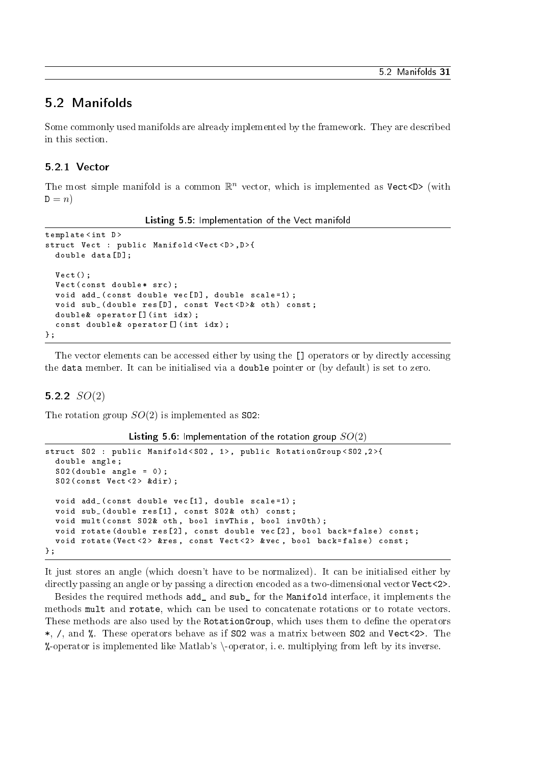## 5.2 Manifolds

Some commonly used manifolds are already implemented by the framework. They are described in this section.

### 5.2.1 Vector

The most simple manifold is a common $\mathbb{R}^n$ vector, which is implemented as `Vect<D>` (with $\mathtt{D} = n$)

Listing 5.5: Implementation of the Vect manifold

```
template<int D>
struct Vect : public Manifold<Vect<D>,D>{
  double data[D];

  Vect();
  Vect(const double* src);
  void add_(const double vec[D], double scale=1);
  void sub_(double res[D], const Vect<D>& oth) const;
  double& operator[](int idx);
  const double& operator[](int idx);
};
```

The vector elements can be accessed either by using the `[]` operators or by directly accessing the `data` member. It can be initialised via a `double` pointer or (by default) is set to zero.

### 5.2.2 $SO(2)$

The rotation group $SO(2)$ is implemented as `SO2`:

Listing 5.6: Implementation of the rotation group $SO(2)$

```
struct SO2 : public Manifold<SO2, 1>, public RotationGroup<SO2,2>{
  double angle;
  SO2(double angle = 0);
  SO2(const Vect<2> &dir);

  void add_(const double vec[1], double scale=1);
  void sub_(double res[1], const SO2& oth) const;
  void mult(const SO2& oth, bool invThis, bool invOth);
  void rotate(double res[2], const double vec[2], bool back=false) const;
  void rotate(Vect<2> &res, const Vect<2> &vec, bool back=false) const;
};
```

It just stores an angle (which doesn't have to be normalized). It can be initialised either by directly passing an angle or by passing a direction encoded as a two-dimensional vector `Vect<2>`.

Besides the required methods `add_` and `sub_` for the `Manifold` interface, it implements the methods `mult` and `rotate`, which can be used to concatenate rotations or to rotate vectors. These methods are also used by the `RotationGroup`, which uses them to define the operators `*`, `/`, and `%`. These operators behave as if `SO2` was a matrix between `SO2` and `Vect<2>`. The `%`-operator is implemented like Matlab's \-operator, i. e. multiplying from left by its inverse.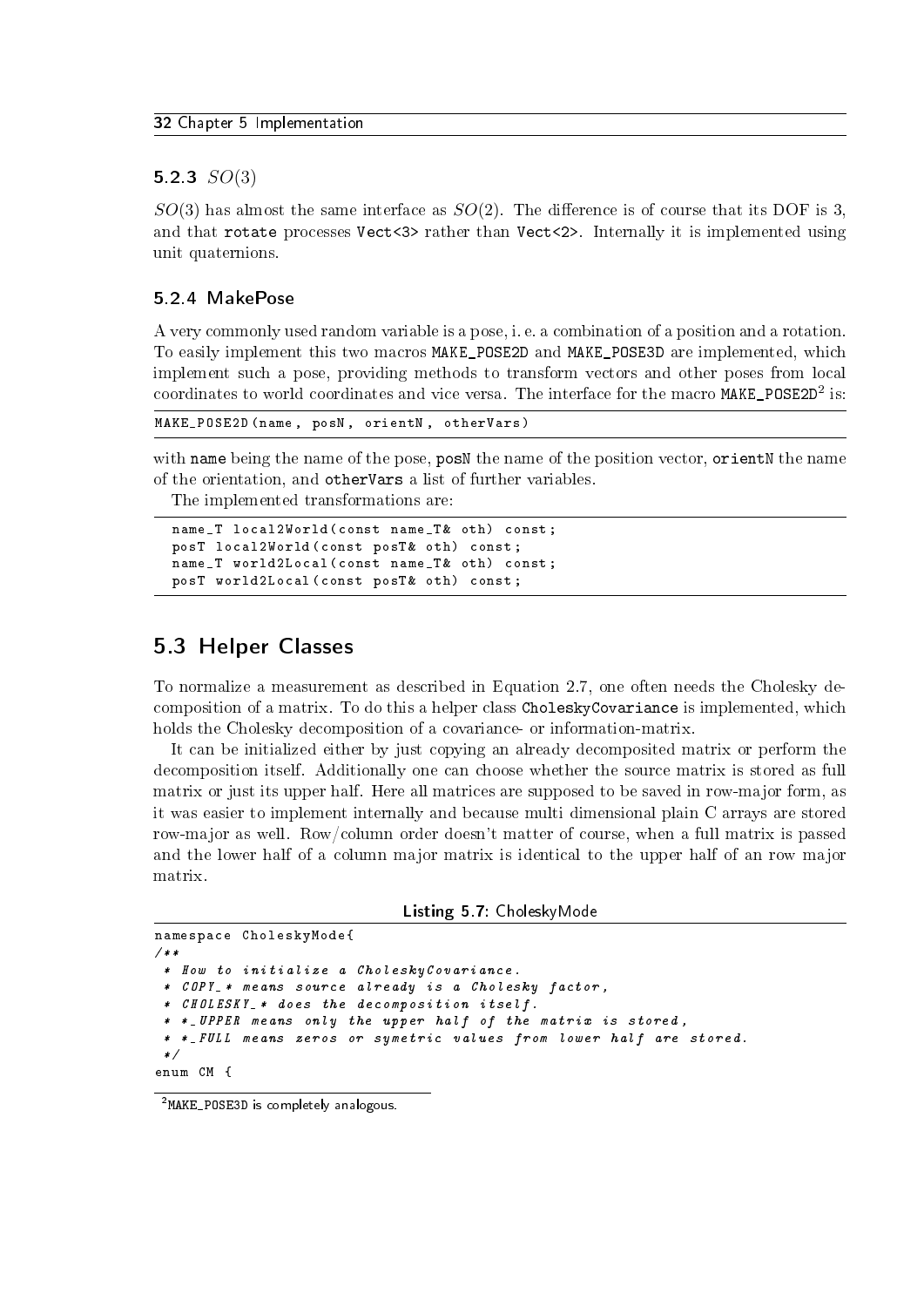### 5.2.3 $SO(3)$

$SO(3)$ has almost the same interface as $SO(2)$. The difference is of course that its DOF is 3, and that `rotate` processes `Vect<3>` rather than `Vect<2>`. Internally it is implemented using unit quaternions.

### 5.2.4 MakePose

A very commonly used random variable is a pose, i. e. a combination of a position and a rotation. To easily implement this two macros `MAKE_POSE2D` and `MAKE_POSE3D` are implemented, which implement such a pose, providing methods to transform vectors and other poses from local coordinates to world coordinates and vice versa. The interface for the macro `MAKE_POSE2D`[2] is:

```
MAKE_POSE2D(name, posN, orientN, otherVars)
```

with `name` being the name of the pose, `posN` the name of the position vector, `orientN` the name of the orientation, and `otherVars` a list of further variables.

The implemented transformations are:

```
name_T local2World(const name_T& oth) const;
posT local2World(const posT& oth) const;
name_T world2Local(const name_T& oth) const;
posT world2Local(const posT& oth) const;
```

## 5.3 Helper Classes

To normalize a measurement as described in Equation 2.7, one often needs the Cholesky decomposition of a matrix. To do this a helper class `CholeskyCovariance` is implemented, which holds the Cholesky decomposition of a covariance- or information-matrix.

It can be initialized either by just copying an already decomposited matrix or perform the decomposition itself. Additionally one can choose whether the source matrix is stored as full matrix or just its upper half. Here all matrices are supposed to be saved in row-major form, as it was easier to implement internally and because multi dimensional plain C arrays are stored row-major as well. Row/column order doesn't matter of course, when a full matrix is passed and the lower half of a column major matrix is identical to the upper half of an row major matrix.

**Listing 5.7:** CholeskyMode

```
namespace CholeskyMode{
/**
 * How to initialize a CholeskyCovariance.
 * COPY_* means source already is a Cholesky factor,
 * CHOLESKY_* does the decomposition itself.
 * *_UPPER means only the upper half of the matrix is stored,
 * *_FULL means zeros or symetric values from lower half are stored.
 */
enum CM {
```

[2] MAKE_POSE3D is completely analogous.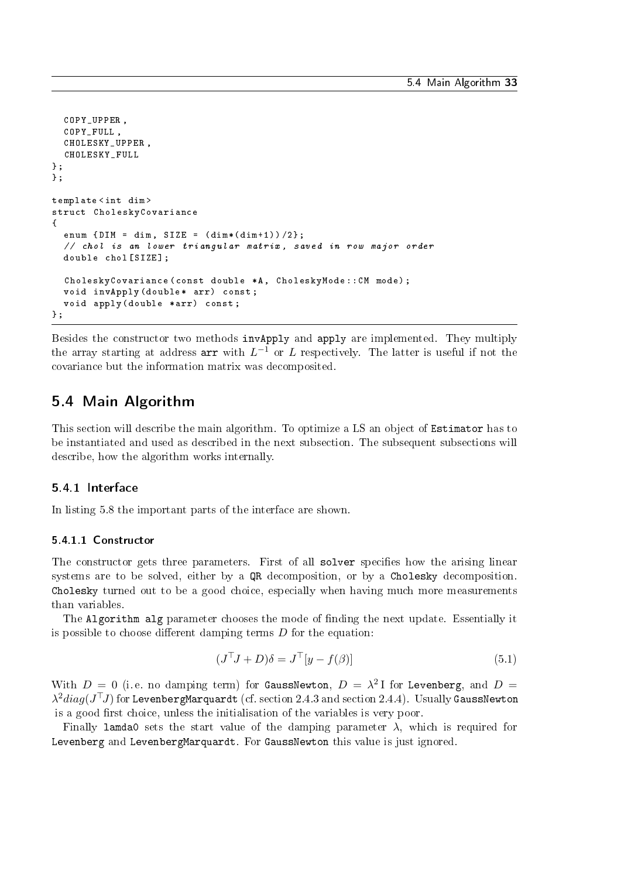```
  COPY_UPPER,
  COPY_FULL,
  CHOLESKY_UPPER,
  CHOLESKY_FULL
};
};

template<int dim>
struct CholeskyCovariance
{
  enum {DIM = dim, SIZE = (dim*(dim+1))/2};
  // chol is an lower triangular matrix, saved in row major order
  double chol[SIZE];

  CholeskyCovariance(const double *A, CholeskyMode::CM mode);
  void invApply(double* arr) const;
  void apply(double *arr) const;
};
```

Besides the constructor two methods `invApply` and `apply` are implemented. They multiply the array starting at address `arr` with $L^{-1}$ or $L$ respectively. The latter is useful if not the covariance but the information matrix was decomposited.

## 5.4 Main Algorithm

This section will describe the main algorithm. To optimize a LS an object of `Estimator` has to be instantiated and used as described in the next subsection. The subsequent subsections will describe, how the algorithm works internally.

### 5.4.1 Interface

In listing 5.8 the important parts of the interface are shown.

#### 5.4.1.1 Constructor

The constructor gets three parameters. First of all `solver` specifies how the arising linear systems are to be solved, either by a `QR` decomposition, or by a `Cholesky` decomposition. `Cholesky` turned out to be a good choice, especially when having much more measurements than variables.

The `Algorithm alg` parameter chooses the mode of finding the next update. Essentially it is possible to choose different damping terms $D$ for the equation:

$$(J^\top J + D)\delta = J^\top [y - f(\beta)] \tag{5.1}$$

With $D = 0$ (i.e. no damping term) for `GaussNewton`, $D = \lambda^2 \mathrm{I}$ for `Levenberg`, and $D = \lambda^2 diag(J^\top J)$ for `LevenbergMarquardt` (cf. section 2.4.3 and section 2.4.4). Usually `GaussNewton` is a good first choice, unless the initialisation of the variables is very poor.

Finally `lamda0` sets the start value of the damping parameter $\lambda$, which is required for `Levenberg` and `LevenbergMarquardt`. For `GaussNewton` this value is just ignored.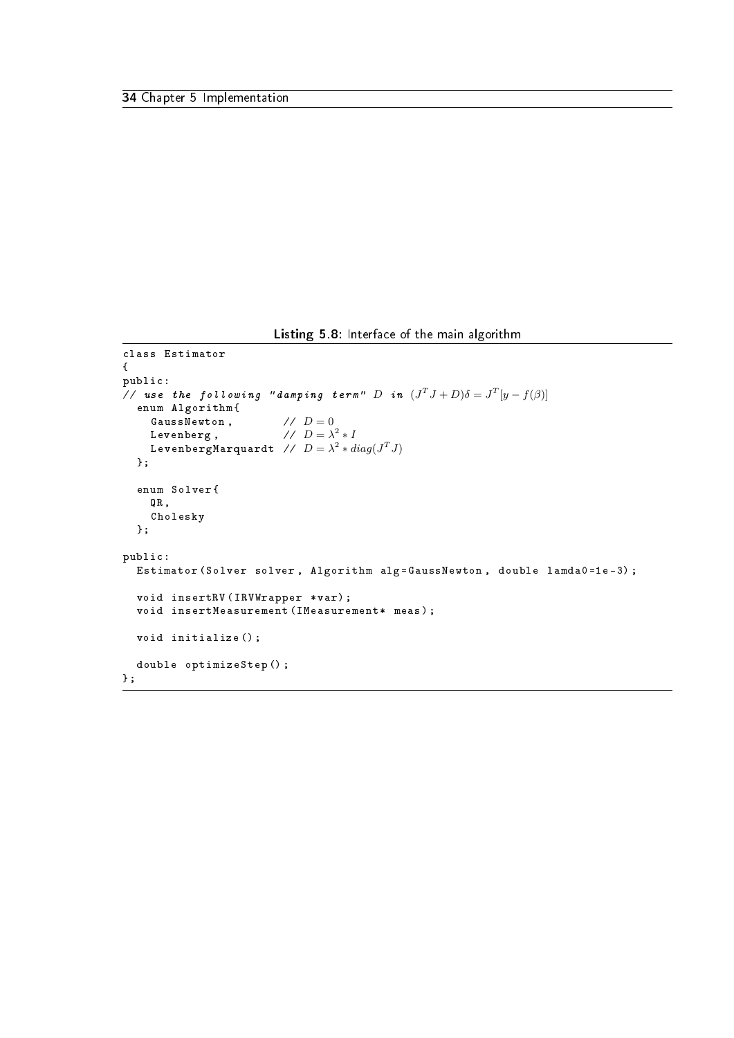Listing 5.8: Interface of the main algorithm

```
class Estimator
{
public:
// use the following "damping term" D in (J^T J + D)δ = J^T[y − f(β)]
  enum Algorithm{
    GaussNewton,        // D = 0
    Levenberg,          // D = λ^2 * I
    LevenbergMarquardt  // D = λ^2 * diag(J^T J)
  };

  enum Solver{
    QR,
    Cholesky
  };

public:
  Estimator(Solver solver, Algorithm alg=GaussNewton, double lamda0=1e-3);

  void insertRV(IRVWrapper *var);
  void insertMeasurement(IMeasurement* meas);

  void initialize();

  double optimizeStep();
};
```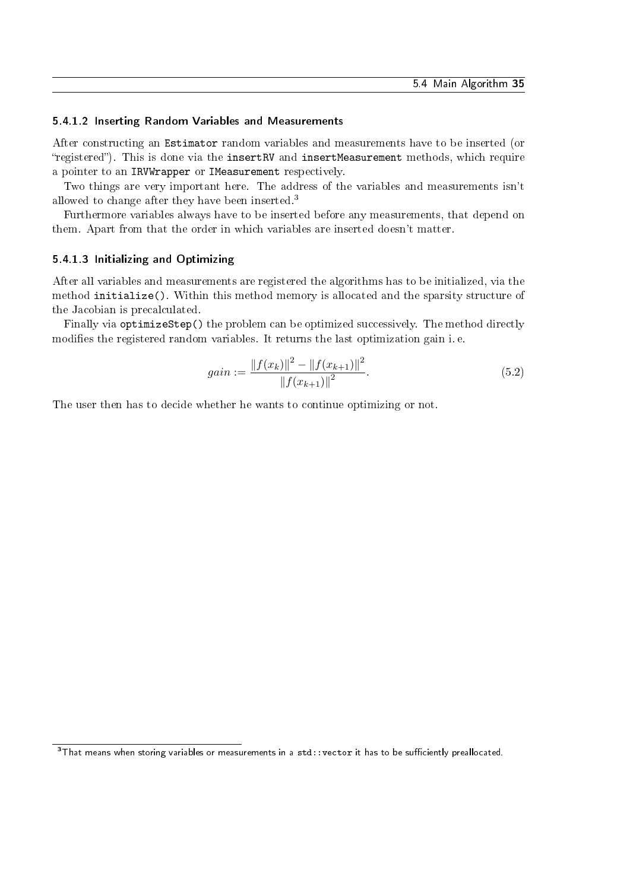#### 5.4.1.2 Inserting Random Variables and Measurements

After constructing an `Estimator` random variables and measurements have to be inserted (or "registered"). This is done via the `insertRV` and `insertMeasurement` methods, which require a pointer to an `IRVWrapper` or `IMeasurement` respectively.

Two things are very important here. The address of the variables and measurements isn't allowed to change after they have been inserted.[3]

Furthermore variables always have to be inserted before any measurements, that depend on them. Apart from that the order in which variables are inserted doesn't matter.

#### 5.4.1.3 Initializing and Optimizing

After all variables and measurements are registered the algorithms has to be initialized, via the method `initialize()`. Within this method memory is allocated and the sparsity structure of the Jacobian is precalculated.

Finally via `optimizeStep()` the problem can be optimized successively. The method directly modifies the registered random variables. It returns the last optimization gain i. e.

$$gain := \frac{\|f(x_k)\|^2 - \|f(x_{k+1})\|^2}{\|f(x_{k+1})\|^2}. \tag{5.2}$$

The user then has to decide whether he wants to continue optimizing or not.

---

[3] That means when storing variables or measurements in a `std::vector` it has to be sufficiently preallocated.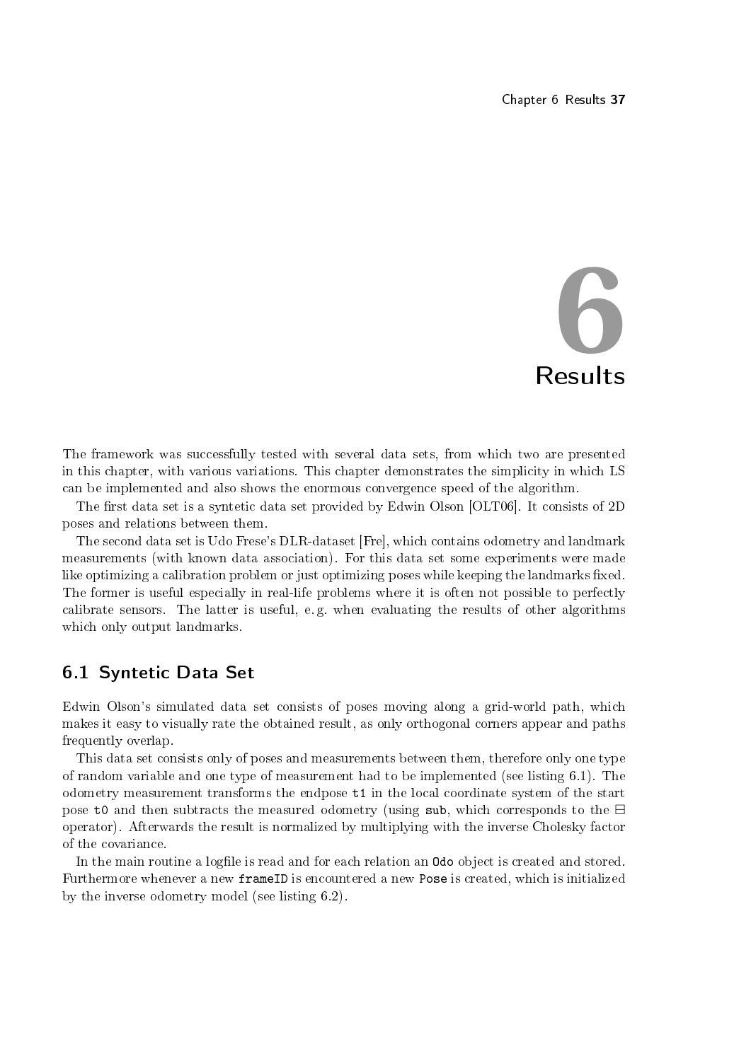// 6 Results

# 6 Results

The framework was successfully tested with several data sets, from which two are presented in this chapter, with various variations. This chapter demonstrates the simplicity in which LS can be implemented and also shows the enormous convergence speed of the algorithm.

The first data set is a syntetic data set provided by Edwin Olson [OLT06]. It consists of 2D poses and relations between them.

The second data set is Udo Frese's DLR-dataset [Fre], which contains odometry and landmark measurements (with known data association). For this data set some experiments were made like optimizing a calibration problem or just optimizing poses while keeping the landmarks fixed. The former is useful especially in real-life problems where it is often not possible to perfectly calibrate sensors. The latter is useful, e.g. when evaluating the results of other algorithms which only output landmarks.

## 6.1 Syntetic Data Set

Edwin Olson's simulated data set consists of poses moving along a grid-world path, which makes it easy to visually rate the obtained result, as only orthogonal corners appear and paths frequently overlap.

This data set consists only of poses and measurements between them, therefore only one type of random variable and one type of measurement had to be implemented (see listing 6.1). The odometry measurement transforms the endpose `t1` in the local coordinate system of the start pose `t0` and then subtracts the measured odometry (using `sub`, which corresponds to the $\boxminus$ operator). Afterwards the result is normalized by multiplying with the inverse Cholesky factor of the covariance.

In the main routine a logfile is read and for each relation an `Odo` object is created and stored. Furthermore whenever a new `frameID` is encountered a new `Pose` is created, which is initialized by the inverse odometry model (see listing 6.2).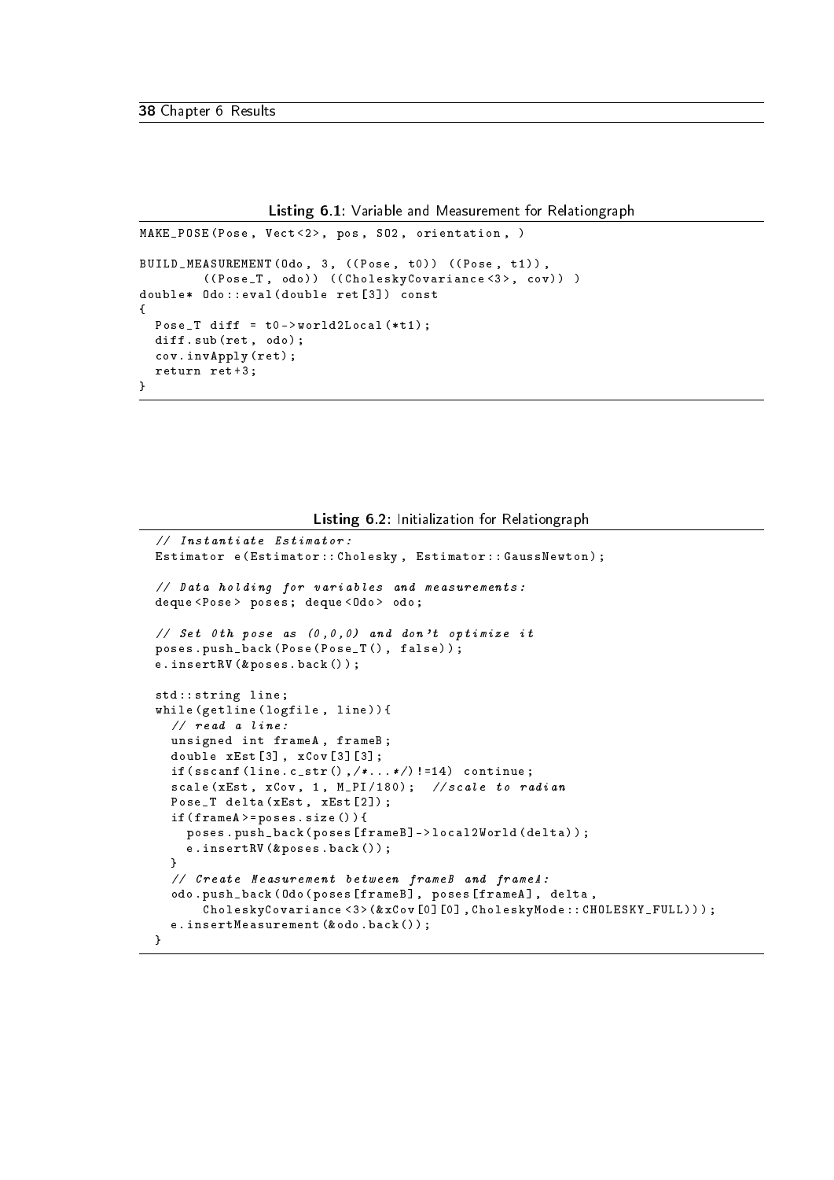**Listing 6.1:** Variable and Measurement for Relationgraph

```
MAKE_POSE(Pose, Vect<2>, pos, SO2, orientation, )

BUILD_MEASUREMENT(Odo, 3, ((Pose, t0)) ((Pose, t1)),
        ((Pose_T, odo)) ((CholeskyCovariance<3>, cov)) )
double* Odo::eval(double ret[3]) const
{
  Pose_T diff = t0->world2Local(*t1);
  diff.sub(ret, odo);
  cov.invApply(ret);
  return ret+3;
}
```

**Listing 6.2:** Initialization for Relationgraph

```
  // Instantiate Estimator:
  Estimator e(Estimator::Cholesky, Estimator::GaussNewton);

  // Data holding for variables and measurements:
  deque<Pose> poses; deque<Odo> odo;

  // Set 0th pose as (0,0,0) and don't optimize it
  poses.push_back(Pose(Pose_T(), false));
  e.insertRV(&poses.back());

  std::string line;
  while(getline(logfile, line)){
    // read a line:
    unsigned int frameA, frameB;
    double xEst[3], xCov[3][3];
    if(sscanf(line.c_str(),/*...*/)!=14) continue;
    scale(xEst, xCov, 1, M_PI/180);  //scale to radian
    Pose_T delta(xEst, xEst[2]);
    if(frameA>=poses.size()){
      poses.push_back(poses[frameB]->local2World(delta));
      e.insertRV(&poses.back());
    }
    // Create Measurement between frameB and frameA:
    odo.push_back(Odo(poses[frameB], poses[frameA], delta,
        CholeskyCovariance<3>(&xCov[0][0],CholeskyMode::CHOLESKY_FULL)));
    e.insertMeasurement(&odo.back());
  }
```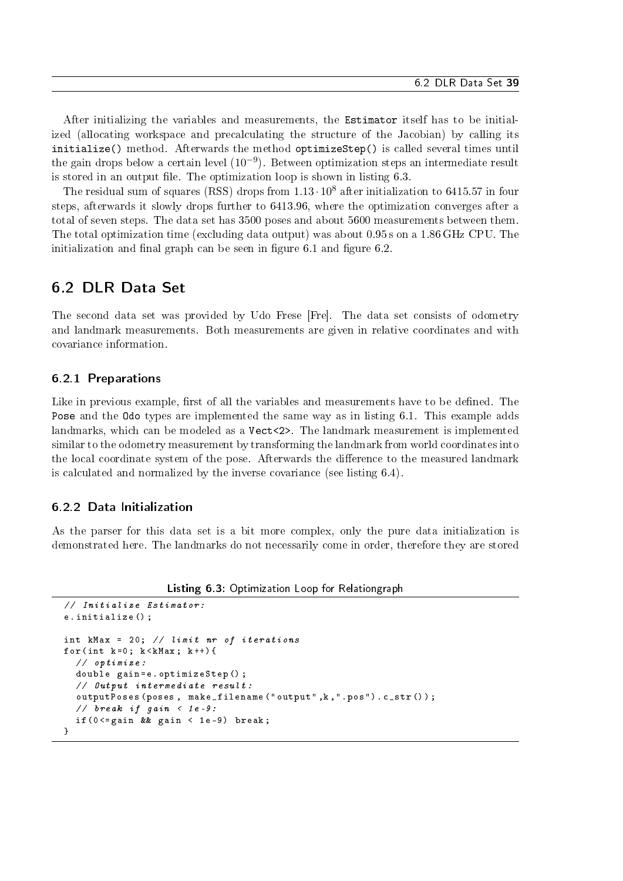After initializing the variables and measurements, the `Estimator` itself has to be initialized (allocating workspace and precalculating the structure of the Jacobian) by calling its `initialize()` method. Afterwards the method `optimizeStep()` is called several times until the gain drops below a certain level ($10^{-9}$). Between optimization steps an intermediate result is stored in an output file. The optimization loop is shown in listing 6.3.

The residual sum of squares (RSS) drops from $1.13 \cdot 10^8$ after initialization to 6415.57 in four steps, afterwards it slowly drops further to 6413.96, where the optimization converges after a total of seven steps. The data set has 3500 poses and about 5600 measurements between them. The total optimization time (excluding data output) was about 0.95 s on a 1.86 GHz CPU. The initialization and final graph can be seen in figure 6.1 and figure 6.2.

## 6.2 DLR Data Set

The second data set was provided by Udo Frese [Fre]. The data set consists of odometry and landmark measurements. Both measurements are given in relative coordinates and with covariance information.

### 6.2.1 Preparations

Like in previous example, first of all the variables and measurements have to be defined. The `Pose` and the `Odo` types are implemented the same way as in listing 6.1. This example adds landmarks, which can be modeled as a `Vect<2>`. The landmark measurement is implemented similar to the odometry measurement by transforming the landmark from world coordinates into the local coordinate system of the pose. Afterwards the difference to the measured landmark is calculated and normalized by the inverse covariance (see listing 6.4).

### 6.2.2 Data Initialization

As the parser for this data set is a bit more complex, only the pure data initialization is demonstrated here. The landmarks do not necessarily come in order, therefore they are stored

**Listing 6.3**: Optimization Loop for Relationgraph

```
// Initialize Estimator:
e.initialize();

int kMax = 20; // limit nr of iterations
for(int k=0; k<kMax; k++){
  // optimize:
  double gain=e.optimizeStep();
  // Output intermediate result:
  outputPoses(poses, make_filename("output",k,".pos").c_str());
  // break if gain < 1e-9:
  if(0<=gain && gain < 1e-9) break;
}
```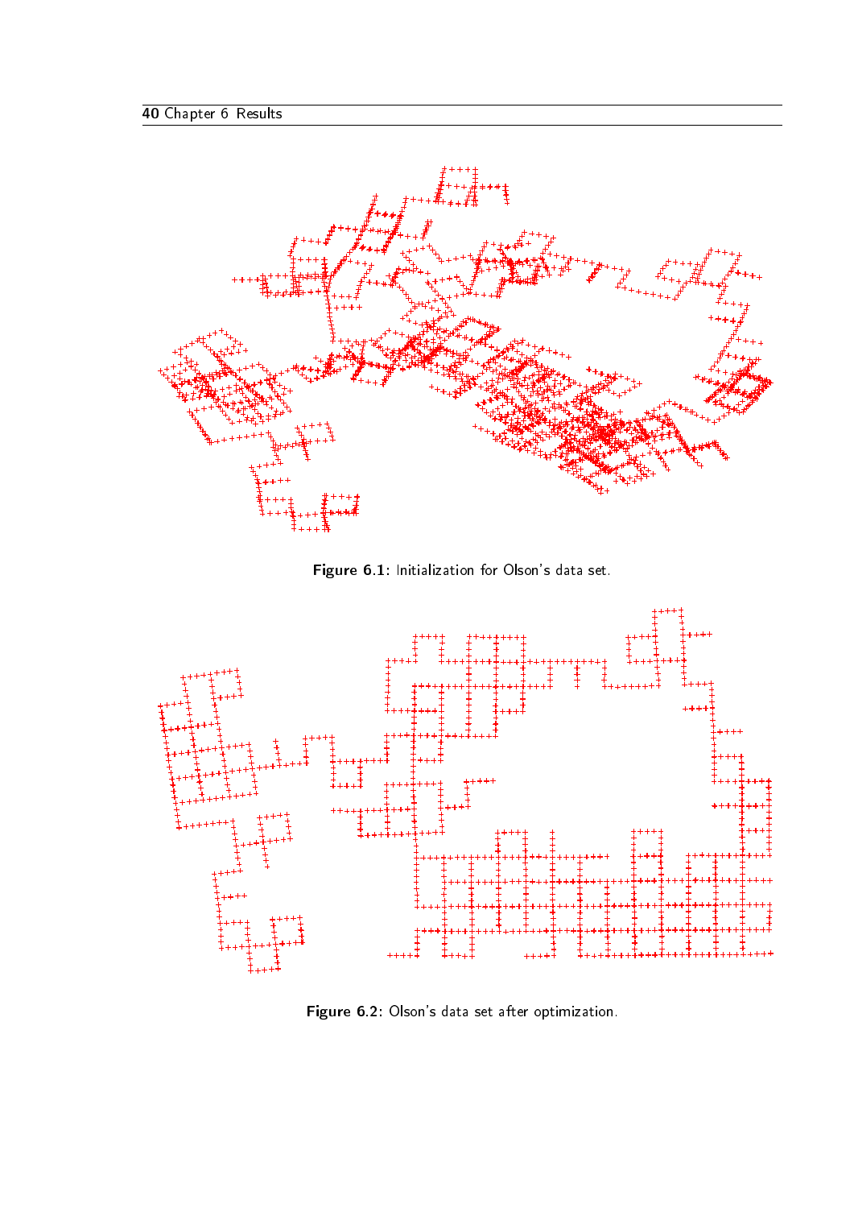**Figure 6.1:** Initialization for Olson's data set.

**Figure 6.2:** Olson's data set after optimization.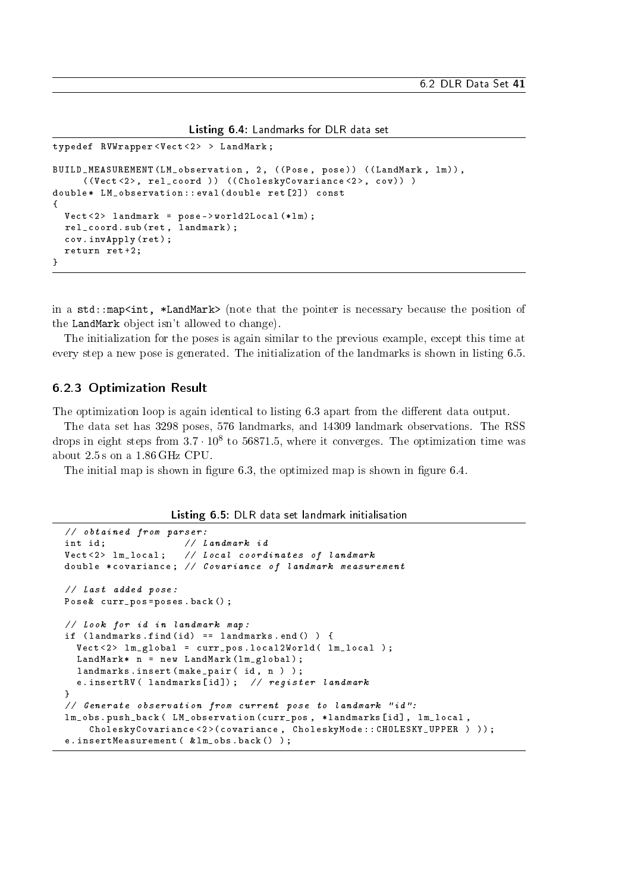Listing 6.4: Landmarks for DLR data set

```
typedef RVWrapper<Vect<2> > LandMark;

BUILD_MEASUREMENT(LM_observation, 2, ((Pose, pose)) ((LandMark, lm)),
     ((Vect<2>, rel_coord )) ((CholeskyCovariance<2>, cov)) )
double* LM_observation::eval(double ret[2]) const
{
  Vect<2> landmark = pose->world2Local(*lm);
  rel_coord.sub(ret, landmark);
  cov.invApply(ret);
  return ret+2;
}
```

in a `std::map<int, *LandMark>` (note that the pointer is necessary because the position of the `LandMark` object isn't allowed to change).

The initialization for the poses is again similar to the previous example, except this time at every step a new pose is generated. The initialization of the landmarks is shown in listing 6.5.

### 6.2.3 Optimization Result

The optimization loop is again identical to listing 6.3 apart from the different data output.

The data set has 3298 poses, 576 landmarks, and 14309 landmark observations. The RSS drops in eight steps from $3.7 \cdot 10^8$ to 56871.5, where it converges. The optimization time was about 2.5 s on a 1.86 GHz CPU.

The initial map is shown in figure 6.3, the optimized map is shown in figure 6.4.

Listing 6.5: DLR data set landmark initialisation

```
  // obtained from parser:
  int id;             // Landmark id
  Vect<2> lm_local;   // Local coordinates of landmark
  double *covariance; // Covariance of landmark measurement

  // Last added pose:
  Pose& curr_pos=poses.back();

  // Look for id in landmark map:
  if (landmarks.find(id) == landmarks.end() ) {
    Vect<2> lm_global = curr_pos.local2World( lm_local );
    LandMark* n = new LandMark(lm_global);
    landmarks.insert(make_pair( id, n ) );
    e.insertRV( landmarks[id]);  // register landmark
  }
  // Generate observation from current pose to landmark "id":
  lm_obs.push_back( LM_observation(curr_pos, *landmarks[id], lm_local,
       CholeskyCovariance<2>(covariance, CholeskyMode::CHOLESKY_UPPER ) ));
  e.insertMeasurement( &lm_obs.back() );
```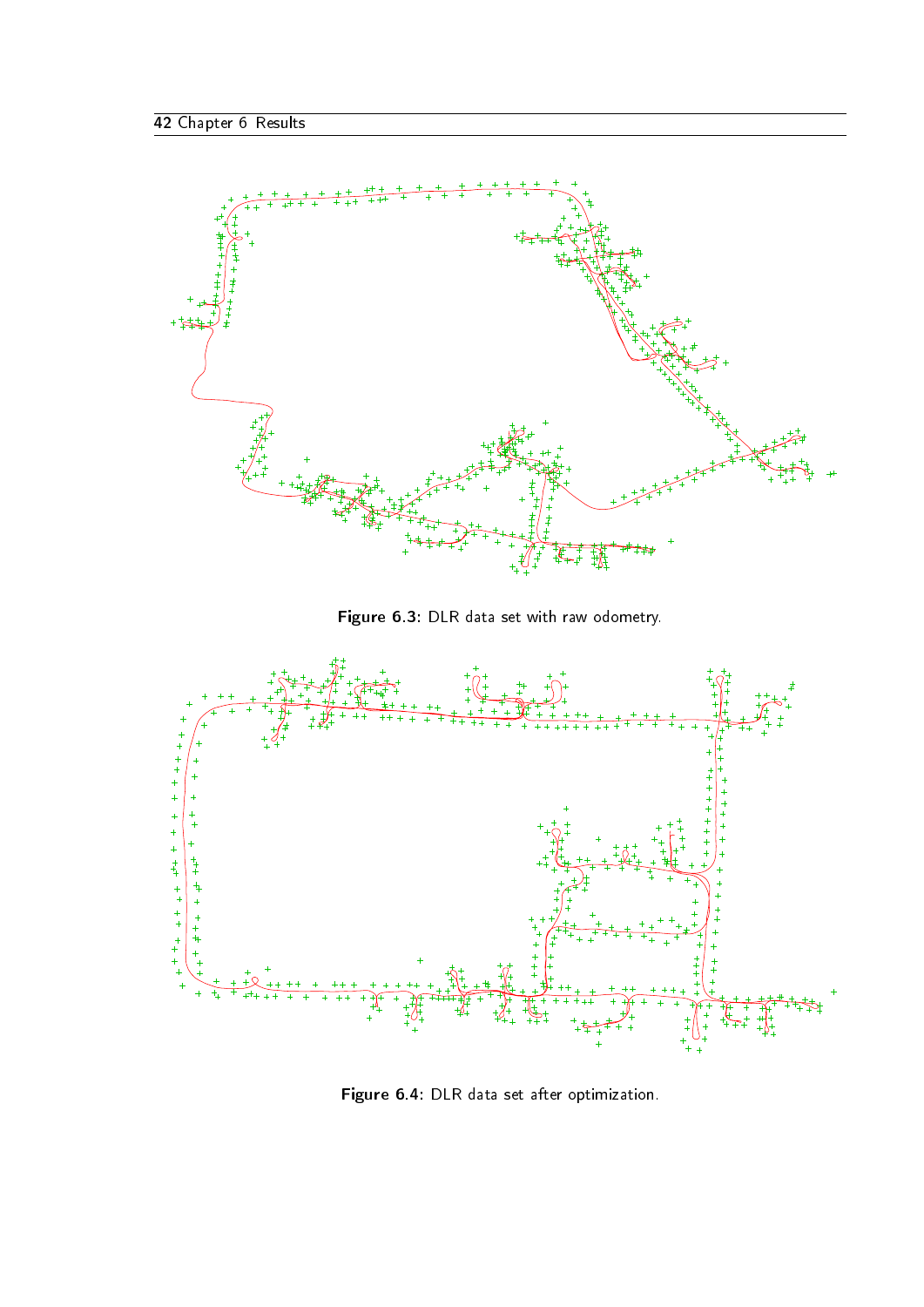**Figure 6.3:** DLR data set with raw odometry.

**Figure 6.4:** DLR data set after optimization.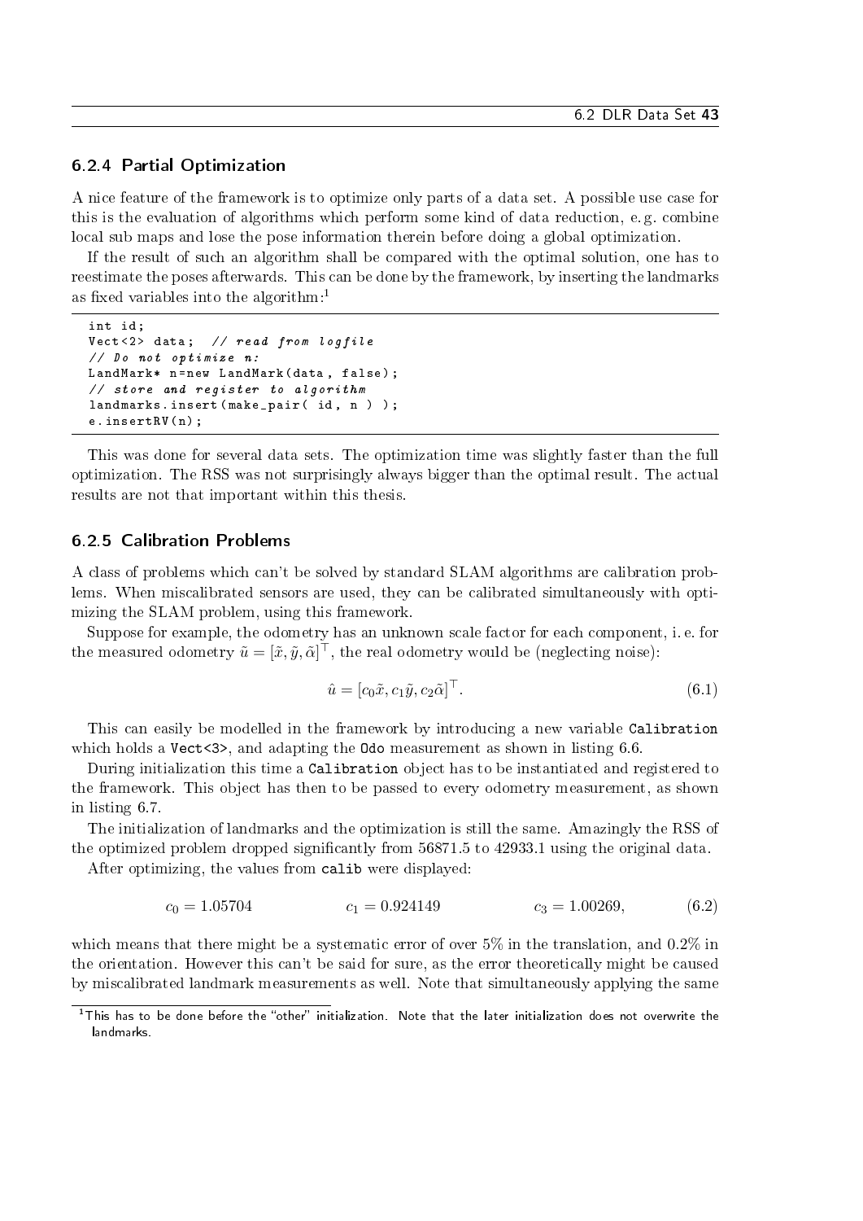### 6.2.4 Partial Optimization

A nice feature of the framework is to optimize only parts of a data set. A possible use case for this is the evaluation of algorithms which perform some kind of data reduction, e. g. combine local sub maps and lose the pose information therein before doing a global optimization.

If the result of such an algorithm shall be compared with the optimal solution, one has to reestimate the poses afterwards. This can be done by the framework, by inserting the landmarks as fixed variables into the algorithm:[1]

```
int id;
Vect<2> data;  // read from logfile
// Do not optimize n:
LandMark* n=new LandMark(data, false);
// store and register to algorithm
landmarks.insert(make_pair( id, n ) );
e.insertRV(n);
```

This was done for several data sets. The optimization time was slightly faster than the full optimization. The RSS was not surprisingly always bigger than the optimal result. The actual results are not that important within this thesis.

### 6.2.5 Calibration Problems

A class of problems which can't be solved by standard SLAM algorithms are calibration problems. When miscalibrated sensors are used, they can be calibrated simultaneously with optimizing the SLAM problem, using this framework.

Suppose for example, the odometry has an unknown scale factor for each component, i. e. for the measured odometry $\tilde{u} = [\tilde{x}, \tilde{y}, \tilde{\alpha}]^\top$, the real odometry would be (neglecting noise):

$$\hat{u} = [c_0\tilde{x}, c_1\tilde{y}, c_2\tilde{\alpha}]^\top. \tag{6.1}$$

This can easily be modelled in the framework by introducing a new variable `Calibration` which holds a `Vect<3>`, and adapting the `Odo` measurement as shown in listing 6.6.

During initialization this time a `Calibration` object has to be instantiated and registered to the framework. This object has then to be passed to every odometry measurement, as shown in listing 6.7.

The initialization of landmarks and the optimization is still the same. Amazingly the RSS of the optimized problem dropped significantly from 56871.5 to 42933.1 using the original data.

After optimizing, the values from `calib` were displayed:

$$c_0 = 1.05704 \qquad c_1 = 0.924149 \qquad c_3 = 1.00269, \tag{6.2}$$

which means that there might be a systematic error of over 5% in the translation, and 0.2% in the orientation. However this can't be said for sure, as the error theoretically might be caused by miscalibrated landmark measurements as well. Note that simultaneously applying the same

[1] This has to be done before the "other" initialization. Note that the later initialization does not overwrite the landmarks.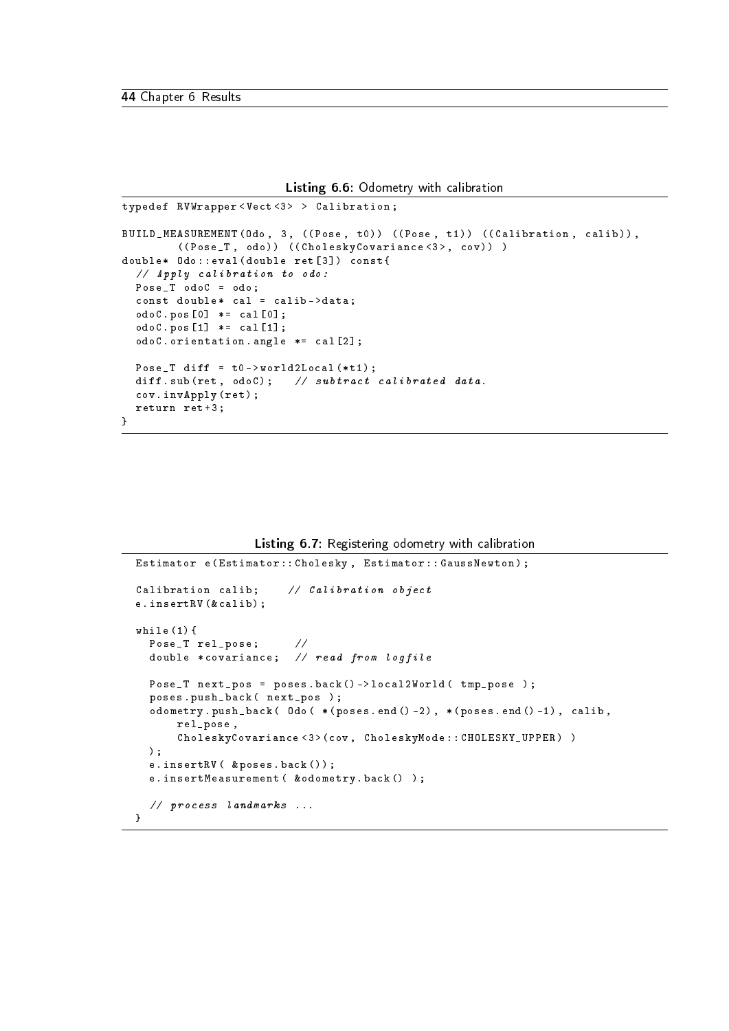Listing 6.6: Odometry with calibration

```
typedef RVWrapper<Vect<3> > Calibration;

BUILD_MEASUREMENT(Odo, 3, ((Pose, t0)) ((Pose, t1)) ((Calibration, calib)),
        ((Pose_T, odo)) ((CholeskyCovariance<3>, cov)) )
double* Odo::eval(double ret[3]) const{
  // Apply calibration to odo:
  Pose_T odoC = odo;
  const double* cal = calib->data;
  odoC.pos[0] *= cal[0];
  odoC.pos[1] *= cal[1];
  odoC.orientation.angle *= cal[2];

  Pose_T diff = t0->world2Local(*t1);
  diff.sub(ret, odoC);   // subtract calibrated data.
  cov.invApply(ret);
  return ret+3;
}
```

Listing 6.7: Registering odometry with calibration

```
  Estimator e(Estimator::Cholesky, Estimator::GaussNewton);

  Calibration calib;    // Calibration object
  e.insertRV(&calib);

  while(1){
    Pose_T rel_pose;     //
    double *covariance;  // read from logfile

    Pose_T next_pos = poses.back()->local2World( tmp_pose );
    poses.push_back( next_pos );
    odometry.push_back( Odo( *(poses.end()-2), *(poses.end()-1), calib,
        rel_pose,
        CholeskyCovariance<3>(cov, CholeskyMode::CHOLESKY_UPPER) )
    );
    e.insertRV( &poses.back());
    e.insertMeasurement( &odometry.back() );

    // process landmarks ...
  }
```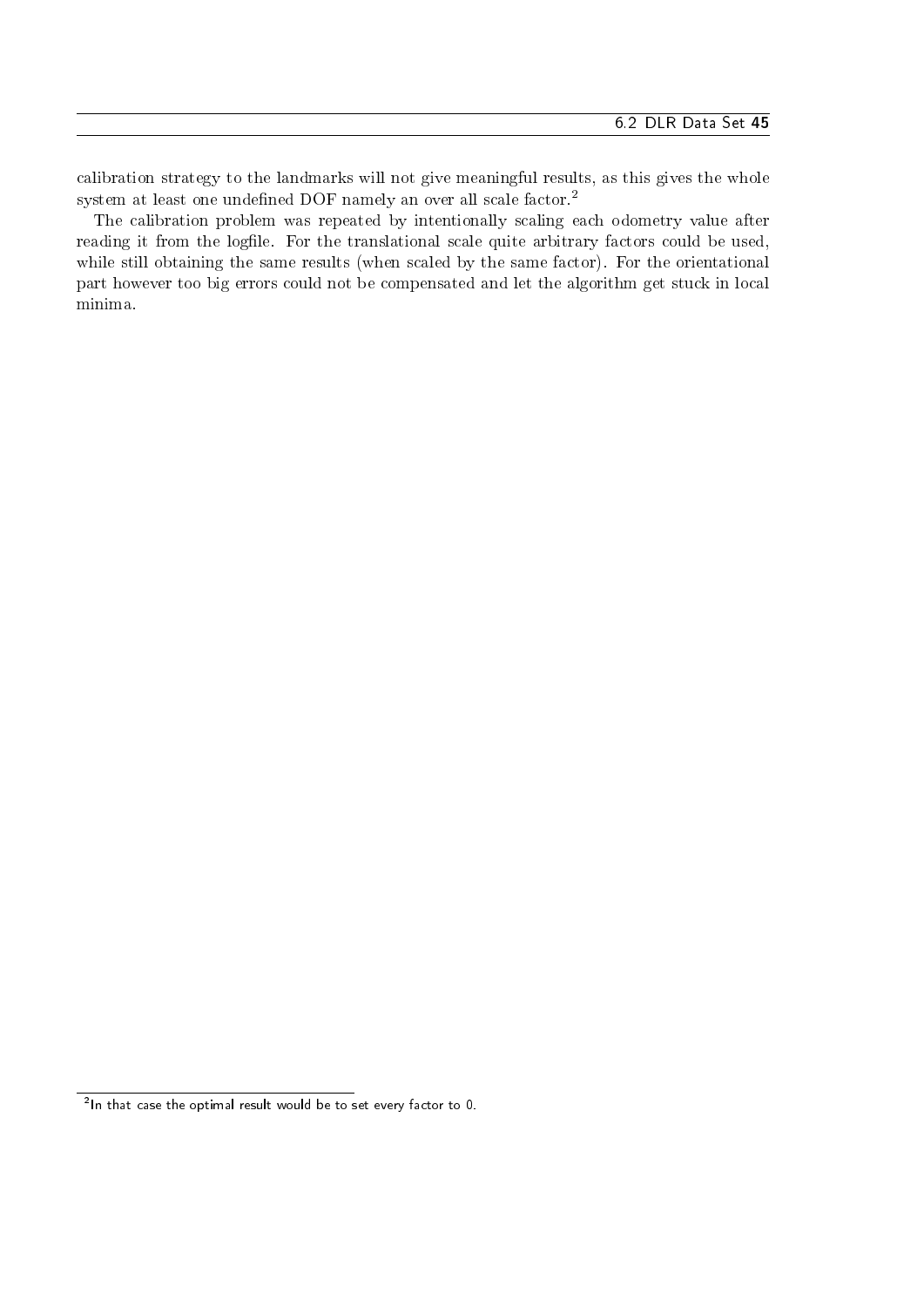calibration strategy to the landmarks will not give meaningful results, as this gives the whole system at least one undefined DOF namely an over all scale factor.[2]

The calibration problem was repeated by intentionally scaling each odometry value after reading it from the logfile. For the translational scale quite arbitrary factors could be used, while still obtaining the same results (when scaled by the same factor). For the orientational part however too big errors could not be compensated and let the algorithm get stuck in local minima.

[2] In that case the optimal result would be to set every factor to 0.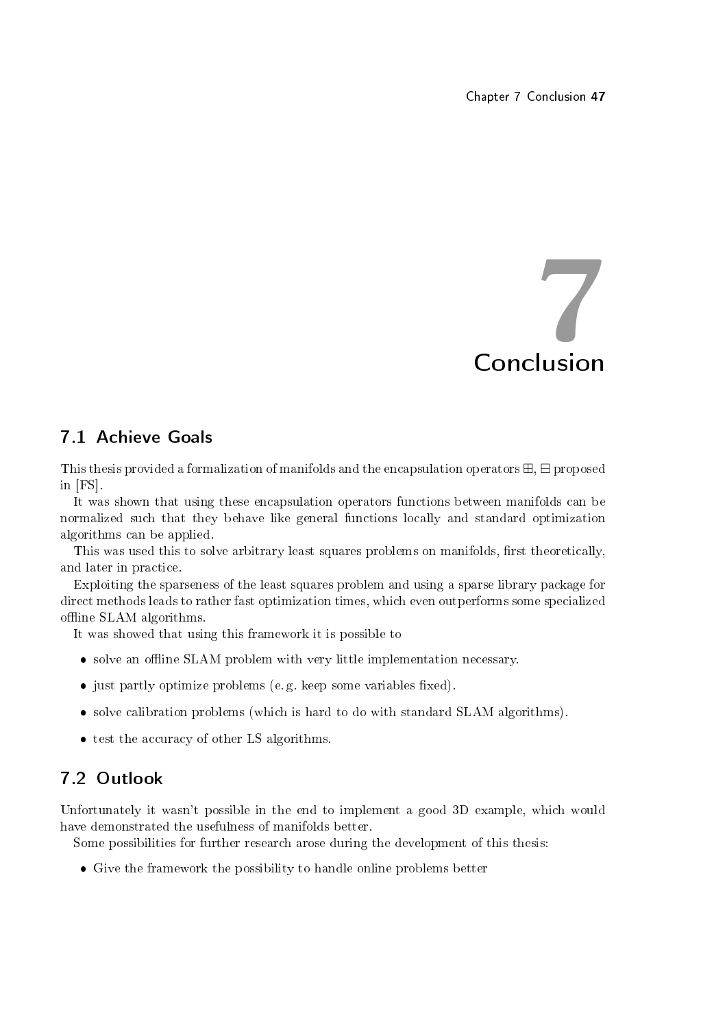# 7 Conclusion

## 7.1 Achieve Goals

This thesis provided a formalization of manifolds and the encapsulation operators $\boxplus$, $\boxminus$ proposed in [FS].

It was shown that using these encapsulation operators functions between manifolds can be normalized such that they behave like general functions locally and standard optimization algorithms can be applied.

This was used this to solve arbitrary least squares problems on manifolds, first theoretically, and later in practice.

Exploiting the sparseness of the least squares problem and using a sparse library package for direct methods leads to rather fast optimization times, which even outperforms some specialized offline SLAM algorithms.

It was showed that using this framework it is possible to

- solve an offline SLAM problem with very little implementation necessary.
- just partly optimize problems (e. g. keep some variables fixed).
- solve calibration problems (which is hard to do with standard SLAM algorithms).
- test the accuracy of other LS algorithms.

## 7.2 Outlook

Unfortunately it wasn't possible in the end to implement a good 3D example, which would have demonstrated the usefulness of manifolds better.

Some possibilities for further research arose during the development of this thesis:

- Give the framework the possibility to handle online problems better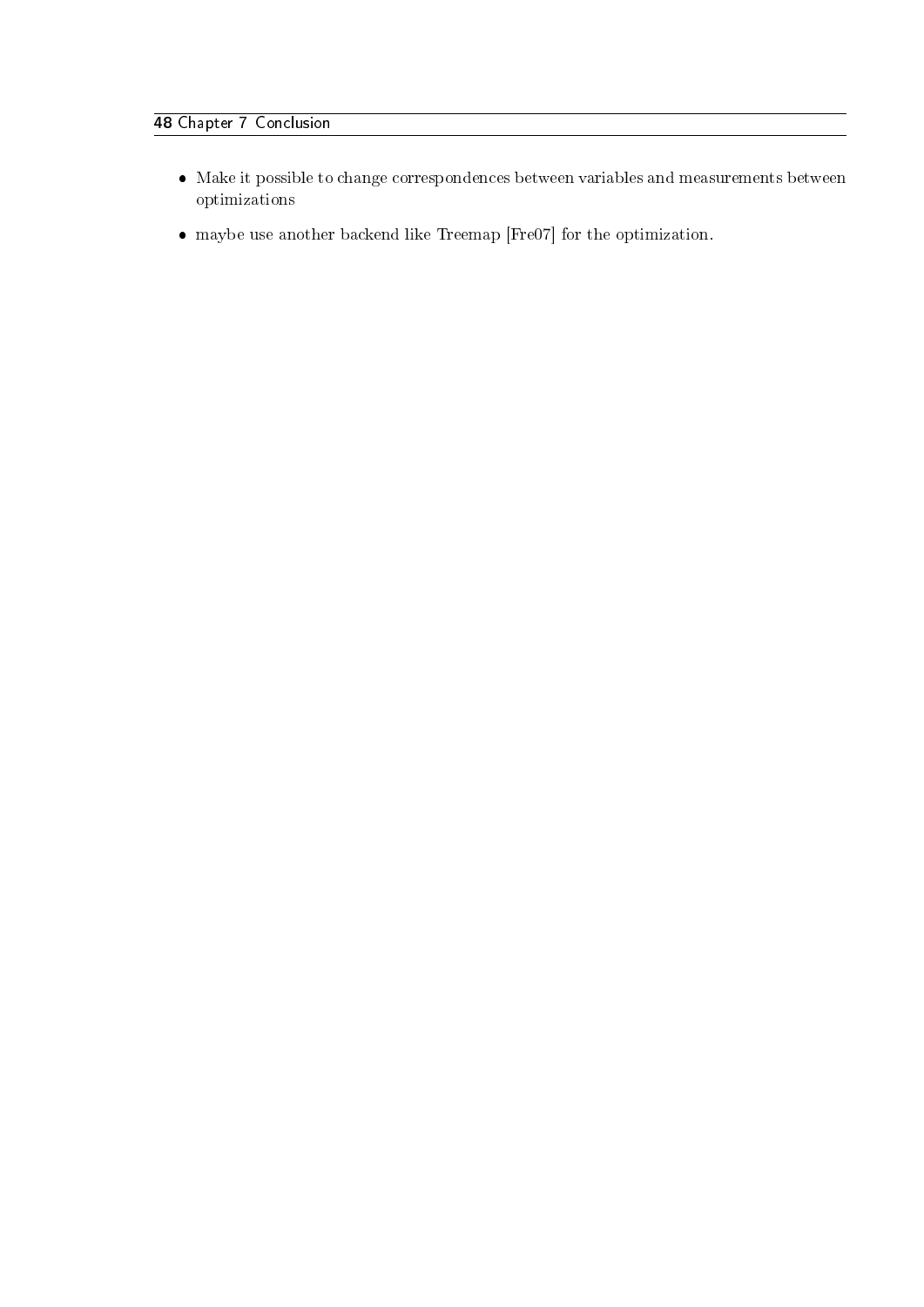- Make it possible to change correspondences between variables and measurements between optimizations
- maybe use another backend like Treemap [Fre07] for the optimization.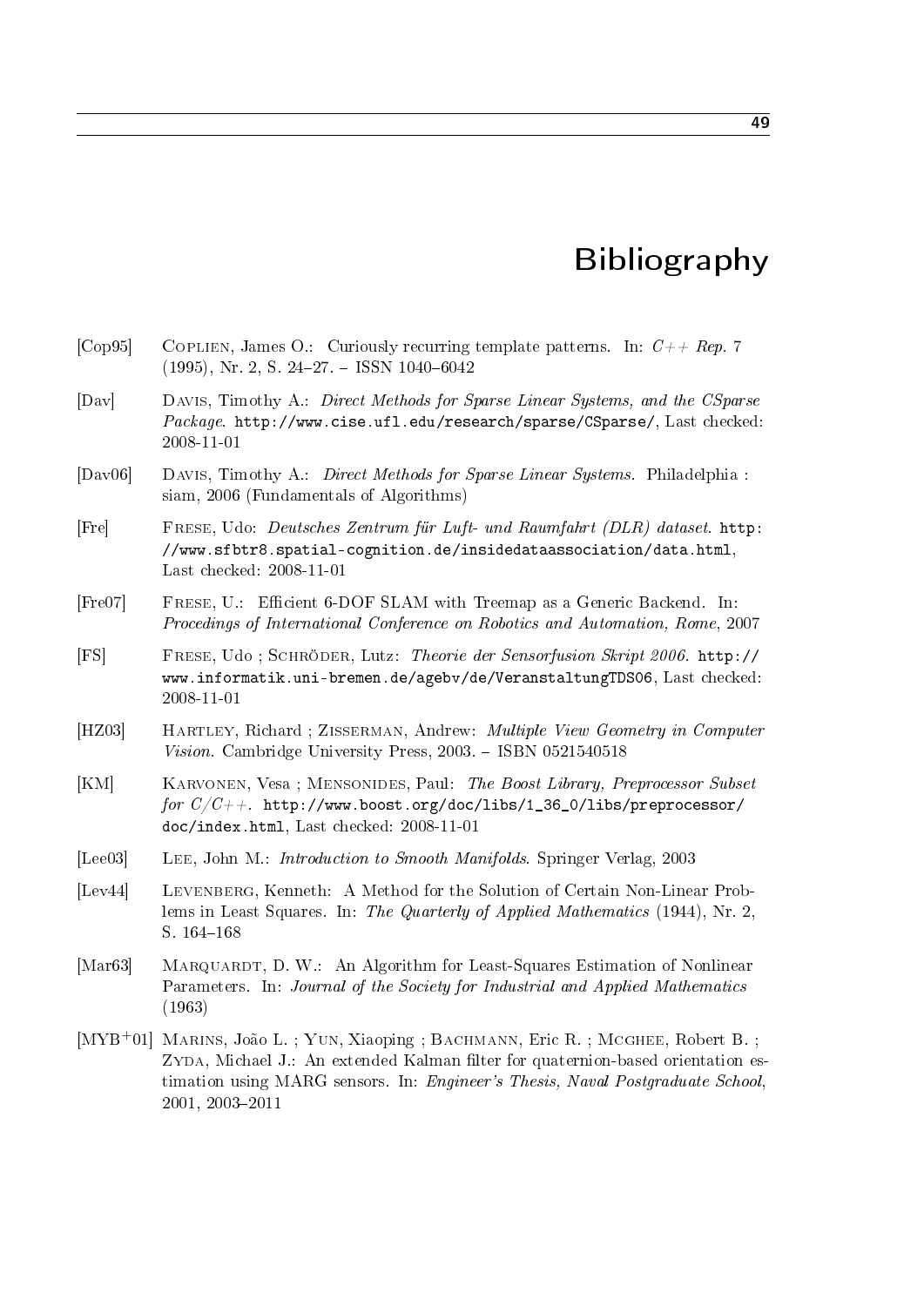# Bibliography

[Cop95] Coplien, James O.: Curiously recurring template patterns. In: *C++ Rep.* 7 (1995), Nr. 2, S. 24–27. – ISSN 1040–6042

[Dav] Davis, Timothy A.: *Direct Methods for Sparse Linear Systems, and the CSparse Package*. `http://www.cise.ufl.edu/research/sparse/CSparse/`, Last checked: 2008-11-01

[Dav06] Davis, Timothy A.: *Direct Methods for Sparse Linear Systems*. Philadelphia : siam, 2006 (Fundamentals of Algorithms)

[Fre] Frese, Udo: *Deutsches Zentrum für Luft- und Raumfahrt (DLR) dataset*. `http://www.sfbtr8.spatial-cognition.de/insidedataassociation/data.html`, Last checked: 2008-11-01

[Fre07] Frese, U.: Efficient 6-DOF SLAM with Treemap as a Generic Backend. In: *Procedings of International Conference on Robotics and Automation, Rome*, 2007

[FS] Frese, Udo ; Schröder, Lutz: *Theorie der Sensorfusion Skript 2006*. `http://www.informatik.uni-bremen.de/agebv/de/VeranstaltungTDS06`, Last checked: 2008-11-01

[HZ03] Hartley, Richard ; Zisserman, Andrew: *Multiple View Geometry in Computer Vision*. Cambridge University Press, 2003. – ISBN 0521540518

[KM] Karvonen, Vesa ; Mensonides, Paul: *The Boost Library, Preprocessor Subset for C/C++*. `http://www.boost.org/doc/libs/1_36_0/libs/preprocessor/doc/index.html`, Last checked: 2008-11-01

[Lee03] Lee, John M.: *Introduction to Smooth Manifolds*. Springer Verlag, 2003

[Lev44] Levenberg, Kenneth: A Method for the Solution of Certain Non-Linear Problems in Least Squares. In: *The Quarterly of Applied Mathematics* (1944), Nr. 2, S. 164–168

[Mar63] Marquardt, D. W.: An Algorithm for Least-Squares Estimation of Nonlinear Parameters. In: *Journal of the Society for Industrial and Applied Mathematics* (1963)

[MYB+01] Marins, João L. ; Yun, Xiaoping ; Bachmann, Eric R. ; Mcghee, Robert B. ; Zyda, Michael J.: An extended Kalman filter for quaternion-based orientation estimation using MARG sensors. In: *Engineer's Thesis, Naval Postgraduate School*, 2001, 2003–2011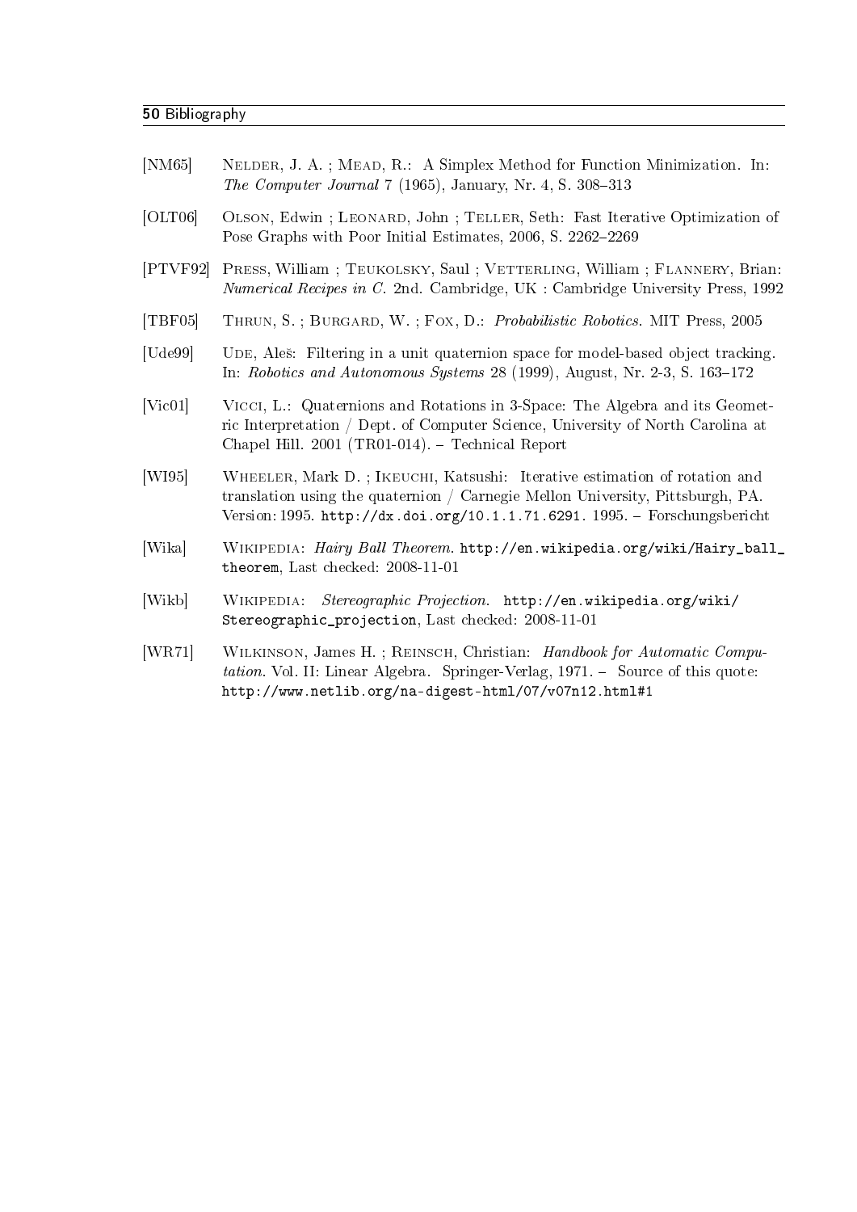[NM65] Nelder, J. A. ; Mead, R.: A Simplex Method for Function Minimization. In: *The Computer Journal* 7 (1965), January, Nr. 4, S. 308–313

[OLT06] Olson, Edwin ; Leonard, John ; Teller, Seth: Fast Iterative Optimization of Pose Graphs with Poor Initial Estimates, 2006, S. 2262–2269

[PTVF92] Press, William ; Teukolsky, Saul ; Vetterling, William ; Flannery, Brian: *Numerical Recipes in C*. 2nd. Cambridge, UK : Cambridge University Press, 1992

[TBF05] Thrun, S. ; Burgard, W. ; Fox, D.: *Probabilistic Robotics*. MIT Press, 2005

[Ude99] Ude, Aleš: Filtering in a unit quaternion space for model-based object tracking. In: *Robotics and Autonomous Systems* 28 (1999), August, Nr. 2-3, S. 163–172

[Vic01] Vicci, L.: Quaternions and Rotations in 3-Space: The Algebra and its Geometric Interpretation / Dept. of Computer Science, University of North Carolina at Chapel Hill. 2001 (TR01-014). – Technical Report

[WI95] Wheeler, Mark D. ; Ikeuchi, Katsushi: Iterative estimation of rotation and translation using the quaternion / Carnegie Mellon University, Pittsburgh, PA. Version: 1995. http://dx.doi.org/10.1.1.71.6291. 1995. – Forschungsbericht

[Wika] Wikipedia: *Hairy Ball Theorem*. http://en.wikipedia.org/wiki/Hairy_ball_theorem, Last checked: 2008-11-01

[Wikb] Wikipedia: *Stereographic Projection*. http://en.wikipedia.org/wiki/Stereographic_projection, Last checked: 2008-11-01

[WR71] Wilkinson, James H. ; Reinsch, Christian: *Handbook for Automatic Computation*. Vol. II: Linear Algebra. Springer-Verlag, 1971. – Source of this quote: http://www.netlib.org/na-digest-html/07/v07n12.html#1